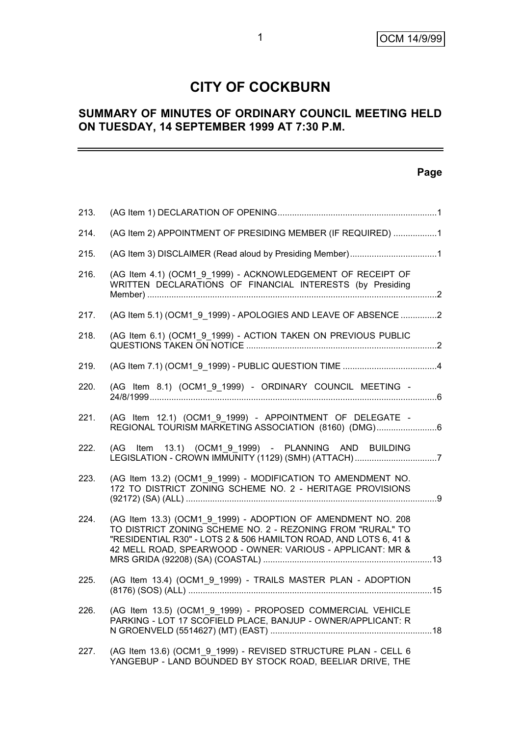# CITY OF COCKBURN

## SUMMARY OF MINUTES OF ORDINARY COUNCIL MEETING HELD ON TUESDAY, 14 SEPTEMBER 1999 AT 7:30 P.M.

**Page**

| | | |
|---|---|---|
| 213. | (AG Item 1) DECLARATION OF OPENING | 1 |
| 214. | (AG Item 2) APPOINTMENT OF PRESIDING MEMBER (IF REQUIRED) | 1 |
| 215. | (AG Item 3) DISCLAIMER (Read aloud by Presiding Member) | 1 |
| 216. | (AG Item 4.1) (OCM1_9_1999) - ACKNOWLEDGEMENT OF RECEIPT OF WRITTEN DECLARATIONS OF FINANCIAL INTERESTS (by Presiding Member) | 2 |
| 217. | (AG Item 5.1) (OCM1_9_1999) - APOLOGIES AND LEAVE OF ABSENCE | 2 |
| 218. | (AG Item 6.1) (OCM1_9_1999) - ACTION TAKEN ON PREVIOUS PUBLIC QUESTIONS TAKEN ON NOTICE | 2 |
| 219. | (AG Item 7.1) (OCM1_9_1999) - PUBLIC QUESTION TIME | 4 |
| 220. | (AG Item 8.1) (OCM1_9_1999) - ORDINARY COUNCIL MEETING - 24/8/1999 | 6 |
| 221. | (AG Item 12.1) (OCM1_9_1999) - APPOINTMENT OF DELEGATE - REGIONAL TOURISM MARKETING ASSOCIATION (8160) (DMG) | 6 |
| 222. | (AG Item 13.1) (OCM1_9_1999) - PLANNING AND BUILDING LEGISLATION - CROWN IMMUNITY (1129) (SMH) (ATTACH) | 7 |
| 223. | (AG Item 13.2) (OCM1_9_1999) - MODIFICATION TO AMENDMENT NO. 172 TO DISTRICT ZONING SCHEME NO. 2 - HERITAGE PROVISIONS (92172) (SA) (ALL) | 9 |
| 224. | (AG Item 13.3) (OCM1_9_1999) - ADOPTION OF AMENDMENT NO. 208 TO DISTRICT ZONING SCHEME NO. 2 - REZONING FROM "RURAL" TO "RESIDENTIAL R30" - LOTS 2 & 506 HAMILTON ROAD, AND LOTS 6, 41 & 42 MELL ROAD, SPEARWOOD - OWNER: VARIOUS - APPLICANT: MR & MRS GRIDA (92208) (SA) (COASTAL) | 13 |
| 225. | (AG Item 13.4) (OCM1_9_1999) - TRAILS MASTER PLAN - ADOPTION (8176) (SOS) (ALL) | 15 |
| 226. | (AG Item 13.5) (OCM1_9_1999) - PROPOSED COMMERCIAL VEHICLE PARKING - LOT 17 SCOFIELD PLACE, BANJUP - OWNER/APPLICANT: R N GROENVELD (5514627) (MT) (EAST) | 18 |
| 227. | (AG Item 13.6) (OCM1_9_1999) - REVISED STRUCTURE PLAN - CELL 6 YANGEBUP - LAND BOUNDED BY STOCK ROAD, BEELIAR DRIVE, THE | |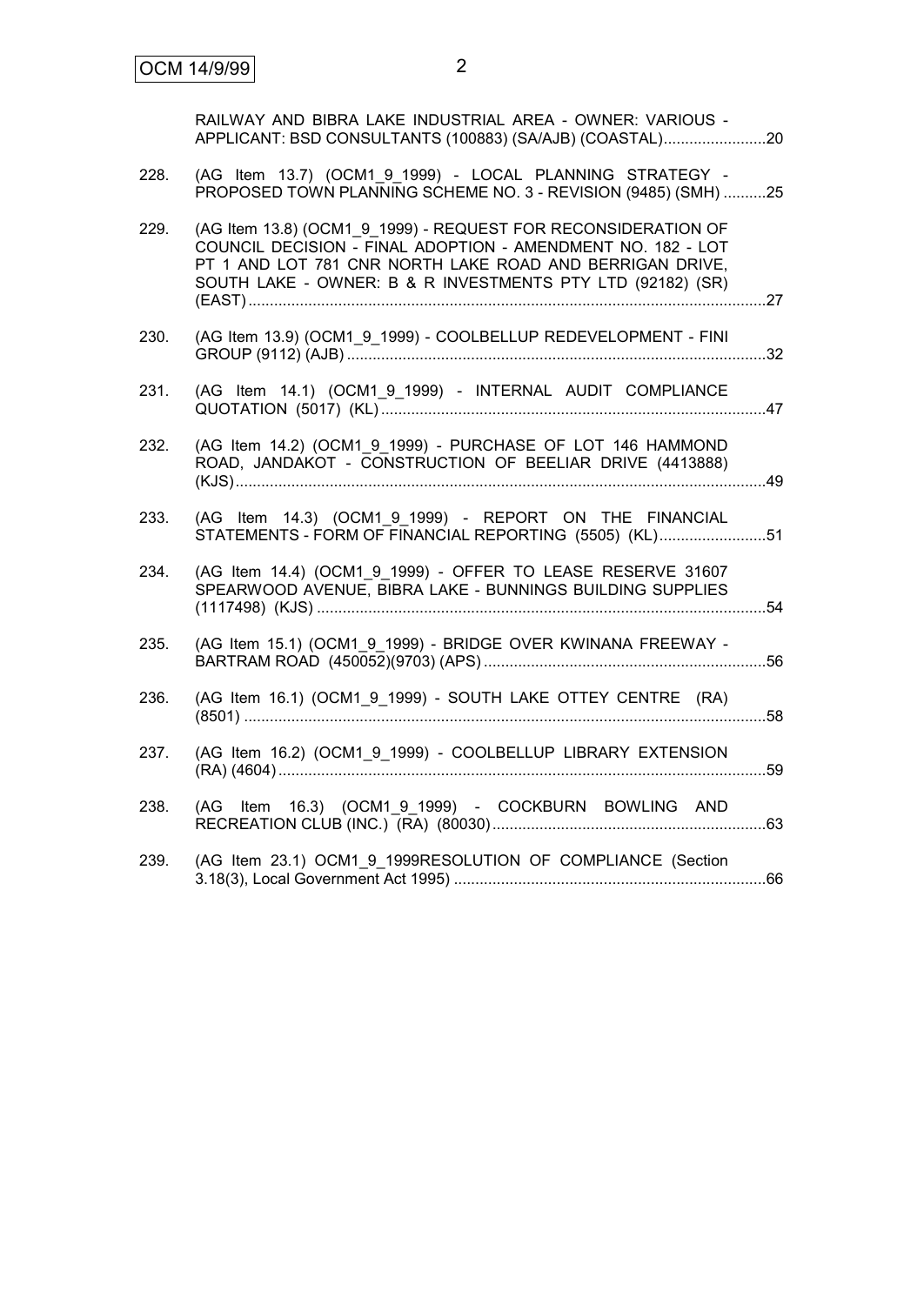RAILWAY AND BIBRA LAKE INDUSTRIAL AREA - OWNER: VARIOUS - APPLICANT: BSD CONSULTANTS (100883) (SA/AJB) (COASTAL)........................20

228. (AG Item 13.7) (OCM1_9_1999) - LOCAL PLANNING STRATEGY - PROPOSED TOWN PLANNING SCHEME NO. 3 - REVISION (9485) (SMH) ..........25

229. (AG Item 13.8) (OCM1_9_1999) - REQUEST FOR RECONSIDERATION OF COUNCIL DECISION - FINAL ADOPTION - AMENDMENT NO. 182 - LOT PT 1 AND LOT 781 CNR NORTH LAKE ROAD AND BERRIGAN DRIVE, SOUTH LAKE - OWNER: B & R INVESTMENTS PTY LTD (92182) (SR) (EAST)........................................................................................................................27

230. (AG Item 13.9) (OCM1_9_1999) - COOLBELLUP REDEVELOPMENT - FINI GROUP (9112) (AJB) .................................................................................................32

231. (AG Item 14.1) (OCM1_9_1999) - INTERNAL AUDIT COMPLIANCE QUOTATION (5017) (KL).........................................................................................47

232. (AG Item 14.2) (OCM1_9_1999) - PURCHASE OF LOT 146 HAMMOND ROAD, JANDAKOT - CONSTRUCTION OF BEELIAR DRIVE (4413888) (KJS)...........................................................................................................................49

233. (AG Item 14.3) (OCM1_9_1999) - REPORT ON THE FINANCIAL STATEMENTS - FORM OF FINANCIAL REPORTING (5505) (KL).........................51

234. (AG Item 14.4) (OCM1_9_1999) - OFFER TO LEASE RESERVE 31607 SPEARWOOD AVENUE, BIBRA LAKE - BUNNINGS BUILDING SUPPLIES (1117498) (KJS) ........................................................................................................54

235. (AG Item 15.1) (OCM1_9_1999) - BRIDGE OVER KWINANA FREEWAY - BARTRAM ROAD (450052)(9703) (APS) .................................................................56

236. (AG Item 16.1) (OCM1_9_1999) - SOUTH LAKE OTTEY CENTRE (RA) (8501) .........................................................................................................................58

237. (AG Item 16.2) (OCM1_9_1999) - COOLBELLUP LIBRARY EXTENSION (RA) (4604).................................................................................................................59

238. (AG Item 16.3) (OCM1_9_1999) - COCKBURN BOWLING AND RECREATION CLUB (INC.) (RA) (80030)................................................................63

239. (AG Item 23.1) OCM1_9_1999RESOLUTION OF COMPLIANCE (Section 3.18(3), Local Government Act 1995) .........................................................................66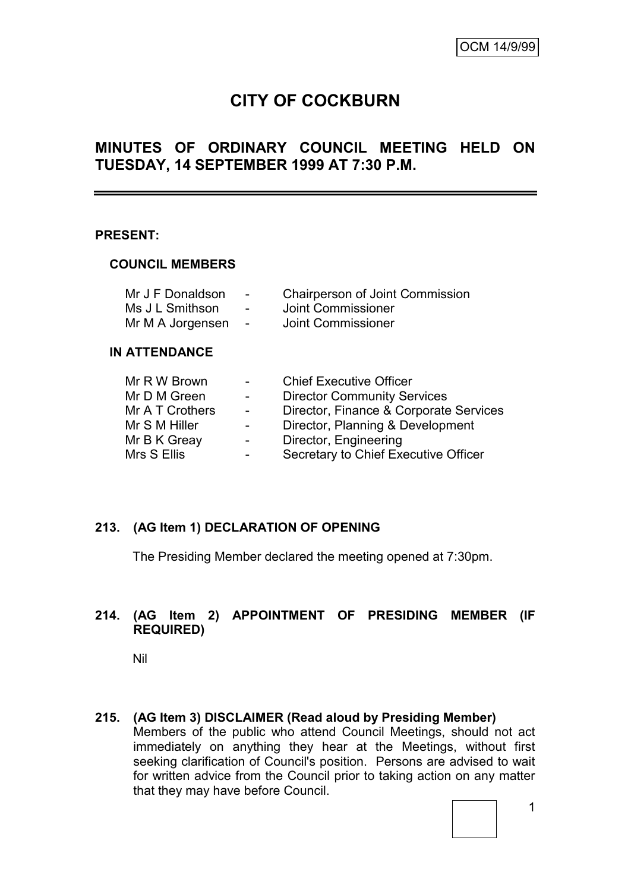OCM 14/9/99

# CITY OF COCKBURN

## MINUTES OF ORDINARY COUNCIL MEETING HELD ON TUESDAY, 14 SEPTEMBER 1999 AT 7:30 P.M.

**PRESENT:**

**COUNCIL MEMBERS**

| | | |
|---|---|---|
| Mr J F Donaldson | - | Chairperson of Joint Commission |
| Ms J L Smithson | - | Joint Commissioner |
| Mr M A Jorgensen | - | Joint Commissioner |

**IN ATTENDANCE**

| | | |
|---|---|---|
| Mr R W Brown | - | Chief Executive Officer |
| Mr D M Green | - | Director Community Services |
| Mr A T Crothers | - | Director, Finance & Corporate Services |
| Mr S M Hiller | - | Director, Planning & Development |
| Mr B K Greay | - | Director, Engineering |
| Mrs S Ellis | - | Secretary to Chief Executive Officer |

**213. (AG Item 1) DECLARATION OF OPENING**

The Presiding Member declared the meeting opened at 7:30pm.

**214. (AG Item 2) APPOINTMENT OF PRESIDING MEMBER (IF REQUIRED)**

Nil

**215. (AG Item 3) DISCLAIMER (Read aloud by Presiding Member)**

Members of the public who attend Council Meetings, should not act immediately on anything they hear at the Meetings, without first seeking clarification of Council's position. Persons are advised to wait for written advice from the Council prior to taking action on any matter that they may have before Council.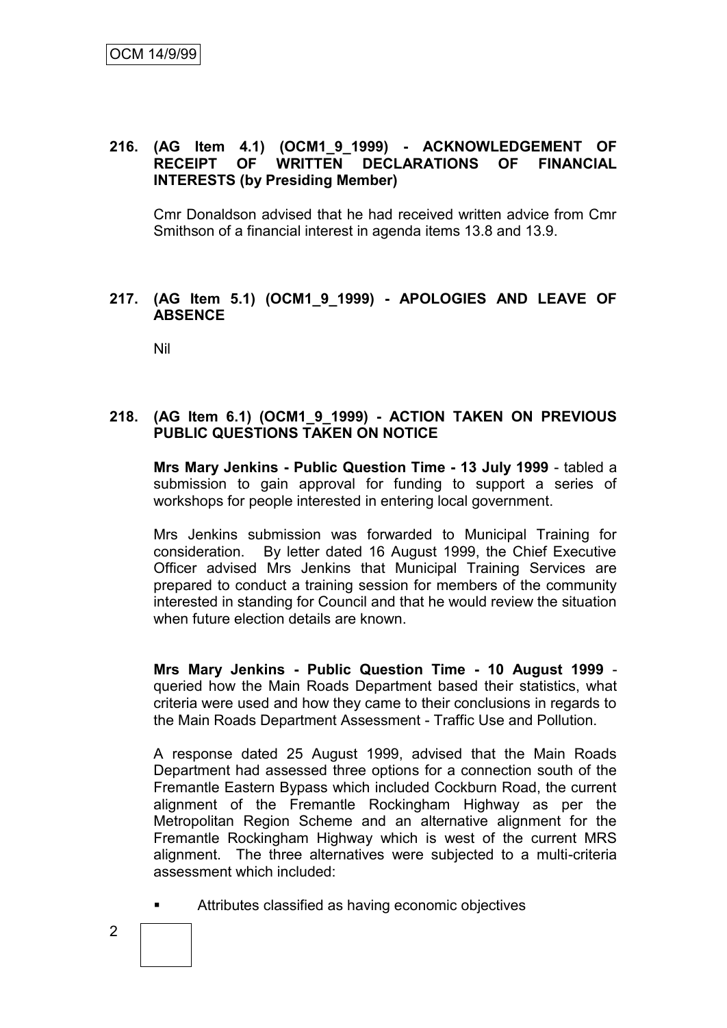**216. (AG Item 4.1) (OCM1_9_1999) - ACKNOWLEDGEMENT OF RECEIPT OF WRITTEN DECLARATIONS OF FINANCIAL INTERESTS (by Presiding Member)**

Cmr Donaldson advised that he had received written advice from Cmr Smithson of a financial interest in agenda items 13.8 and 13.9.

**217. (AG Item 5.1) (OCM1_9_1999) - APOLOGIES AND LEAVE OF ABSENCE**

Nil

**218. (AG Item 6.1) (OCM1_9_1999) - ACTION TAKEN ON PREVIOUS PUBLIC QUESTIONS TAKEN ON NOTICE**

**Mrs Mary Jenkins - Public Question Time - 13 July 1999** - tabled a submission to gain approval for funding to support a series of workshops for people interested in entering local government.

Mrs Jenkins submission was forwarded to Municipal Training for consideration. By letter dated 16 August 1999, the Chief Executive Officer advised Mrs Jenkins that Municipal Training Services are prepared to conduct a training session for members of the community interested in standing for Council and that he would review the situation when future election details are known.

**Mrs Mary Jenkins - Public Question Time - 10 August 1999** - queried how the Main Roads Department based their statistics, what criteria were used and how they came to their conclusions in regards to the Main Roads Department Assessment - Traffic Use and Pollution.

A response dated 25 August 1999, advised that the Main Roads Department had assessed three options for a connection south of the Fremantle Eastern Bypass which included Cockburn Road, the current alignment of the Fremantle Rockingham Highway as per the Metropolitan Region Scheme and an alternative alignment for the Fremantle Rockingham Highway which is west of the current MRS alignment. The three alternatives were subjected to a multi-criteria assessment which included:

- Attributes classified as having economic objectives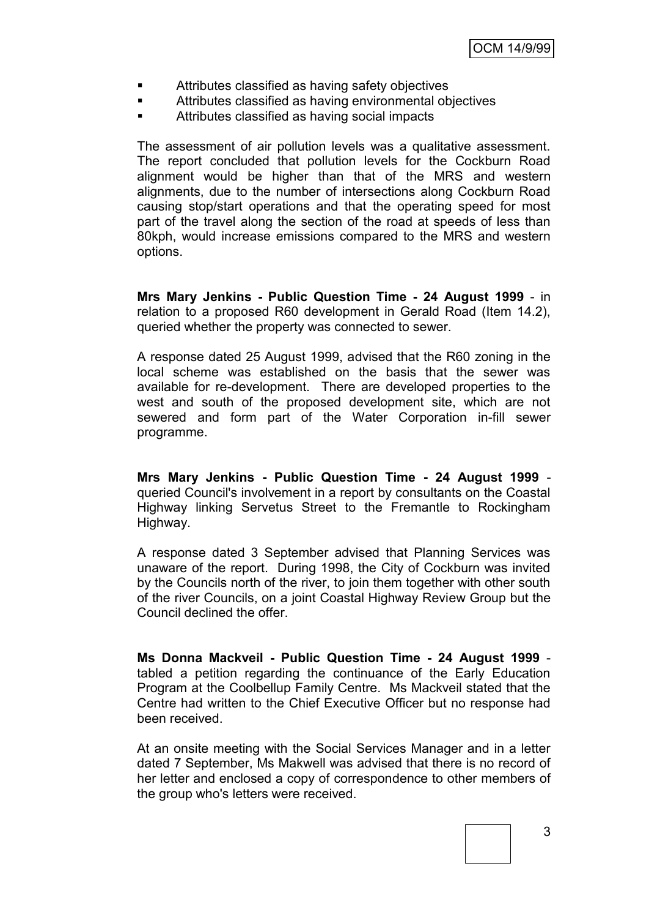- Attributes classified as having safety objectives
- Attributes classified as having environmental objectives
- Attributes classified as having social impacts

The assessment of air pollution levels was a qualitative assessment. The report concluded that pollution levels for the Cockburn Road alignment would be higher than that of the MRS and western alignments, due to the number of intersections along Cockburn Road causing stop/start operations and that the operating speed for most part of the travel along the section of the road at speeds of less than 80kph, would increase emissions compared to the MRS and western options.

**Mrs Mary Jenkins - Public Question Time - 24 August 1999** - in relation to a proposed R60 development in Gerald Road (Item 14.2), queried whether the property was connected to sewer.

A response dated 25 August 1999, advised that the R60 zoning in the local scheme was established on the basis that the sewer was available for re-development. There are developed properties to the west and south of the proposed development site, which are not sewered and form part of the Water Corporation in-fill sewer programme.

**Mrs Mary Jenkins - Public Question Time - 24 August 1999** - queried Council's involvement in a report by consultants on the Coastal Highway linking Servetus Street to the Fremantle to Rockingham Highway.

A response dated 3 September advised that Planning Services was unaware of the report. During 1998, the City of Cockburn was invited by the Councils north of the river, to join them together with other south of the river Councils, on a joint Coastal Highway Review Group but the Council declined the offer.

**Ms Donna Mackveil - Public Question Time - 24 August 1999** - tabled a petition regarding the continuance of the Early Education Program at the Coolbellup Family Centre. Ms Mackveil stated that the Centre had written to the Chief Executive Officer but no response had been received.

At an onsite meeting with the Social Services Manager and in a letter dated 7 September, Ms Makwell was advised that there is no record of her letter and enclosed a copy of correspondence to other members of the group who's letters were received.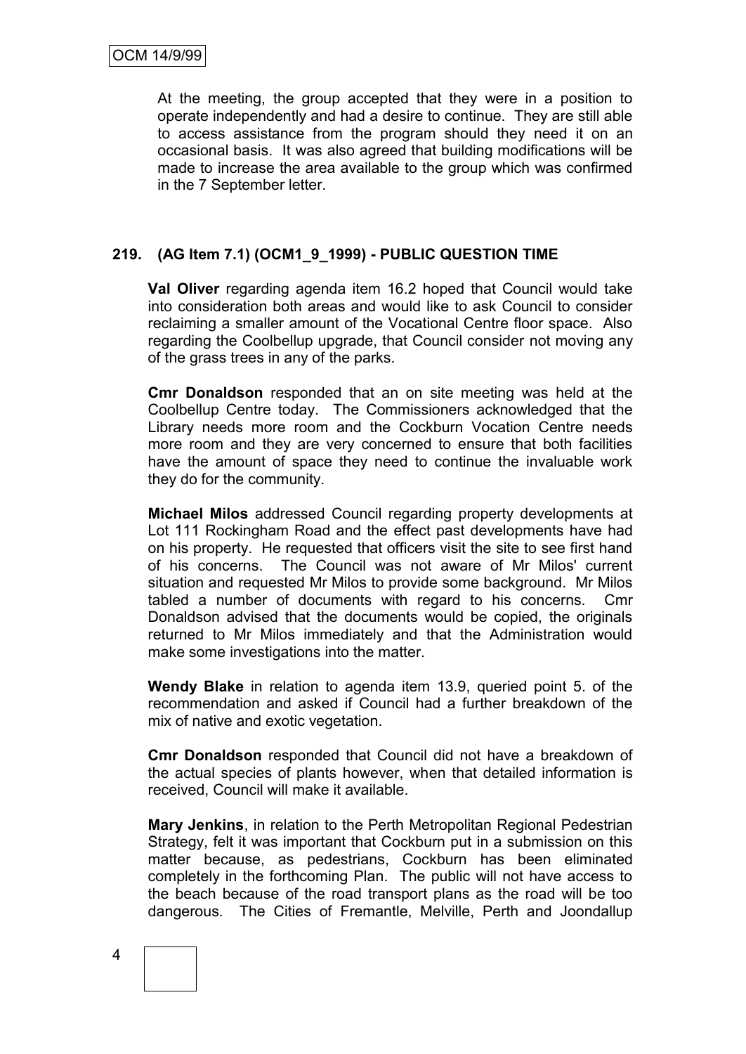At the meeting, the group accepted that they were in a position to operate independently and had a desire to continue. They are still able to access assistance from the program should they need it on an occasional basis. It was also agreed that building modifications will be made to increase the area available to the group which was confirmed in the 7 September letter.

## 219. (AG Item 7.1) (OCM1_9_1999) - PUBLIC QUESTION TIME

**Val Oliver** regarding agenda item 16.2 hoped that Council would take into consideration both areas and would like to ask Council to consider reclaiming a smaller amount of the Vocational Centre floor space. Also regarding the Coolbellup upgrade, that Council consider not moving any of the grass trees in any of the parks.

**Cmr Donaldson** responded that an on site meeting was held at the Coolbellup Centre today. The Commissioners acknowledged that the Library needs more room and the Cockburn Vocation Centre needs more room and they are very concerned to ensure that both facilities have the amount of space they need to continue the invaluable work they do for the community.

**Michael Milos** addressed Council regarding property developments at Lot 111 Rockingham Road and the effect past developments have had on his property. He requested that officers visit the site to see first hand of his concerns. The Council was not aware of Mr Milos' current situation and requested Mr Milos to provide some background. Mr Milos tabled a number of documents with regard to his concerns. Cmr Donaldson advised that the documents would be copied, the originals returned to Mr Milos immediately and that the Administration would make some investigations into the matter.

**Wendy Blake** in relation to agenda item 13.9, queried point 5. of the recommendation and asked if Council had a further breakdown of the mix of native and exotic vegetation.

**Cmr Donaldson** responded that Council did not have a breakdown of the actual species of plants however, when that detailed information is received, Council will make it available.

**Mary Jenkins**, in relation to the Perth Metropolitan Regional Pedestrian Strategy, felt it was important that Cockburn put in a submission on this matter because, as pedestrians, Cockburn has been eliminated completely in the forthcoming Plan. The public will not have access to the beach because of the road transport plans as the road will be too dangerous. The Cities of Fremantle, Melville, Perth and Joondallup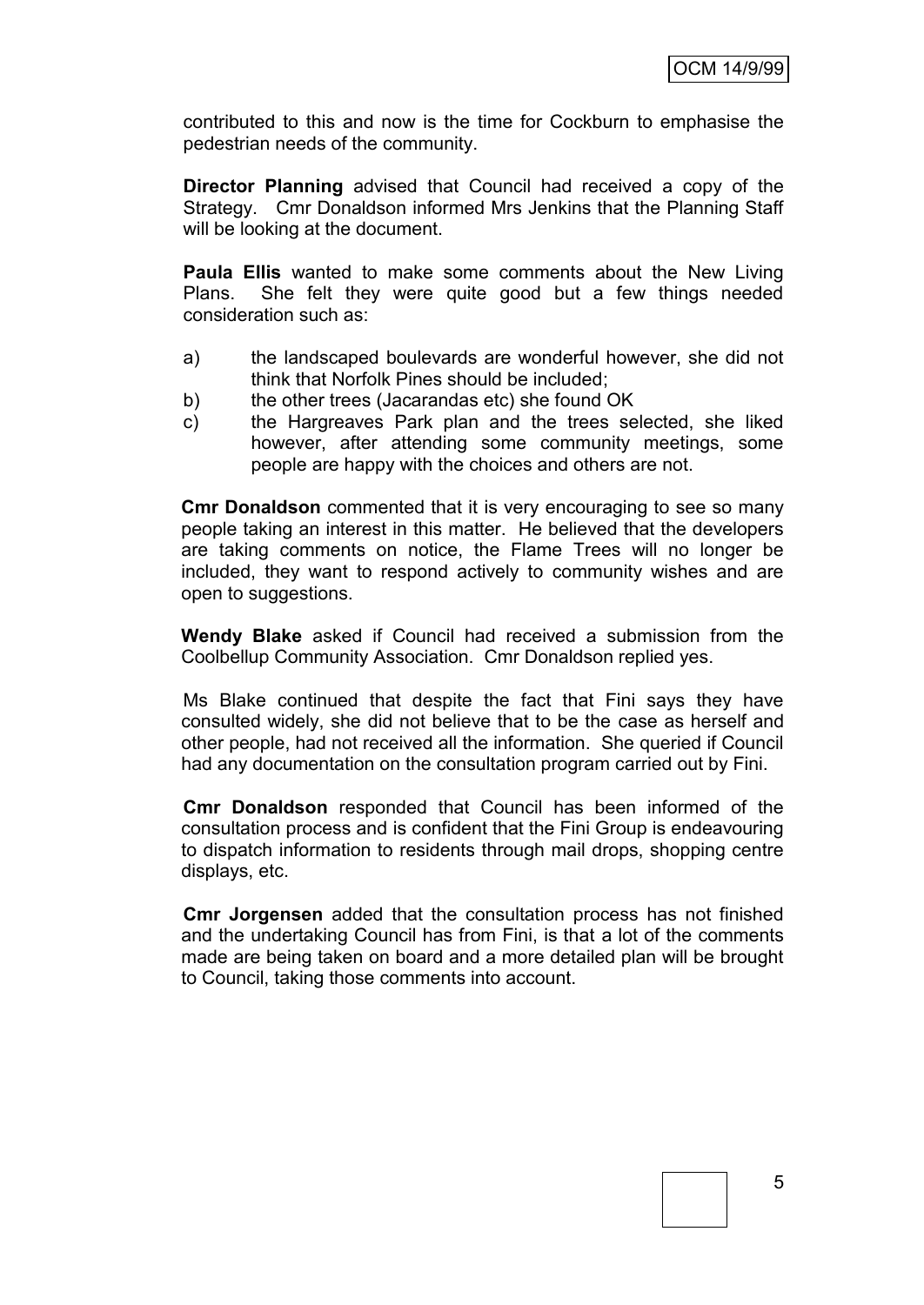contributed to this and now is the time for Cockburn to emphasise the pedestrian needs of the community.

**Director Planning** advised that Council had received a copy of the Strategy. Cmr Donaldson informed Mrs Jenkins that the Planning Staff will be looking at the document.

**Paula Ellis** wanted to make some comments about the New Living Plans. She felt they were quite good but a few things needed consideration such as:

a) the landscaped boulevards are wonderful however, she did not think that Norfolk Pines should be included;
b) the other trees (Jacarandas etc) she found OK
c) the Hargreaves Park plan and the trees selected, she liked however, after attending some community meetings, some people are happy with the choices and others are not.

**Cmr Donaldson** commented that it is very encouraging to see so many people taking an interest in this matter. He believed that the developers are taking comments on notice, the Flame Trees will no longer be included, they want to respond actively to community wishes and are open to suggestions.

**Wendy Blake** asked if Council had received a submission from the Coolbellup Community Association. Cmr Donaldson replied yes.

Ms Blake continued that despite the fact that Fini says they have consulted widely, she did not believe that to be the case as herself and other people, had not received all the information. She queried if Council had any documentation on the consultation program carried out by Fini.

**Cmr Donaldson** responded that Council has been informed of the consultation process and is confident that the Fini Group is endeavouring to dispatch information to residents through mail drops, shopping centre displays, etc.

**Cmr Jorgensen** added that the consultation process has not finished and the undertaking Council has from Fini, is that a lot of the comments made are being taken on board and a more detailed plan will be brought to Council, taking those comments into account.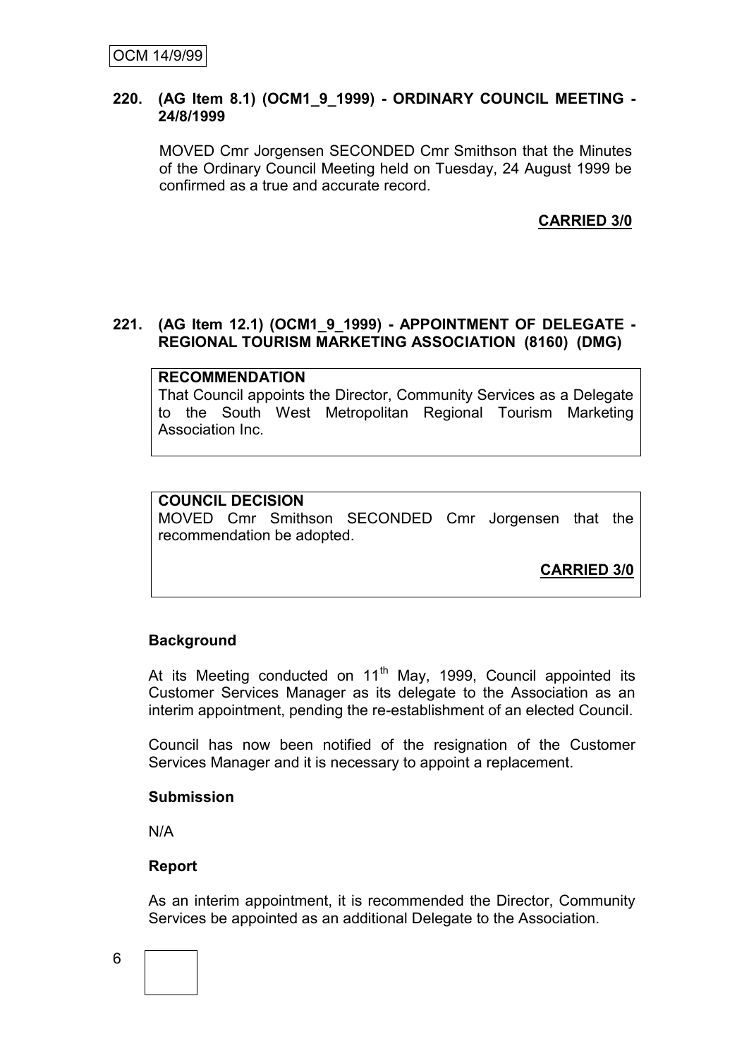**220. (AG Item 8.1) (OCM1_9_1999) - ORDINARY COUNCIL MEETING - 24/8/1999**

MOVED Cmr Jorgensen SECONDED Cmr Smithson that the Minutes of the Ordinary Council Meeting held on Tuesday, 24 August 1999 be confirmed as a true and accurate record.

**CARRIED 3/0**

**221. (AG Item 12.1) (OCM1_9_1999) - APPOINTMENT OF DELEGATE - REGIONAL TOURISM MARKETING ASSOCIATION (8160) (DMG)**

**RECOMMENDATION**

That Council appoints the Director, Community Services as a Delegate to the South West Metropolitan Regional Tourism Marketing Association Inc.

**COUNCIL DECISION**

MOVED Cmr Smithson SECONDED Cmr Jorgensen that the recommendation be adopted.

**CARRIED 3/0**

**Background**

At its Meeting conducted on 11th May, 1999, Council appointed its Customer Services Manager as its delegate to the Association as an interim appointment, pending the re-establishment of an elected Council.

Council has now been notified of the resignation of the Customer Services Manager and it is necessary to appoint a replacement.

**Submission**

N/A

**Report**

As an interim appointment, it is recommended the Director, Community Services be appointed as an additional Delegate to the Association.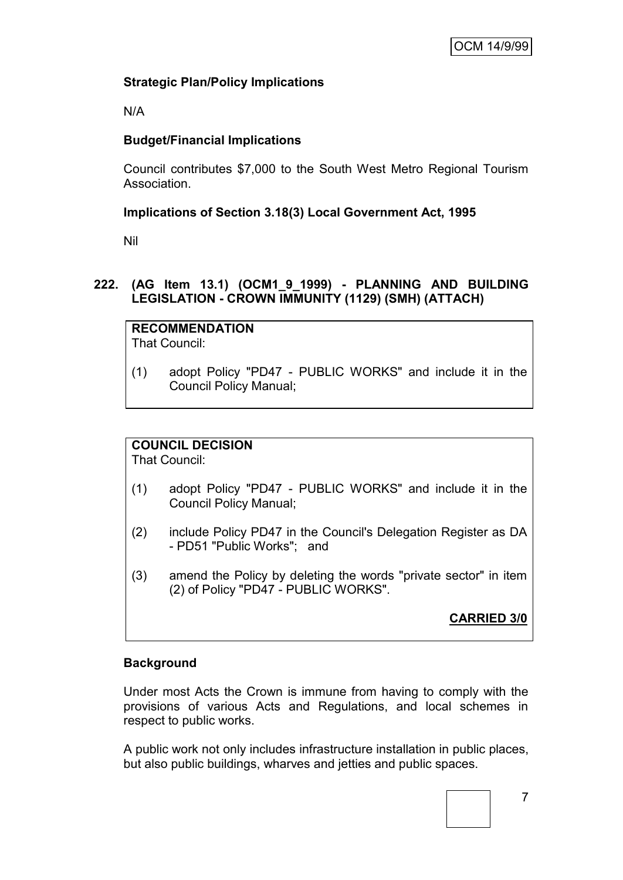**Strategic Plan/Policy Implications**

N/A

**Budget/Financial Implications**

Council contributes $7,000 to the South West Metro Regional Tourism Association.

**Implications of Section 3.18(3) Local Government Act, 1995**

Nil

## 222. (AG Item 13.1) (OCM1_9_1999) - PLANNING AND BUILDING LEGISLATION - CROWN IMMUNITY (1129) (SMH) (ATTACH)

**RECOMMENDATION**
That Council:

(1) adopt Policy "PD47 - PUBLIC WORKS" and include it in the Council Policy Manual;

**COUNCIL DECISION**
That Council:

(1) adopt Policy "PD47 - PUBLIC WORKS" and include it in the Council Policy Manual;

(2) include Policy PD47 in the Council's Delegation Register as DA - PD51 "Public Works"; and

(3) amend the Policy by deleting the words "private sector" in item (2) of Policy "PD47 - PUBLIC WORKS".

**CARRIED 3/0**

**Background**

Under most Acts the Crown is immune from having to comply with the provisions of various Acts and Regulations, and local schemes in respect to public works.

A public work not only includes infrastructure installation in public places, but also public buildings, wharves and jetties and public spaces.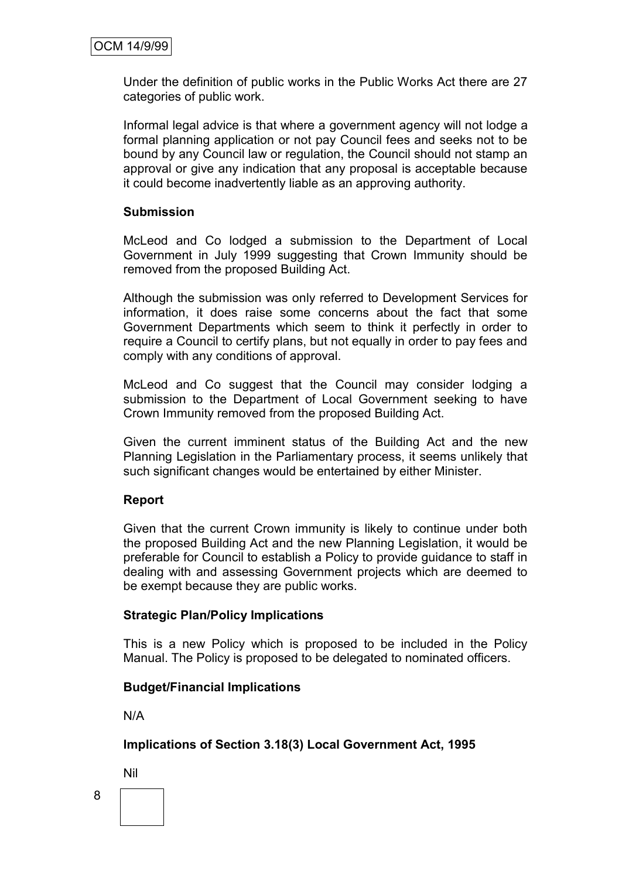Under the definition of public works in the Public Works Act there are 27 categories of public work.

Informal legal advice is that where a government agency will not lodge a formal planning application or not pay Council fees and seeks not to be bound by any Council law or regulation, the Council should not stamp an approval or give any indication that any proposal is acceptable because it could become inadvertently liable as an approving authority.

**Submission**

McLeod and Co lodged a submission to the Department of Local Government in July 1999 suggesting that Crown Immunity should be removed from the proposed Building Act.

Although the submission was only referred to Development Services for information, it does raise some concerns about the fact that some Government Departments which seem to think it perfectly in order to require a Council to certify plans, but not equally in order to pay fees and comply with any conditions of approval.

McLeod and Co suggest that the Council may consider lodging a submission to the Department of Local Government seeking to have Crown Immunity removed from the proposed Building Act.

Given the current imminent status of the Building Act and the new Planning Legislation in the Parliamentary process, it seems unlikely that such significant changes would be entertained by either Minister.

**Report**

Given that the current Crown immunity is likely to continue under both the proposed Building Act and the new Planning Legislation, it would be preferable for Council to establish a Policy to provide guidance to staff in dealing with and assessing Government projects which are deemed to be exempt because they are public works.

**Strategic Plan/Policy Implications**

This is a new Policy which is proposed to be included in the Policy Manual. The Policy is proposed to be delegated to nominated officers.

**Budget/Financial Implications**

N/A

**Implications of Section 3.18(3) Local Government Act, 1995**

Nil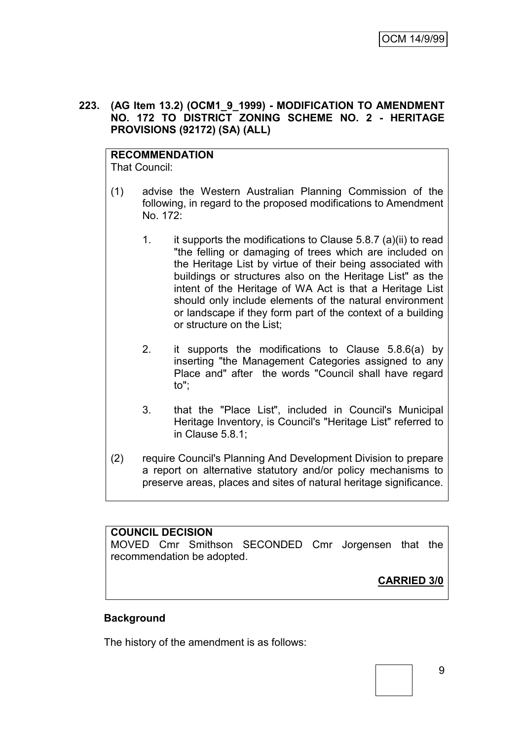**223. (AG Item 13.2) (OCM1_9_1999) - MODIFICATION TO AMENDMENT NO. 172 TO DISTRICT ZONING SCHEME NO. 2 - HERITAGE PROVISIONS (92172) (SA) (ALL)**

**RECOMMENDATION**
That Council:

(1) advise the Western Australian Planning Commission of the following, in regard to the proposed modifications to Amendment No. 172:

1. it supports the modifications to Clause 5.8.7 (a)(ii) to read "the felling or damaging of trees which are included on the Heritage List by virtue of their being associated with buildings or structures also on the Heritage List" as the intent of the Heritage of WA Act is that a Heritage List should only include elements of the natural environment or landscape if they form part of the context of a building or structure on the List;

2. it supports the modifications to Clause 5.8.6(a) by inserting "the Management Categories assigned to any Place and" after the words "Council shall have regard to";

3. that the "Place List", included in Council's Municipal Heritage Inventory, is Council's "Heritage List" referred to in Clause 5.8.1;

(2) require Council's Planning And Development Division to prepare a report on alternative statutory and/or policy mechanisms to preserve areas, places and sites of natural heritage significance.

**COUNCIL DECISION**
MOVED Cmr Smithson SECONDED Cmr Jorgensen that the recommendation be adopted.

**CARRIED 3/0**

**Background**

The history of the amendment is as follows: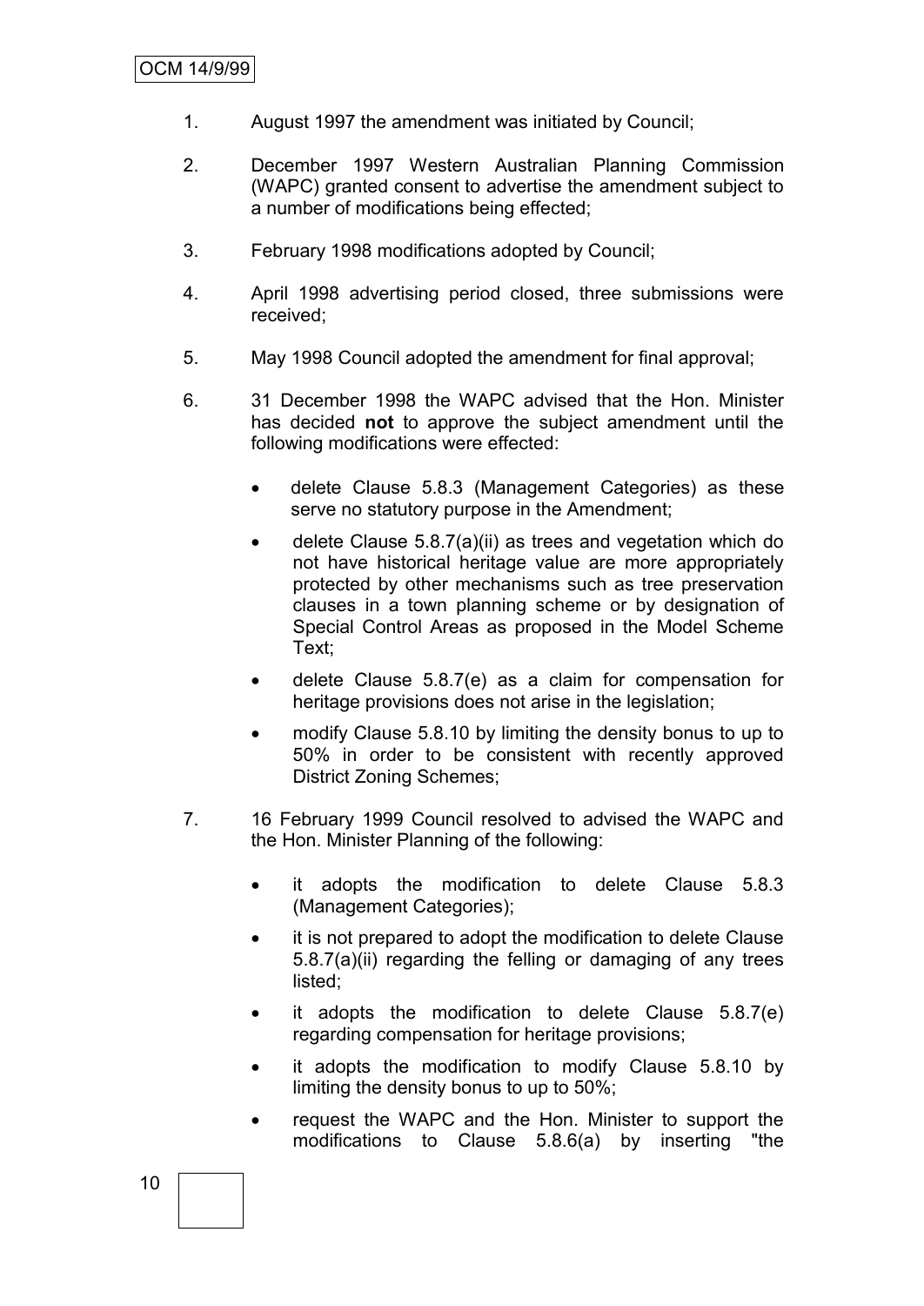1. August 1997 the amendment was initiated by Council;

2. December 1997 Western Australian Planning Commission (WAPC) granted consent to advertise the amendment subject to a number of modifications being effected;

3. February 1998 modifications adopted by Council;

4. April 1998 advertising period closed, three submissions were received;

5. May 1998 Council adopted the amendment for final approval;

6. 31 December 1998 the WAPC advised that the Hon. Minister has decided **not** to approve the subject amendment until the following modifications were effected:

   - delete Clause 5.8.3 (Management Categories) as these serve no statutory purpose in the Amendment;
   - delete Clause 5.8.7(a)(ii) as trees and vegetation which do not have historical heritage value are more appropriately protected by other mechanisms such as tree preservation clauses in a town planning scheme or by designation of Special Control Areas as proposed in the Model Scheme Text;
   - delete Clause 5.8.7(e) as a claim for compensation for heritage provisions does not arise in the legislation;
   - modify Clause 5.8.10 by limiting the density bonus to up to 50% in order to be consistent with recently approved District Zoning Schemes;

7. 16 February 1999 Council resolved to advised the WAPC and the Hon. Minister Planning of the following:

   - it adopts the modification to delete Clause 5.8.3 (Management Categories);
   - it is not prepared to adopt the modification to delete Clause 5.8.7(a)(ii) regarding the felling or damaging of any trees listed;
   - it adopts the modification to delete Clause 5.8.7(e) regarding compensation for heritage provisions;
   - it adopts the modification to modify Clause 5.8.10 by limiting the density bonus to up to 50%;
   - request the WAPC and the Hon. Minister to support the modifications to Clause 5.8.6(a) by inserting "the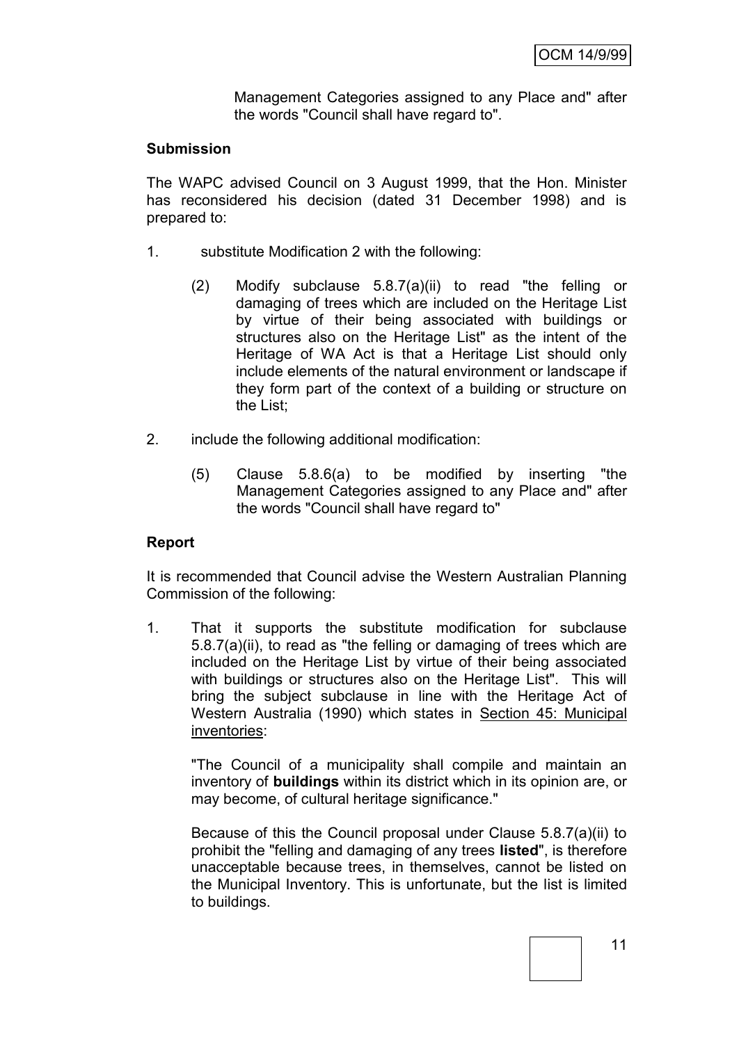Management Categories assigned to any Place and" after the words "Council shall have regard to".

**Submission**

The WAPC advised Council on 3 August 1999, that the Hon. Minister has reconsidered his decision (dated 31 December 1998) and is prepared to:

1. substitute Modification 2 with the following:

   (2) Modify subclause 5.8.7(a)(ii) to read "the felling or damaging of trees which are included on the Heritage List by virtue of their being associated with buildings or structures also on the Heritage List" as the intent of the Heritage of WA Act is that a Heritage List should only include elements of the natural environment or landscape if they form part of the context of a building or structure on the List;

2. include the following additional modification:

   (5) Clause 5.8.6(a) to be modified by inserting "the Management Categories assigned to any Place and" after the words "Council shall have regard to"

**Report**

It is recommended that Council advise the Western Australian Planning Commission of the following:

1. That it supports the substitute modification for subclause 5.8.7(a)(ii), to read as "the felling or damaging of trees which are included on the Heritage List by virtue of their being associated with buildings or structures also on the Heritage List". This will bring the subject subclause in line with the Heritage Act of Western Australia (1990) which states in Section 45: Municipal inventories:

   "The Council of a municipality shall compile and maintain an inventory of **buildings** within its district which in its opinion are, or may become, of cultural heritage significance."

   Because of this the Council proposal under Clause 5.8.7(a)(ii) to prohibit the "felling and damaging of any trees **listed**", is therefore unacceptable because trees, in themselves, cannot be listed on the Municipal Inventory. This is unfortunate, but the list is limited to buildings.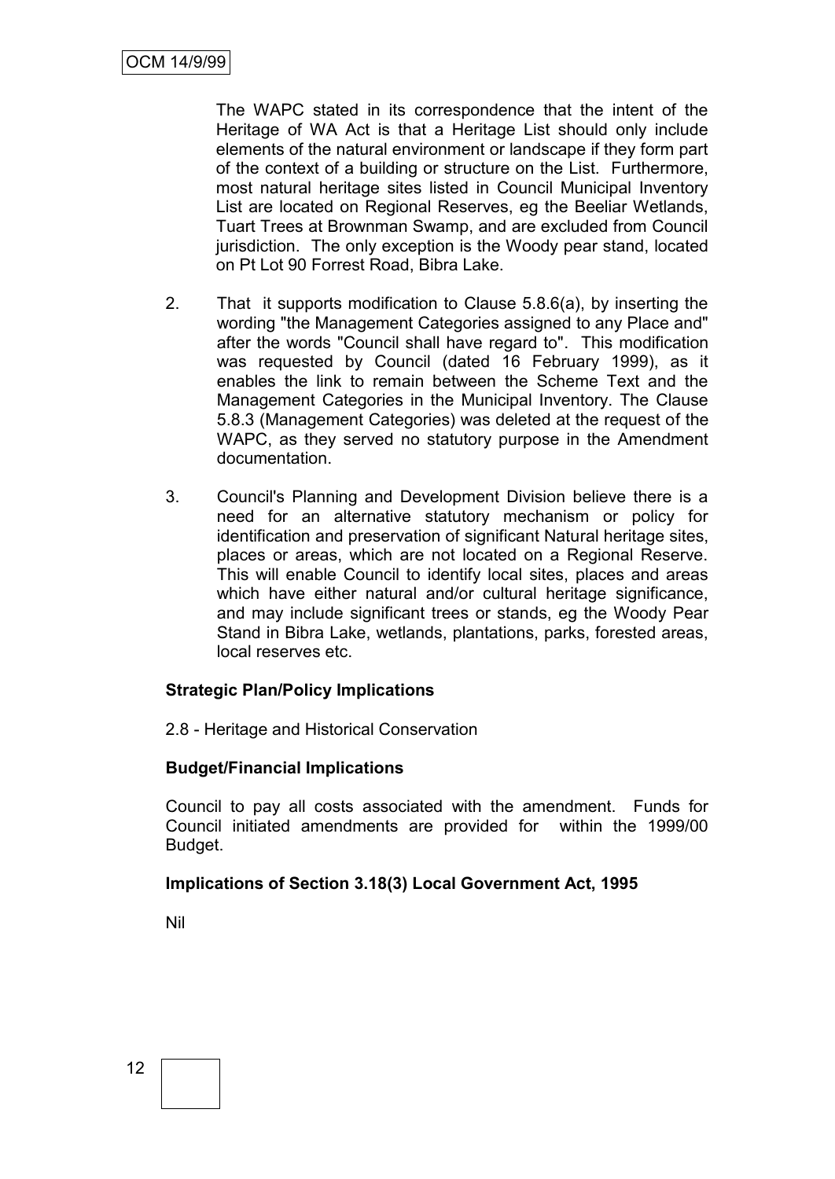The WAPC stated in its correspondence that the intent of the Heritage of WA Act is that a Heritage List should only include elements of the natural environment or landscape if they form part of the context of a building or structure on the List. Furthermore, most natural heritage sites listed in Council Municipal Inventory List are located on Regional Reserves, eg the Beeliar Wetlands, Tuart Trees at Brownman Swamp, and are excluded from Council jurisdiction. The only exception is the Woody pear stand, located on Pt Lot 90 Forrest Road, Bibra Lake.

2. That it supports modification to Clause 5.8.6(a), by inserting the wording "the Management Categories assigned to any Place and" after the words "Council shall have regard to". This modification was requested by Council (dated 16 February 1999), as it enables the link to remain between the Scheme Text and the Management Categories in the Municipal Inventory. The Clause 5.8.3 (Management Categories) was deleted at the request of the WAPC, as they served no statutory purpose in the Amendment documentation.

3. Council's Planning and Development Division believe there is a need for an alternative statutory mechanism or policy for identification and preservation of significant Natural heritage sites, places or areas, which are not located on a Regional Reserve. This will enable Council to identify local sites, places and areas which have either natural and/or cultural heritage significance, and may include significant trees or stands, eg the Woody Pear Stand in Bibra Lake, wetlands, plantations, parks, forested areas, local reserves etc.

**Strategic Plan/Policy Implications**

2.8 - Heritage and Historical Conservation

**Budget/Financial Implications**

Council to pay all costs associated with the amendment. Funds for Council initiated amendments are provided for within the 1999/00 Budget.

**Implications of Section 3.18(3) Local Government Act, 1995**

Nil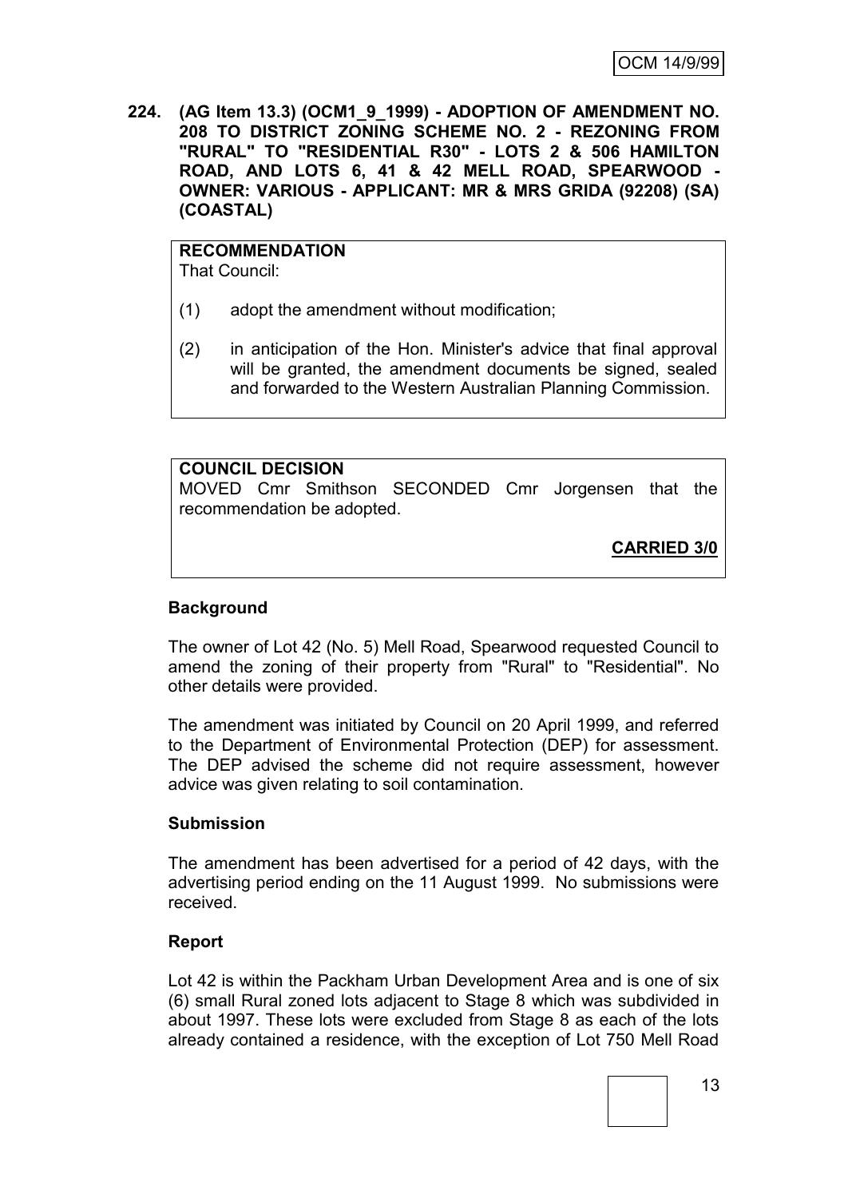**224. (AG Item 13.3) (OCM1_9_1999) - ADOPTION OF AMENDMENT NO. 208 TO DISTRICT ZONING SCHEME NO. 2 - REZONING FROM "RURAL" TO "RESIDENTIAL R30" - LOTS 2 & 506 HAMILTON ROAD, AND LOTS 6, 41 & 42 MELL ROAD, SPEARWOOD - OWNER: VARIOUS - APPLICANT: MR & MRS GRIDA (92208) (SA) (COASTAL)**

**RECOMMENDATION**
That Council:

(1) adopt the amendment without modification;

(2) in anticipation of the Hon. Minister's advice that final approval will be granted, the amendment documents be signed, sealed and forwarded to the Western Australian Planning Commission.

**COUNCIL DECISION**
MOVED Cmr Smithson SECONDED Cmr Jorgensen that the recommendation be adopted.

**CARRIED 3/0**

**Background**

The owner of Lot 42 (No. 5) Mell Road, Spearwood requested Council to amend the zoning of their property from "Rural" to "Residential". No other details were provided.

The amendment was initiated by Council on 20 April 1999, and referred to the Department of Environmental Protection (DEP) for assessment. The DEP advised the scheme did not require assessment, however advice was given relating to soil contamination.

**Submission**

The amendment has been advertised for a period of 42 days, with the advertising period ending on the 11 August 1999. No submissions were received.

**Report**

Lot 42 is within the Packham Urban Development Area and is one of six (6) small Rural zoned lots adjacent to Stage 8 which was subdivided in about 1997. These lots were excluded from Stage 8 as each of the lots already contained a residence, with the exception of Lot 750 Mell Road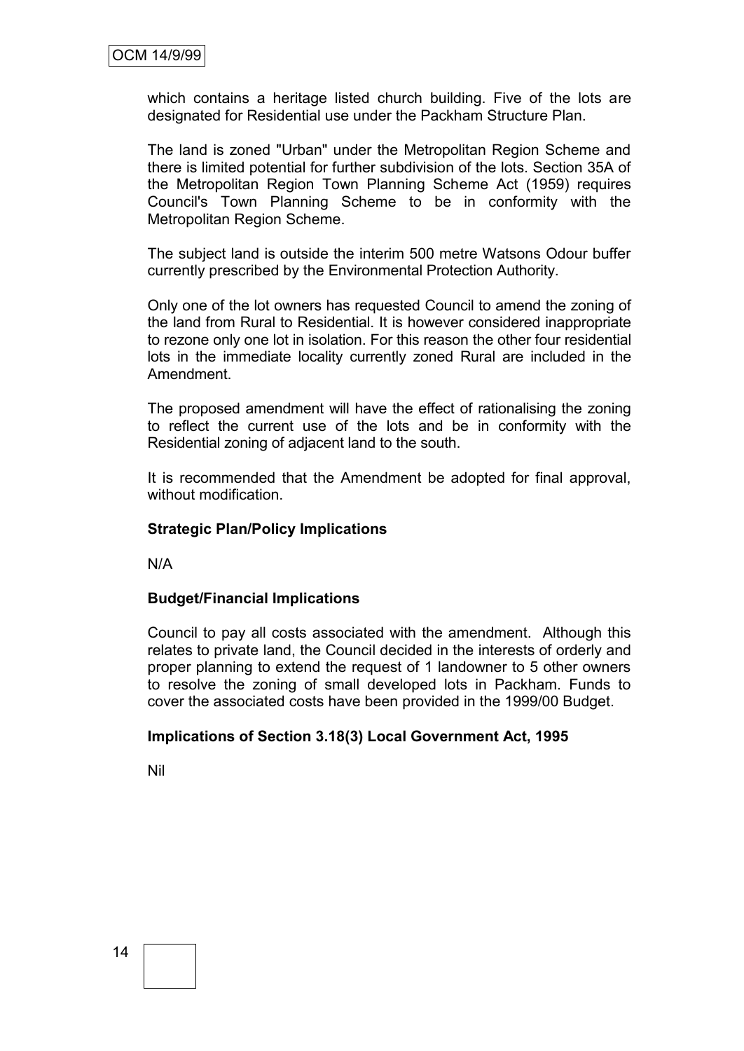which contains a heritage listed church building. Five of the lots are designated for Residential use under the Packham Structure Plan.

The land is zoned "Urban" under the Metropolitan Region Scheme and there is limited potential for further subdivision of the lots. Section 35A of the Metropolitan Region Town Planning Scheme Act (1959) requires Council's Town Planning Scheme to be in conformity with the Metropolitan Region Scheme.

The subject land is outside the interim 500 metre Watsons Odour buffer currently prescribed by the Environmental Protection Authority.

Only one of the lot owners has requested Council to amend the zoning of the land from Rural to Residential. It is however considered inappropriate to rezone only one lot in isolation. For this reason the other four residential lots in the immediate locality currently zoned Rural are included in the Amendment.

The proposed amendment will have the effect of rationalising the zoning to reflect the current use of the lots and be in conformity with the Residential zoning of adjacent land to the south.

It is recommended that the Amendment be adopted for final approval, without modification.

**Strategic Plan/Policy Implications**

N/A

**Budget/Financial Implications**

Council to pay all costs associated with the amendment. Although this relates to private land, the Council decided in the interests of orderly and proper planning to extend the request of 1 landowner to 5 other owners to resolve the zoning of small developed lots in Packham. Funds to cover the associated costs have been provided in the 1999/00 Budget.

**Implications of Section 3.18(3) Local Government Act, 1995**

Nil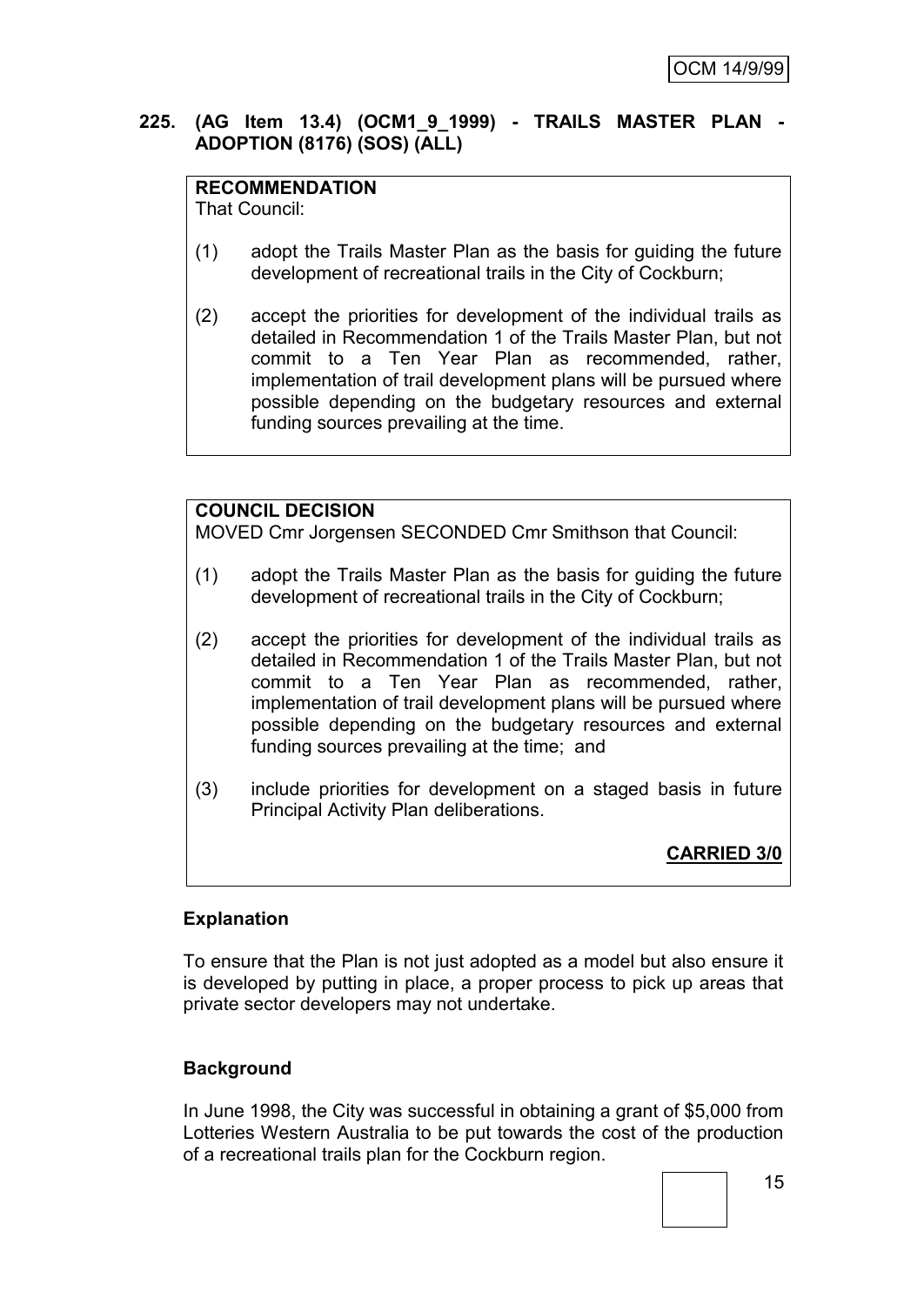**225. (AG Item 13.4) (OCM1_9_1999) - TRAILS MASTER PLAN - ADOPTION (8176) (SOS) (ALL)**

**RECOMMENDATION**
That Council:

(1) adopt the Trails Master Plan as the basis for guiding the future development of recreational trails in the City of Cockburn;

(2) accept the priorities for development of the individual trails as detailed in Recommendation 1 of the Trails Master Plan, but not commit to a Ten Year Plan as recommended, rather, implementation of trail development plans will be pursued where possible depending on the budgetary resources and external funding sources prevailing at the time.

**COUNCIL DECISION**
MOVED Cmr Jorgensen SECONDED Cmr Smithson that Council:

(1) adopt the Trails Master Plan as the basis for guiding the future development of recreational trails in the City of Cockburn;

(2) accept the priorities for development of the individual trails as detailed in Recommendation 1 of the Trails Master Plan, but not commit to a Ten Year Plan as recommended, rather, implementation of trail development plans will be pursued where possible depending on the budgetary resources and external funding sources prevailing at the time; and

(3) include priorities for development on a staged basis in future Principal Activity Plan deliberations.

**CARRIED 3/0**

**Explanation**

To ensure that the Plan is not just adopted as a model but also ensure it is developed by putting in place, a proper process to pick up areas that private sector developers may not undertake.

**Background**

In June 1998, the City was successful in obtaining a grant of $5,000 from Lotteries Western Australia to be put towards the cost of the production of a recreational trails plan for the Cockburn region.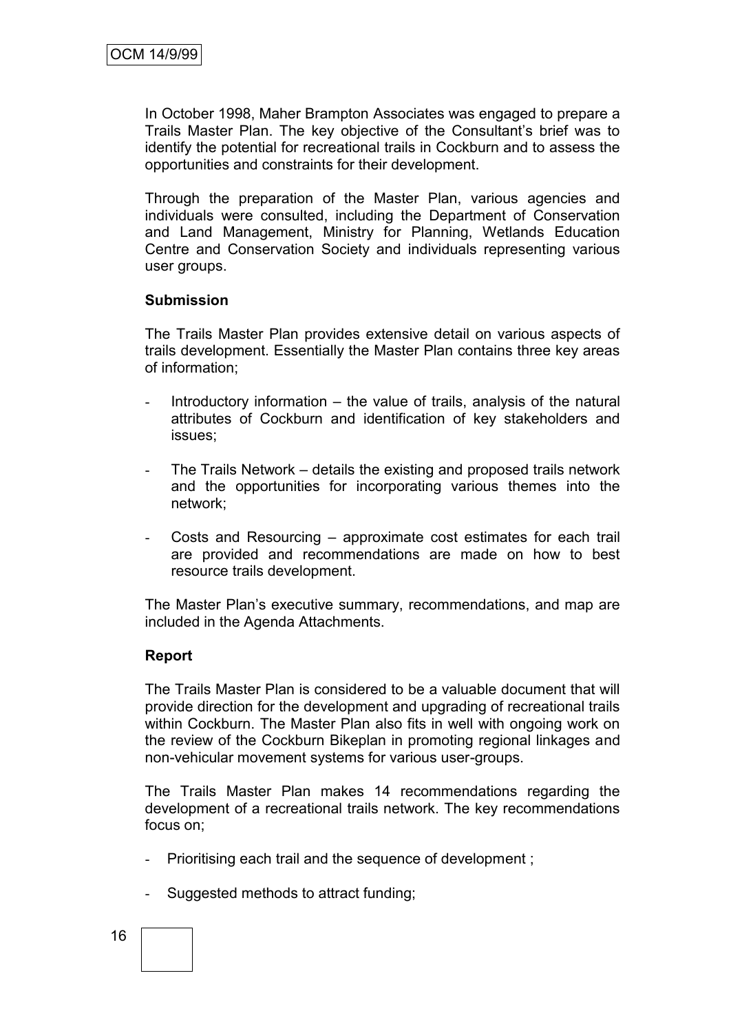In October 1998, Maher Brampton Associates was engaged to prepare a Trails Master Plan. The key objective of the Consultant's brief was to identify the potential for recreational trails in Cockburn and to assess the opportunities and constraints for their development.

Through the preparation of the Master Plan, various agencies and individuals were consulted, including the Department of Conservation and Land Management, Ministry for Planning, Wetlands Education Centre and Conservation Society and individuals representing various user groups.

**Submission**

The Trails Master Plan provides extensive detail on various aspects of trails development. Essentially the Master Plan contains three key areas of information;

- Introductory information – the value of trails, analysis of the natural attributes of Cockburn and identification of key stakeholders and issues;
- The Trails Network – details the existing and proposed trails network and the opportunities for incorporating various themes into the network;
- Costs and Resourcing – approximate cost estimates for each trail are provided and recommendations are made on how to best resource trails development.

The Master Plan's executive summary, recommendations, and map are included in the Agenda Attachments.

**Report**

The Trails Master Plan is considered to be a valuable document that will provide direction for the development and upgrading of recreational trails within Cockburn. The Master Plan also fits in well with ongoing work on the review of the Cockburn Bikeplan in promoting regional linkages and non-vehicular movement systems for various user-groups.

The Trails Master Plan makes 14 recommendations regarding the development of a recreational trails network. The key recommendations focus on;

- Prioritising each trail and the sequence of development ;
- Suggested methods to attract funding;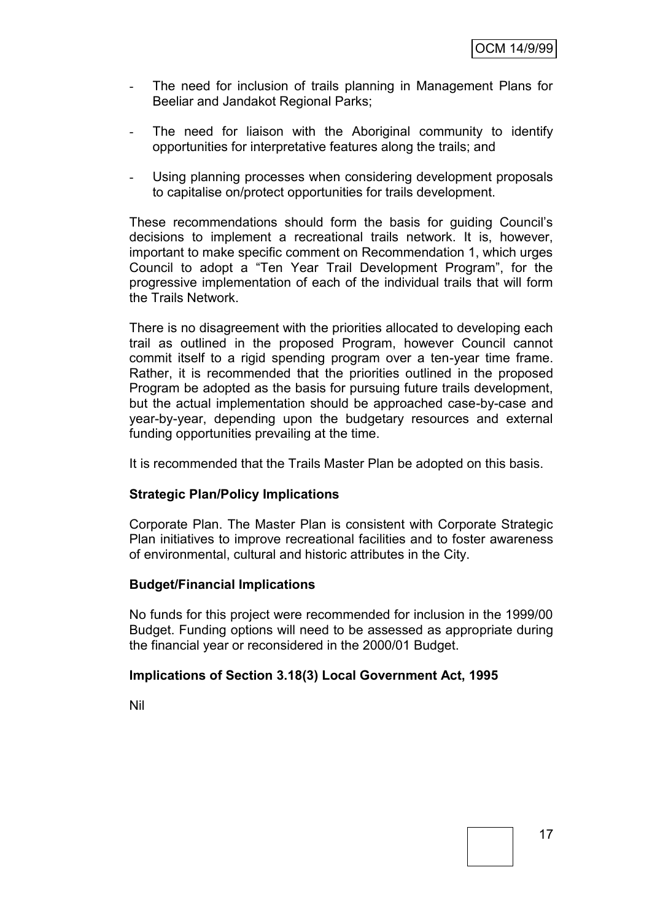- The need for inclusion of trails planning in Management Plans for Beeliar and Jandakot Regional Parks;

- The need for liaison with the Aboriginal community to identify opportunities for interpretative features along the trails; and

- Using planning processes when considering development proposals to capitalise on/protect opportunities for trails development.

These recommendations should form the basis for guiding Council's decisions to implement a recreational trails network. It is, however, important to make specific comment on Recommendation 1, which urges Council to adopt a "Ten Year Trail Development Program", for the progressive implementation of each of the individual trails that will form the Trails Network.

There is no disagreement with the priorities allocated to developing each trail as outlined in the proposed Program, however Council cannot commit itself to a rigid spending program over a ten-year time frame. Rather, it is recommended that the priorities outlined in the proposed Program be adopted as the basis for pursuing future trails development, but the actual implementation should be approached case-by-case and year-by-year, depending upon the budgetary resources and external funding opportunities prevailing at the time.

It is recommended that the Trails Master Plan be adopted on this basis.

**Strategic Plan/Policy Implications**

Corporate Plan. The Master Plan is consistent with Corporate Strategic Plan initiatives to improve recreational facilities and to foster awareness of environmental, cultural and historic attributes in the City.

**Budget/Financial Implications**

No funds for this project were recommended for inclusion in the 1999/00 Budget. Funding options will need to be assessed as appropriate during the financial year or reconsidered in the 2000/01 Budget.

**Implications of Section 3.18(3) Local Government Act, 1995**

Nil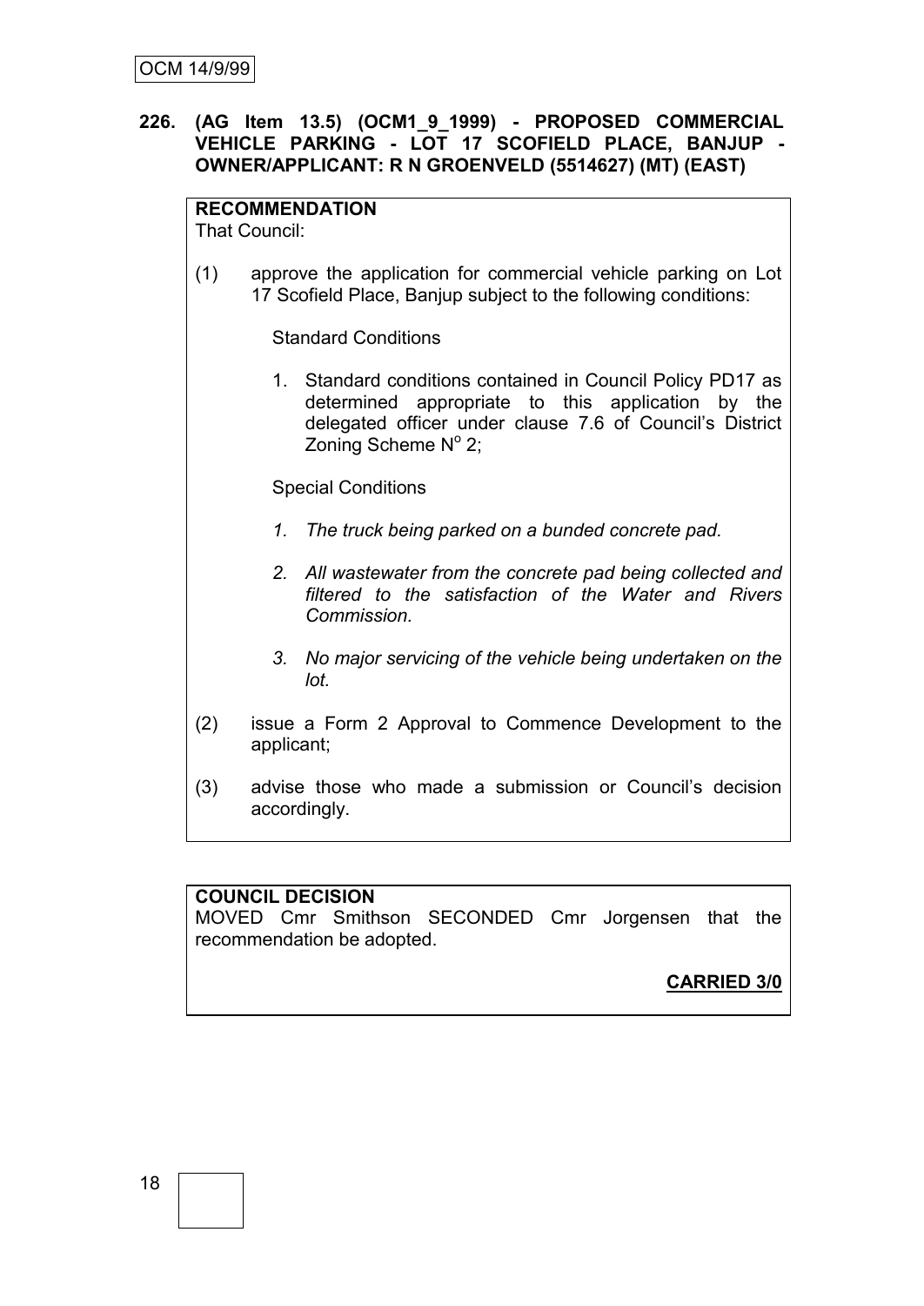**226. (AG Item 13.5) (OCM1_9_1999) - PROPOSED COMMERCIAL VEHICLE PARKING - LOT 17 SCOFIELD PLACE, BANJUP - OWNER/APPLICANT: R N GROENVELD (5514627) (MT) (EAST)**

**RECOMMENDATION**

That Council:

(1) approve the application for commercial vehicle parking on Lot 17 Scofield Place, Banjup subject to the following conditions:

Standard Conditions

1. Standard conditions contained in Council Policy PD17 as determined appropriate to this application by the delegated officer under clause 7.6 of Council's District Zoning Scheme N$^{o}$ 2;

Special Conditions

*1. The truck being parked on a bunded concrete pad.*

*2. All wastewater from the concrete pad being collected and filtered to the satisfaction of the Water and Rivers Commission.*

*3. No major servicing of the vehicle being undertaken on the lot.*

(2) issue a Form 2 Approval to Commence Development to the applicant;

(3) advise those who made a submission or Council's decision accordingly.

**COUNCIL DECISION**

MOVED Cmr Smithson SECONDED Cmr Jorgensen that the recommendation be adopted.

**CARRIED 3/0**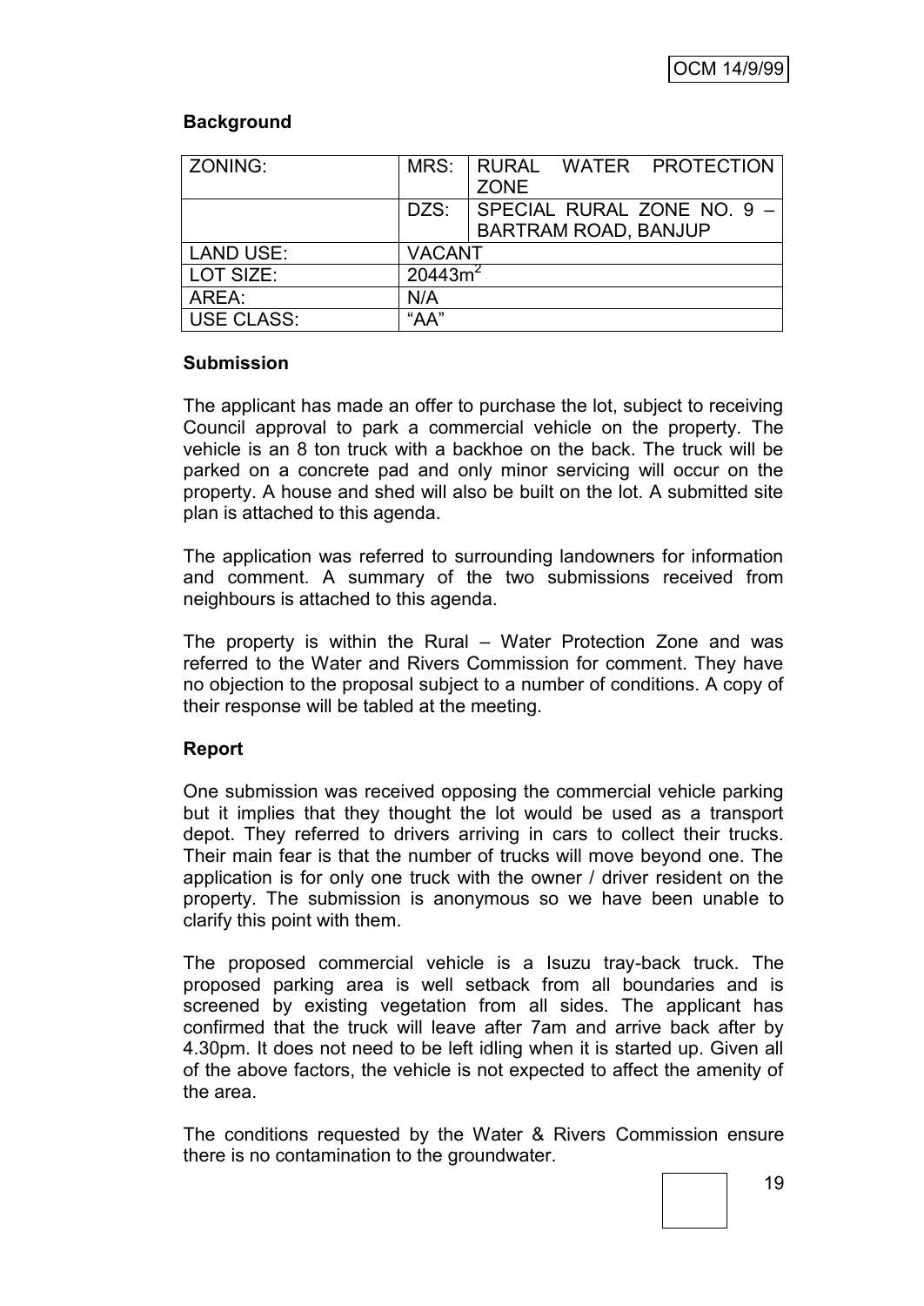### Background

| ZONING: | MRS: | RURAL WATER PROTECTION ZONE |
|---|---|---|
| | DZS: | SPECIAL RURAL ZONE NO. 9 – BARTRAM ROAD, BANJUP |
| LAND USE: | VACANT | |
| LOT SIZE: | $20443m^2$ | |
| AREA: | N/A | |
| USE CLASS: | "AA" | |

### Submission

The applicant has made an offer to purchase the lot, subject to receiving Council approval to park a commercial vehicle on the property. The vehicle is an 8 ton truck with a backhoe on the back. The truck will be parked on a concrete pad and only minor servicing will occur on the property. A house and shed will also be built on the lot. A submitted site plan is attached to this agenda.

The application was referred to surrounding landowners for information and comment. A summary of the two submissions received from neighbours is attached to this agenda.

The property is within the Rural – Water Protection Zone and was referred to the Water and Rivers Commission for comment. They have no objection to the proposal subject to a number of conditions. A copy of their response will be tabled at the meeting.

### Report

One submission was received opposing the commercial vehicle parking but it implies that they thought the lot would be used as a transport depot. They referred to drivers arriving in cars to collect their trucks. Their main fear is that the number of trucks will move beyond one. The application is for only one truck with the owner / driver resident on the property. The submission is anonymous so we have been unable to clarify this point with them.

The proposed commercial vehicle is a Isuzu tray-back truck. The proposed parking area is well setback from all boundaries and is screened by existing vegetation from all sides. The applicant has confirmed that the truck will leave after 7am and arrive back after by 4.30pm. It does not need to be left idling when it is started up. Given all of the above factors, the vehicle is not expected to affect the amenity of the area.

The conditions requested by the Water & Rivers Commission ensure there is no contamination to the groundwater.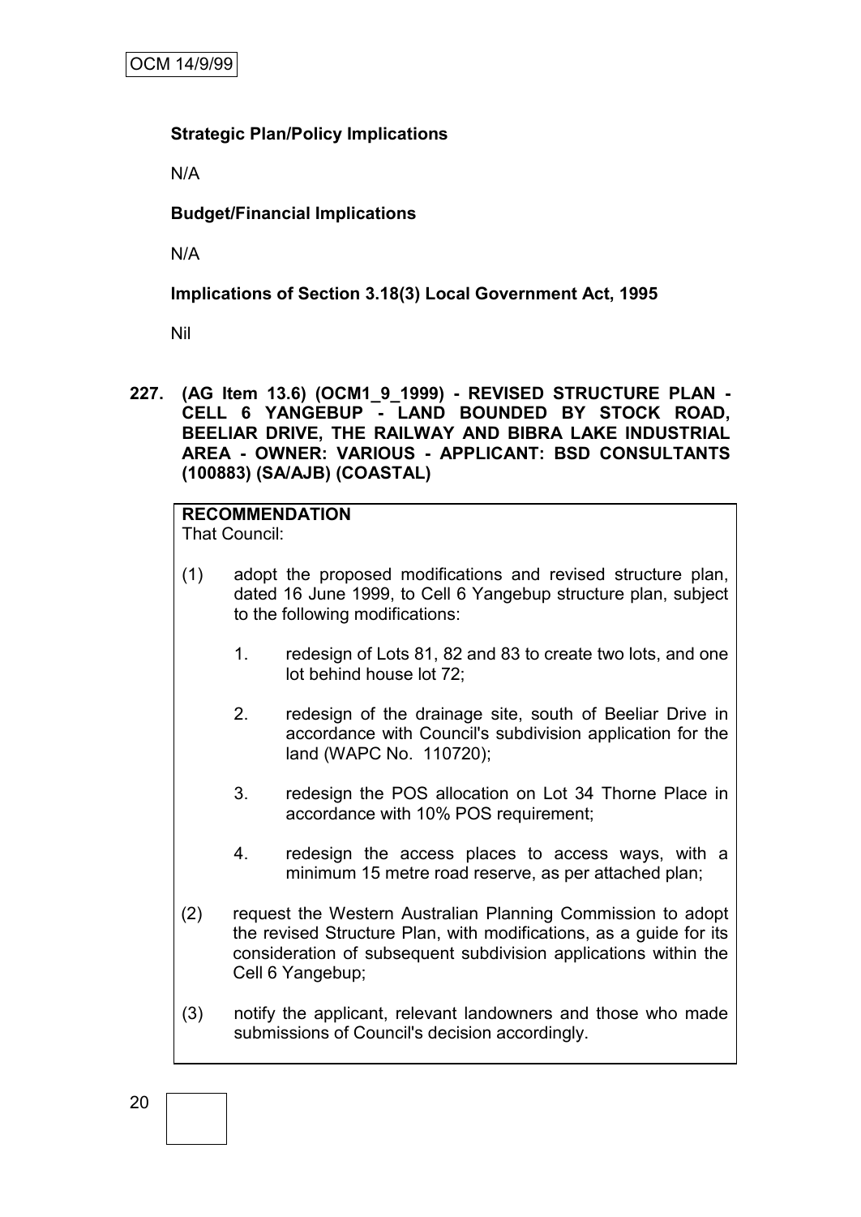**Strategic Plan/Policy Implications**

N/A

**Budget/Financial Implications**

N/A

**Implications of Section 3.18(3) Local Government Act, 1995**

Nil

**227. (AG Item 13.6) (OCM1_9_1999) - REVISED STRUCTURE PLAN - CELL 6 YANGEBUP - LAND BOUNDED BY STOCK ROAD, BEELIAR DRIVE, THE RAILWAY AND BIBRA LAKE INDUSTRIAL AREA - OWNER: VARIOUS - APPLICANT: BSD CONSULTANTS (100883) (SA/AJB) (COASTAL)**

**RECOMMENDATION**
That Council:

(1) adopt the proposed modifications and revised structure plan, dated 16 June 1999, to Cell 6 Yangebup structure plan, subject to the following modifications:

1. redesign of Lots 81, 82 and 83 to create two lots, and one lot behind house lot 72;

2. redesign of the drainage site, south of Beeliar Drive in accordance with Council's subdivision application for the land (WAPC No. 110720);

3. redesign the POS allocation on Lot 34 Thorne Place in accordance with 10% POS requirement;

4. redesign the access places to access ways, with a minimum 15 metre road reserve, as per attached plan;

(2) request the Western Australian Planning Commission to adopt the revised Structure Plan, with modifications, as a guide for its consideration of subsequent subdivision applications within the Cell 6 Yangebup;

(3) notify the applicant, relevant landowners and those who made submissions of Council's decision accordingly.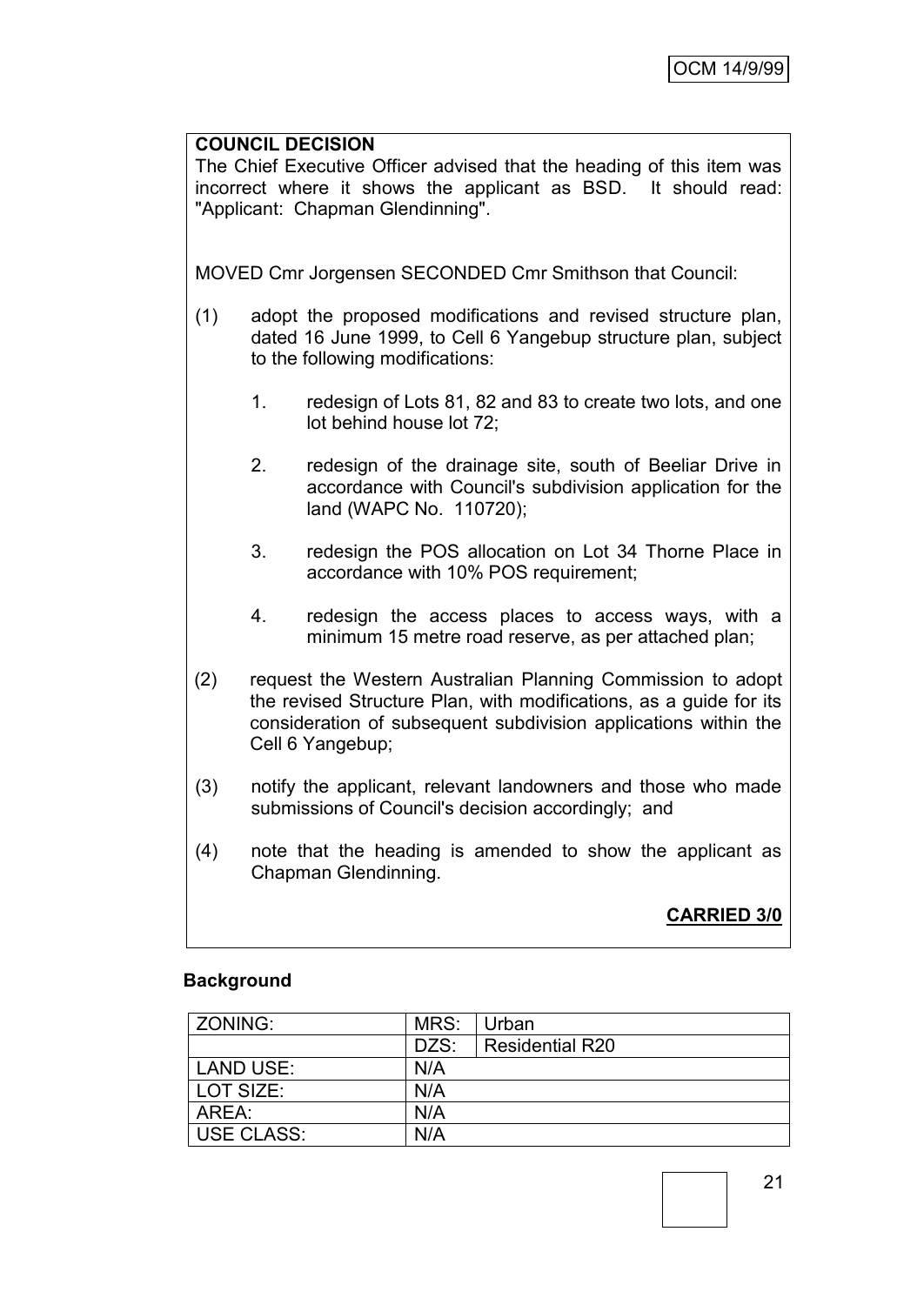**COUNCIL DECISION**

The Chief Executive Officer advised that the heading of this item was incorrect where it shows the applicant as BSD. It should read: "Applicant: Chapman Glendinning".

MOVED Cmr Jorgensen SECONDED Cmr Smithson that Council:

(1) adopt the proposed modifications and revised structure plan, dated 16 June 1999, to Cell 6 Yangebup structure plan, subject to the following modifications:

   1. redesign of Lots 81, 82 and 83 to create two lots, and one lot behind house lot 72;

   2. redesign of the drainage site, south of Beeliar Drive in accordance with Council's subdivision application for the land (WAPC No. 110720);

   3. redesign the POS allocation on Lot 34 Thorne Place in accordance with 10% POS requirement;

   4. redesign the access places to access ways, with a minimum 15 metre road reserve, as per attached plan;

(2) request the Western Australian Planning Commission to adopt the revised Structure Plan, with modifications, as a guide for its consideration of subsequent subdivision applications within the Cell 6 Yangebup;

(3) notify the applicant, relevant landowners and those who made submissions of Council's decision accordingly; and

(4) note that the heading is amended to show the applicant as Chapman Glendinning.

**CARRIED 3/0**

**Background**

| ZONING: | MRS: | Urban |
|---|---|---|
| | DZS: | Residential R20 |
| LAND USE: | N/A | |
| LOT SIZE: | N/A | |
| AREA: | N/A | |
| USE CLASS: | N/A | |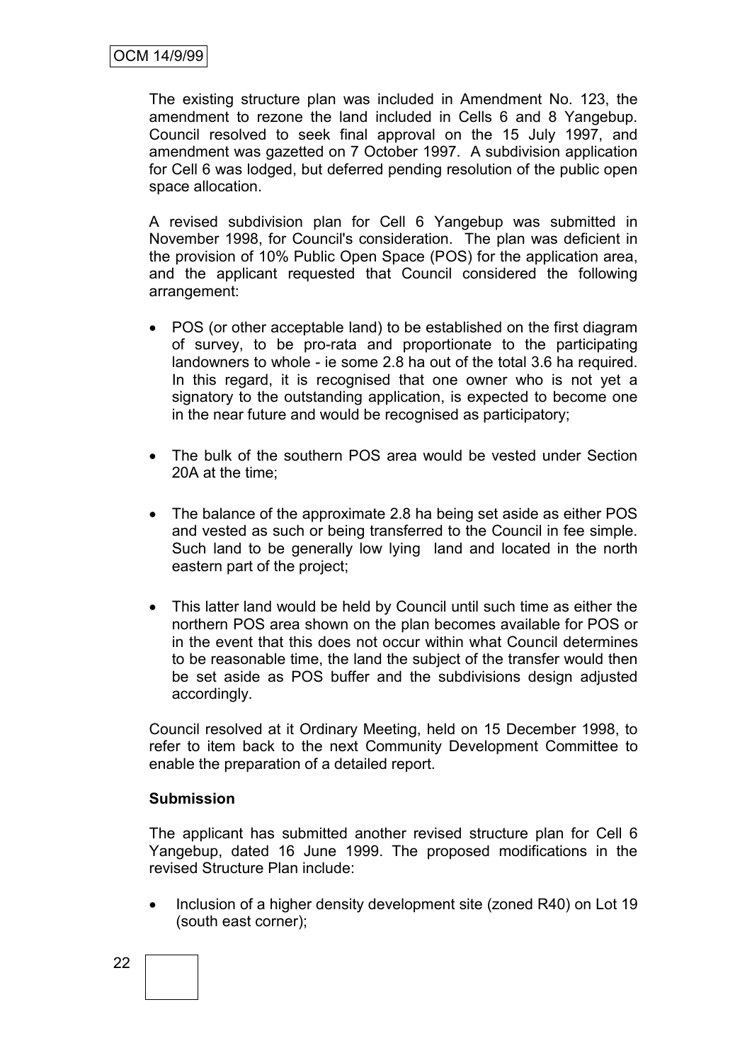The existing structure plan was included in Amendment No. 123, the amendment to rezone the land included in Cells 6 and 8 Yangebup. Council resolved to seek final approval on the 15 July 1997, and amendment was gazetted on 7 October 1997. A subdivision application for Cell 6 was lodged, but deferred pending resolution of the public open space allocation.

A revised subdivision plan for Cell 6 Yangebup was submitted in November 1998, for Council's consideration. The plan was deficient in the provision of 10% Public Open Space (POS) for the application area, and the applicant requested that Council considered the following arrangement:

- POS (or other acceptable land) to be established on the first diagram of survey, to be pro-rata and proportionate to the participating landowners to whole - ie some 2.8 ha out of the total 3.6 ha required. In this regard, it is recognised that one owner who is not yet a signatory to the outstanding application, is expected to become one in the near future and would be recognised as participatory;

- The bulk of the southern POS area would be vested under Section 20A at the time;

- The balance of the approximate 2.8 ha being set aside as either POS and vested as such or being transferred to the Council in fee simple. Such land to be generally low lying land and located in the north eastern part of the project;

- This latter land would be held by Council until such time as either the northern POS area shown on the plan becomes available for POS or in the event that this does not occur within what Council determines to be reasonable time, the land the subject of the transfer would then be set aside as POS buffer and the subdivisions design adjusted accordingly.

Council resolved at it Ordinary Meeting, held on 15 December 1998, to refer to item back to the next Community Development Committee to enable the preparation of a detailed report.

**Submission**

The applicant has submitted another revised structure plan for Cell 6 Yangebup, dated 16 June 1999. The proposed modifications in the revised Structure Plan include:

- Inclusion of a higher density development site (zoned R40) on Lot 19 (south east corner);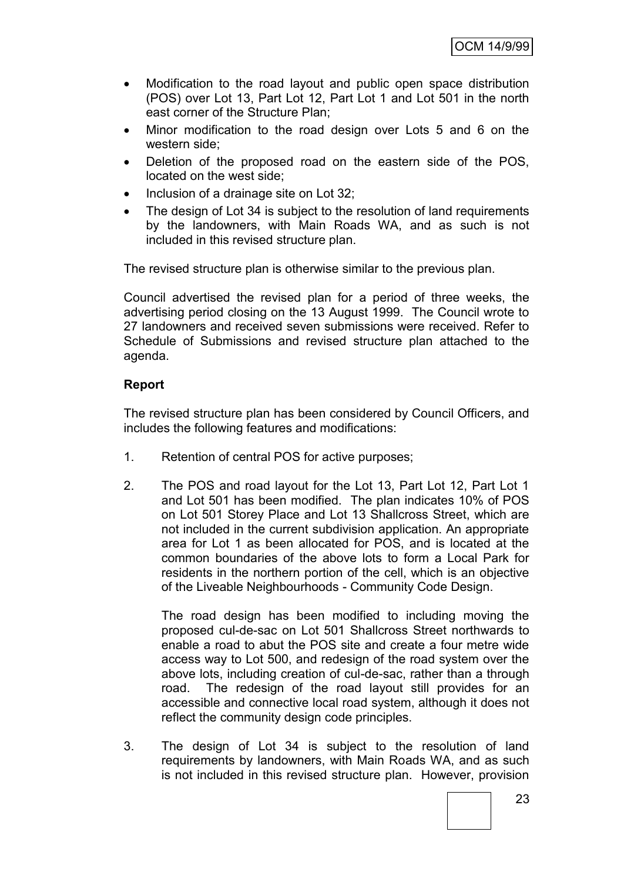- Modification to the road layout and public open space distribution (POS) over Lot 13, Part Lot 12, Part Lot 1 and Lot 501 in the north east corner of the Structure Plan;
- Minor modification to the road design over Lots 5 and 6 on the western side;
- Deletion of the proposed road on the eastern side of the POS, located on the west side;
- Inclusion of a drainage site on Lot 32;
- The design of Lot 34 is subject to the resolution of land requirements by the landowners, with Main Roads WA, and as such is not included in this revised structure plan.

The revised structure plan is otherwise similar to the previous plan.

Council advertised the revised plan for a period of three weeks, the advertising period closing on the 13 August 1999. The Council wrote to 27 landowners and received seven submissions were received. Refer to Schedule of Submissions and revised structure plan attached to the agenda.

**Report**

The revised structure plan has been considered by Council Officers, and includes the following features and modifications:

1. Retention of central POS for active purposes;

2. The POS and road layout for the Lot 13, Part Lot 12, Part Lot 1 and Lot 501 has been modified. The plan indicates 10% of POS on Lot 501 Storey Place and Lot 13 Shallcross Street, which are not included in the current subdivision application. An appropriate area for Lot 1 as been allocated for POS, and is located at the common boundaries of the above lots to form a Local Park for residents in the northern portion of the cell, which is an objective of the Liveable Neighbourhoods - Community Code Design.

   The road design has been modified to including moving the proposed cul-de-sac on Lot 501 Shallcross Street northwards to enable a road to abut the POS site and create a four metre wide access way to Lot 500, and redesign of the road system over the above lots, including creation of cul-de-sac, rather than a through road. The redesign of the road layout still provides for an accessible and connective local road system, although it does not reflect the community design code principles.

3. The design of Lot 34 is subject to the resolution of land requirements by landowners, with Main Roads WA, and as such is not included in this revised structure plan. However, provision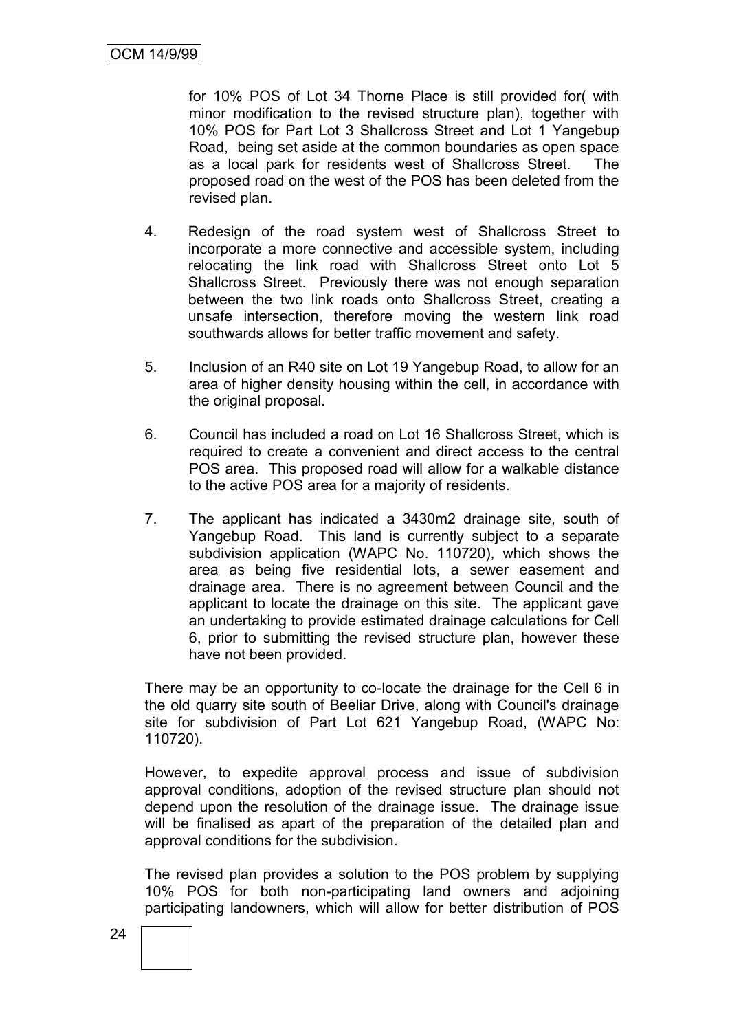for 10% POS of Lot 34 Thorne Place is still provided for( with minor modification to the revised structure plan), together with 10% POS for Part Lot 3 Shallcross Street and Lot 1 Yangebup Road, being set aside at the common boundaries as open space as a local park for residents west of Shallcross Street. The proposed road on the west of the POS has been deleted from the revised plan.

4. Redesign of the road system west of Shallcross Street to incorporate a more connective and accessible system, including relocating the link road with Shallcross Street onto Lot 5 Shallcross Street. Previously there was not enough separation between the two link roads onto Shallcross Street, creating a unsafe intersection, therefore moving the western link road southwards allows for better traffic movement and safety.

5. Inclusion of an R40 site on Lot 19 Yangebup Road, to allow for an area of higher density housing within the cell, in accordance with the original proposal.

6. Council has included a road on Lot 16 Shallcross Street, which is required to create a convenient and direct access to the central POS area. This proposed road will allow for a walkable distance to the active POS area for a majority of residents.

7. The applicant has indicated a 3430m2 drainage site, south of Yangebup Road. This land is currently subject to a separate subdivision application (WAPC No. 110720), which shows the area as being five residential lots, a sewer easement and drainage area. There is no agreement between Council and the applicant to locate the drainage on this site. The applicant gave an undertaking to provide estimated drainage calculations for Cell 6, prior to submitting the revised structure plan, however these have not been provided.

There may be an opportunity to co-locate the drainage for the Cell 6 in the old quarry site south of Beeliar Drive, along with Council's drainage site for subdivision of Part Lot 621 Yangebup Road, (WAPC No: 110720).

However, to expedite approval process and issue of subdivision approval conditions, adoption of the revised structure plan should not depend upon the resolution of the drainage issue. The drainage issue will be finalised as apart of the preparation of the detailed plan and approval conditions for the subdivision.

The revised plan provides a solution to the POS problem by supplying 10% POS for both non-participating land owners and adjoining participating landowners, which will allow for better distribution of POS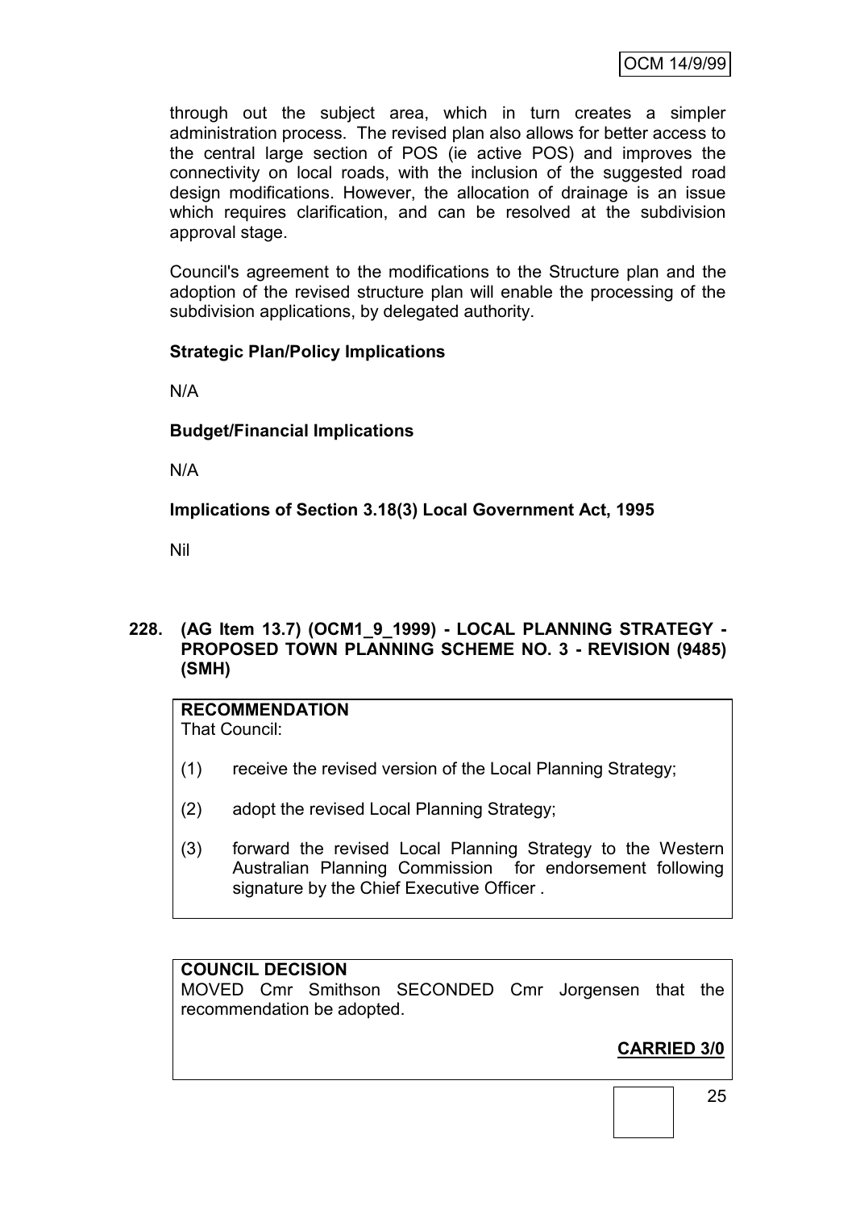through out the subject area, which in turn creates a simpler administration process. The revised plan also allows for better access to the central large section of POS (ie active POS) and improves the connectivity on local roads, with the inclusion of the suggested road design modifications. However, the allocation of drainage is an issue which requires clarification, and can be resolved at the subdivision approval stage.

Council's agreement to the modifications to the Structure plan and the adoption of the revised structure plan will enable the processing of the subdivision applications, by delegated authority.

**Strategic Plan/Policy Implications**

N/A

**Budget/Financial Implications**

N/A

**Implications of Section 3.18(3) Local Government Act, 1995**

Nil

### 228. (AG Item 13.7) (OCM1_9_1999) - LOCAL PLANNING STRATEGY - PROPOSED TOWN PLANNING SCHEME NO. 3 - REVISION (9485) (SMH)

**RECOMMENDATION**
That Council:

(1) receive the revised version of the Local Planning Strategy;

(2) adopt the revised Local Planning Strategy;

(3) forward the revised Local Planning Strategy to the Western Australian Planning Commission for endorsement following signature by the Chief Executive Officer .

**COUNCIL DECISION**
MOVED Cmr Smithson SECONDED Cmr Jorgensen that the recommendation be adopted.

**CARRIED 3/0**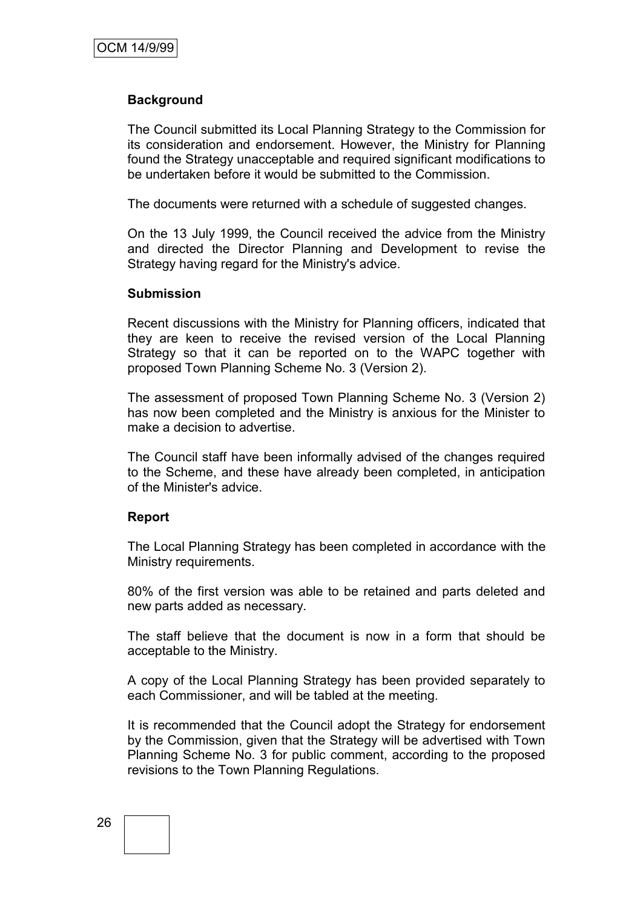**Background**

The Council submitted its Local Planning Strategy to the Commission for its consideration and endorsement. However, the Ministry for Planning found the Strategy unacceptable and required significant modifications to be undertaken before it would be submitted to the Commission.

The documents were returned with a schedule of suggested changes.

On the 13 July 1999, the Council received the advice from the Ministry and directed the Director Planning and Development to revise the Strategy having regard for the Ministry's advice.

**Submission**

Recent discussions with the Ministry for Planning officers, indicated that they are keen to receive the revised version of the Local Planning Strategy so that it can be reported on to the WAPC together with proposed Town Planning Scheme No. 3 (Version 2).

The assessment of proposed Town Planning Scheme No. 3 (Version 2) has now been completed and the Ministry is anxious for the Minister to make a decision to advertise.

The Council staff have been informally advised of the changes required to the Scheme, and these have already been completed, in anticipation of the Minister's advice.

**Report**

The Local Planning Strategy has been completed in accordance with the Ministry requirements.

80% of the first version was able to be retained and parts deleted and new parts added as necessary.

The staff believe that the document is now in a form that should be acceptable to the Ministry.

A copy of the Local Planning Strategy has been provided separately to each Commissioner, and will be tabled at the meeting.

It is recommended that the Council adopt the Strategy for endorsement by the Commission, given that the Strategy will be advertised with Town Planning Scheme No. 3 for public comment, according to the proposed revisions to the Town Planning Regulations.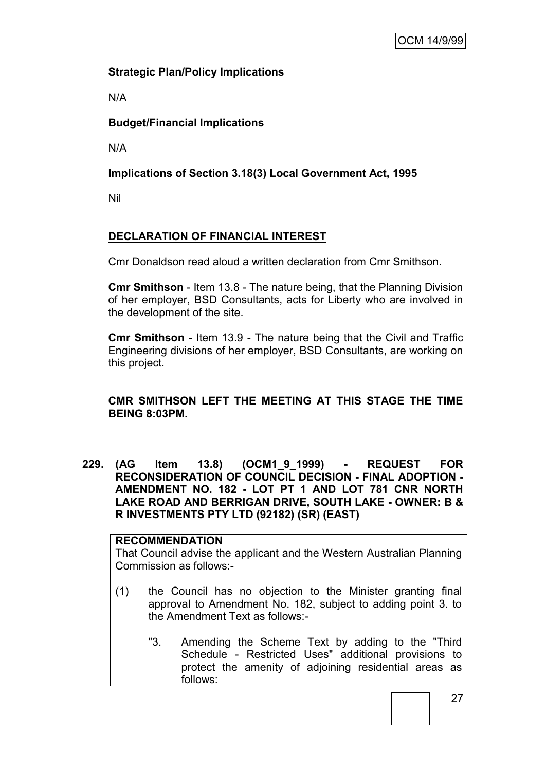**Strategic Plan/Policy Implications**

N/A

**Budget/Financial Implications**

N/A

**Implications of Section 3.18(3) Local Government Act, 1995**

Nil

**DECLARATION OF FINANCIAL INTEREST**

Cmr Donaldson read aloud a written declaration from Cmr Smithson.

**Cmr Smithson** - Item 13.8 - The nature being, that the Planning Division of her employer, BSD Consultants, acts for Liberty who are involved in the development of the site.

**Cmr Smithson** - Item 13.9 - The nature being that the Civil and Traffic Engineering divisions of her employer, BSD Consultants, are working on this project.

**CMR SMITHSON LEFT THE MEETING AT THIS STAGE THE TIME BEING 8:03PM.**

**229. (AG Item 13.8) (OCM1_9_1999) - REQUEST FOR RECONSIDERATION OF COUNCIL DECISION - FINAL ADOPTION - AMENDMENT NO. 182 - LOT PT 1 AND LOT 781 CNR NORTH LAKE ROAD AND BERRIGAN DRIVE, SOUTH LAKE - OWNER: B & R INVESTMENTS PTY LTD (92182) (SR) (EAST)**

**RECOMMENDATION**

That Council advise the applicant and the Western Australian Planning Commission as follows:-

(1) the Council has no objection to the Minister granting final approval to Amendment No. 182, subject to adding point 3. to the Amendment Text as follows:-

"3. Amending the Scheme Text by adding to the "Third Schedule - Restricted Uses" additional provisions to protect the amenity of adjoining residential areas as follows: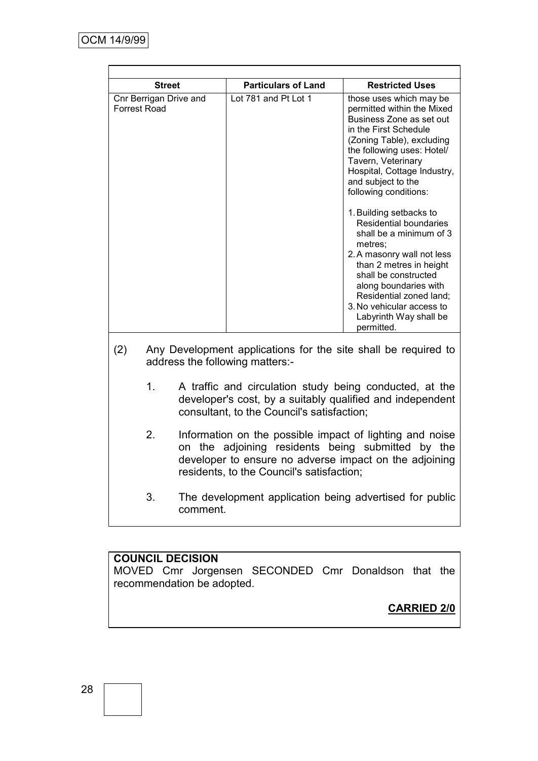| Street | Particulars of Land | Restricted Uses |
|---|---|---|
| Cnr Berrigan Drive and Forrest Road | Lot 781 and Pt Lot 1 | those uses which may be permitted within the Mixed Business Zone as set out in the First Schedule (Zoning Table), excluding the following uses: Hotel/ Tavern, Veterinary Hospital, Cottage Industry, and subject to the following conditions:<br><br>1. Building setbacks to Residential boundaries shall be a minimum of 3 metres;<br>2. A masonry wall not less than 2 metres in height shall be constructed along boundaries with Residential zoned land;<br>3. No vehicular access to Labyrinth Way shall be permitted. |

(2) Any Development applications for the site shall be required to address the following matters:-

1. A traffic and circulation study being conducted, at the developer's cost, by a suitably qualified and independent consultant, to the Council's satisfaction;

2. Information on the possible impact of lighting and noise on the adjoining residents being submitted by the developer to ensure no adverse impact on the adjoining residents, to the Council's satisfaction;

3. The development application being advertised for public comment.

**COUNCIL DECISION**

MOVED Cmr Jorgensen SECONDED Cmr Donaldson that the recommendation be adopted.

**CARRIED 2/0**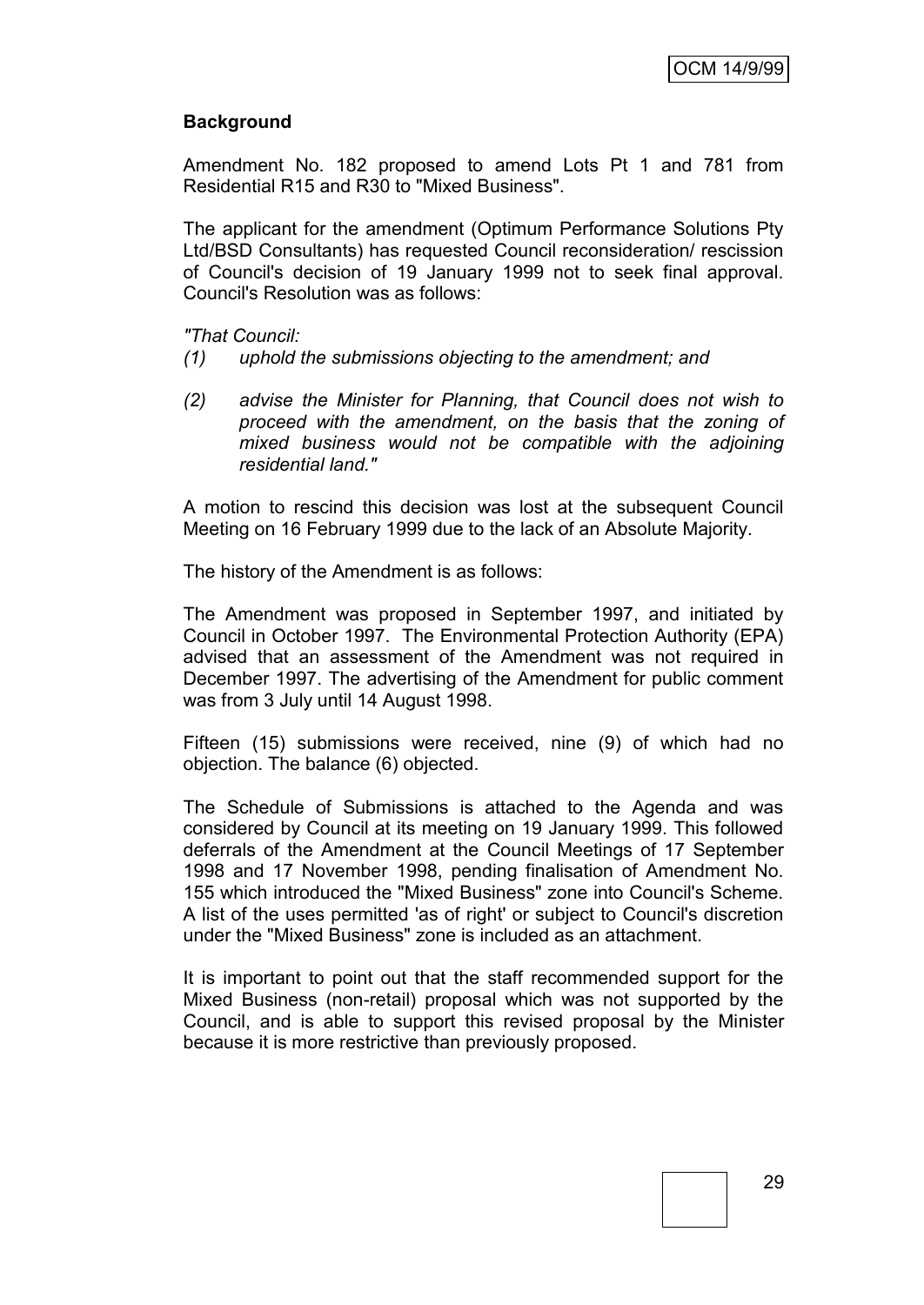## Background

Amendment No. 182 proposed to amend Lots Pt 1 and 781 from Residential R15 and R30 to "Mixed Business".

The applicant for the amendment (Optimum Performance Solutions Pty Ltd/BSD Consultants) has requested Council reconsideration/ rescission of Council's decision of 19 January 1999 not to seek final approval. Council's Resolution was as follows:

*"That Council:*

*(1) uphold the submissions objecting to the amendment; and*

*(2) advise the Minister for Planning, that Council does not wish to proceed with the amendment, on the basis that the zoning of mixed business would not be compatible with the adjoining residential land."*

A motion to rescind this decision was lost at the subsequent Council Meeting on 16 February 1999 due to the lack of an Absolute Majority.

The history of the Amendment is as follows:

The Amendment was proposed in September 1997, and initiated by Council in October 1997. The Environmental Protection Authority (EPA) advised that an assessment of the Amendment was not required in December 1997. The advertising of the Amendment for public comment was from 3 July until 14 August 1998.

Fifteen (15) submissions were received, nine (9) of which had no objection. The balance (6) objected.

The Schedule of Submissions is attached to the Agenda and was considered by Council at its meeting on 19 January 1999. This followed deferrals of the Amendment at the Council Meetings of 17 September 1998 and 17 November 1998, pending finalisation of Amendment No. 155 which introduced the "Mixed Business" zone into Council's Scheme. A list of the uses permitted 'as of right' or subject to Council's discretion under the "Mixed Business" zone is included as an attachment.

It is important to point out that the staff recommended support for the Mixed Business (non-retail) proposal which was not supported by the Council, and is able to support this revised proposal by the Minister because it is more restrictive than previously proposed.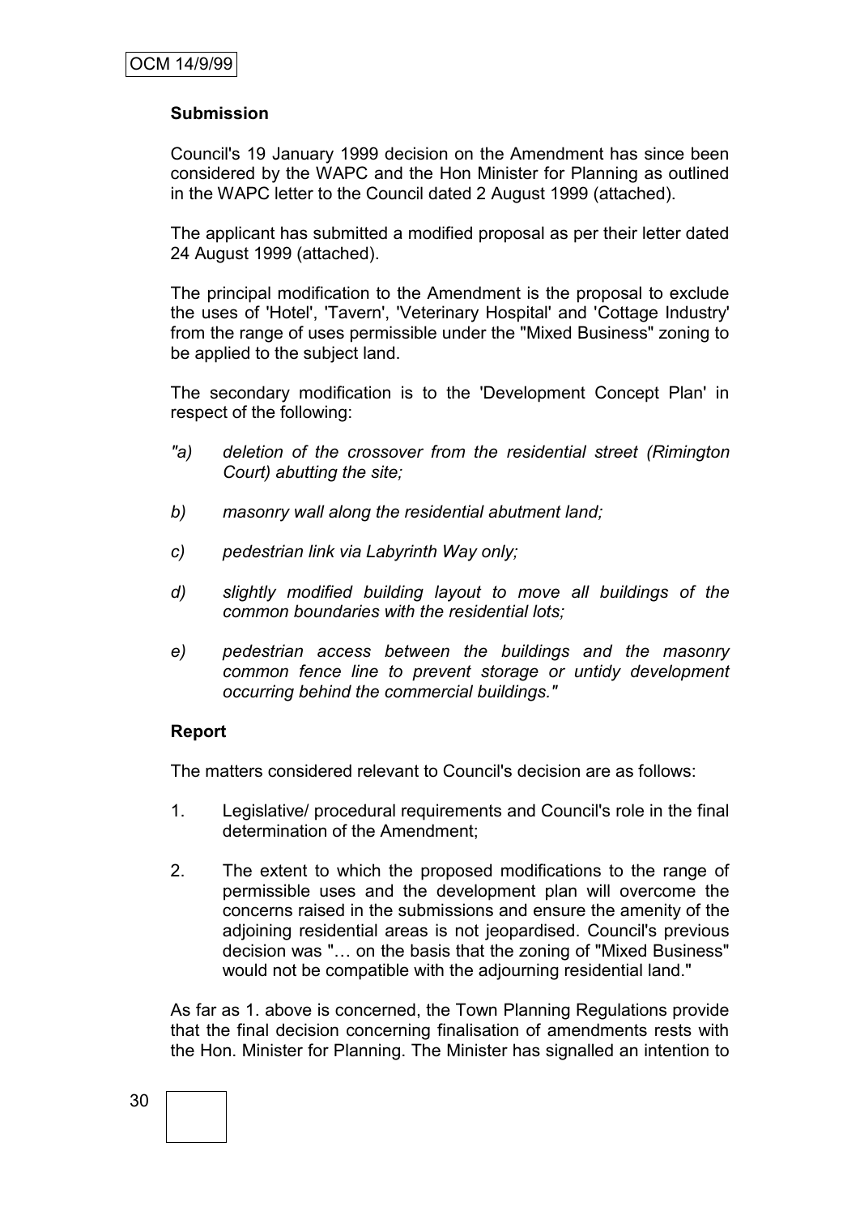### Submission

Council's 19 January 1999 decision on the Amendment has since been considered by the WAPC and the Hon Minister for Planning as outlined in the WAPC letter to the Council dated 2 August 1999 (attached).

The applicant has submitted a modified proposal as per their letter dated 24 August 1999 (attached).

The principal modification to the Amendment is the proposal to exclude the uses of 'Hotel', 'Tavern', 'Veterinary Hospital' and 'Cottage Industry' from the range of uses permissible under the "Mixed Business" zoning to be applied to the subject land.

The secondary modification is to the 'Development Concept Plan' in respect of the following:

*"a) deletion of the crossover from the residential street (Rimington Court) abutting the site;*

*b) masonry wall along the residential abutment land;*

*c) pedestrian link via Labyrinth Way only;*

*d) slightly modified building layout to move all buildings of the common boundaries with the residential lots;*

*e) pedestrian access between the buildings and the masonry common fence line to prevent storage or untidy development occurring behind the commercial buildings."*

### Report

The matters considered relevant to Council's decision are as follows:

1. Legislative/ procedural requirements and Council's role in the final determination of the Amendment;
2. The extent to which the proposed modifications to the range of permissible uses and the development plan will overcome the concerns raised in the submissions and ensure the amenity of the adjoining residential areas is not jeopardised. Council's previous decision was "… on the basis that the zoning of "Mixed Business" would not be compatible with the adjourning residential land."

As far as 1. above is concerned, the Town Planning Regulations provide that the final decision concerning finalisation of amendments rests with the Hon. Minister for Planning. The Minister has signalled an intention to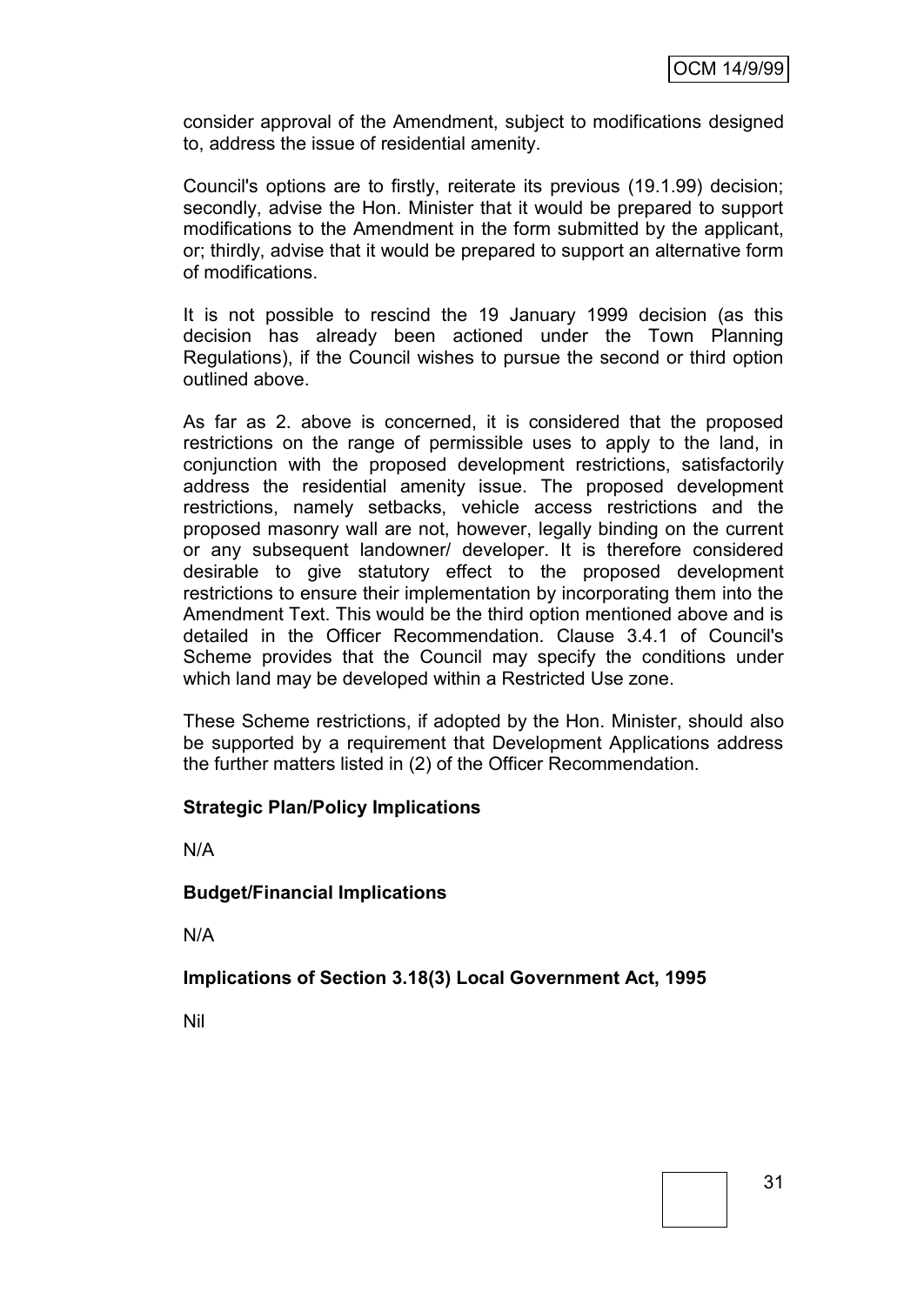consider approval of the Amendment, subject to modifications designed to, address the issue of residential amenity.

Council's options are to firstly, reiterate its previous (19.1.99) decision; secondly, advise the Hon. Minister that it would be prepared to support modifications to the Amendment in the form submitted by the applicant, or; thirdly, advise that it would be prepared to support an alternative form of modifications.

It is not possible to rescind the 19 January 1999 decision (as this decision has already been actioned under the Town Planning Regulations), if the Council wishes to pursue the second or third option outlined above.

As far as 2. above is concerned, it is considered that the proposed restrictions on the range of permissible uses to apply to the land, in conjunction with the proposed development restrictions, satisfactorily address the residential amenity issue. The proposed development restrictions, namely setbacks, vehicle access restrictions and the proposed masonry wall are not, however, legally binding on the current or any subsequent landowner/ developer. It is therefore considered desirable to give statutory effect to the proposed development restrictions to ensure their implementation by incorporating them into the Amendment Text. This would be the third option mentioned above and is detailed in the Officer Recommendation. Clause 3.4.1 of Council's Scheme provides that the Council may specify the conditions under which land may be developed within a Restricted Use zone.

These Scheme restrictions, if adopted by the Hon. Minister, should also be supported by a requirement that Development Applications address the further matters listed in (2) of the Officer Recommendation.

**Strategic Plan/Policy Implications**

N/A

**Budget/Financial Implications**

N/A

**Implications of Section 3.18(3) Local Government Act, 1995**

Nil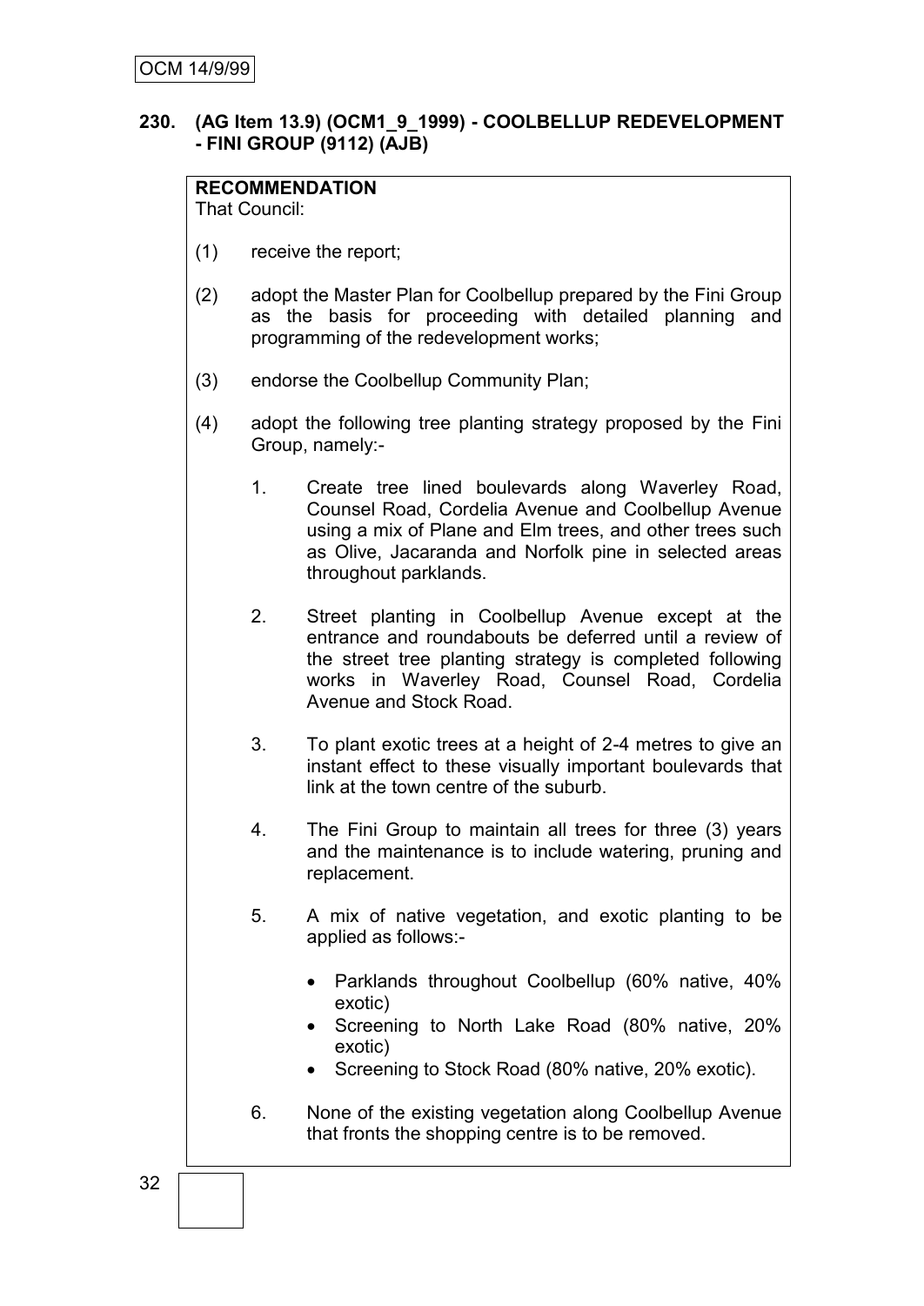## 230. (AG Item 13.9) (OCM1_9_1999) - COOLBELLUP REDEVELOPMENT - FINI GROUP (9112) (AJB)

**RECOMMENDATION**
That Council:

(1) receive the report;

(2) adopt the Master Plan for Coolbellup prepared by the Fini Group as the basis for proceeding with detailed planning and programming of the redevelopment works;

(3) endorse the Coolbellup Community Plan;

(4) adopt the following tree planting strategy proposed by the Fini Group, namely:-

1. Create tree lined boulevards along Waverley Road, Counsel Road, Cordelia Avenue and Coolbellup Avenue using a mix of Plane and Elm trees, and other trees such as Olive, Jacaranda and Norfolk pine in selected areas throughout parklands.

2. Street planting in Coolbellup Avenue except at the entrance and roundabouts be deferred until a review of the street tree planting strategy is completed following works in Waverley Road, Counsel Road, Cordelia Avenue and Stock Road.

3. To plant exotic trees at a height of 2-4 metres to give an instant effect to these visually important boulevards that link at the town centre of the suburb.

4. The Fini Group to maintain all trees for three (3) years and the maintenance is to include watering, pruning and replacement.

5. A mix of native vegetation, and exotic planting to be applied as follows:-

   - Parklands throughout Coolbellup (60% native, 40% exotic)
   - Screening to North Lake Road (80% native, 20% exotic)
   - Screening to Stock Road (80% native, 20% exotic).

6. None of the existing vegetation along Coolbellup Avenue that fronts the shopping centre is to be removed.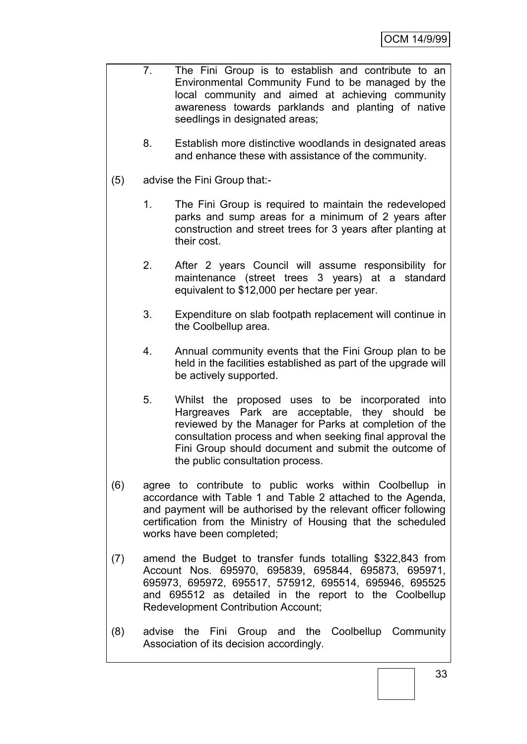7. The Fini Group is to establish and contribute to an Environmental Community Fund to be managed by the local community and aimed at achieving community awareness towards parklands and planting of native seedlings in designated areas;

8. Establish more distinctive woodlands in designated areas and enhance these with assistance of the community.

(5) advise the Fini Group that:-

1. The Fini Group is required to maintain the redeveloped parks and sump areas for a minimum of 2 years after construction and street trees for 3 years after planting at their cost.

2. After 2 years Council will assume responsibility for maintenance (street trees 3 years) at a standard equivalent to $12,000 per hectare per year.

3. Expenditure on slab footpath replacement will continue in the Coolbellup area.

4. Annual community events that the Fini Group plan to be held in the facilities established as part of the upgrade will be actively supported.

5. Whilst the proposed uses to be incorporated into Hargreaves Park are acceptable, they should be reviewed by the Manager for Parks at completion of the consultation process and when seeking final approval the Fini Group should document and submit the outcome of the public consultation process.

(6) agree to contribute to public works within Coolbellup in accordance with Table 1 and Table 2 attached to the Agenda, and payment will be authorised by the relevant officer following certification from the Ministry of Housing that the scheduled works have been completed;

(7) amend the Budget to transfer funds totalling $322,843 from Account Nos. 695970, 695839, 695844, 695873, 695971, 695973, 695972, 695517, 575912, 695514, 695946, 695525 and 695512 as detailed in the report to the Coolbellup Redevelopment Contribution Account;

(8) advise the Fini Group and the Coolbellup Community Association of its decision accordingly.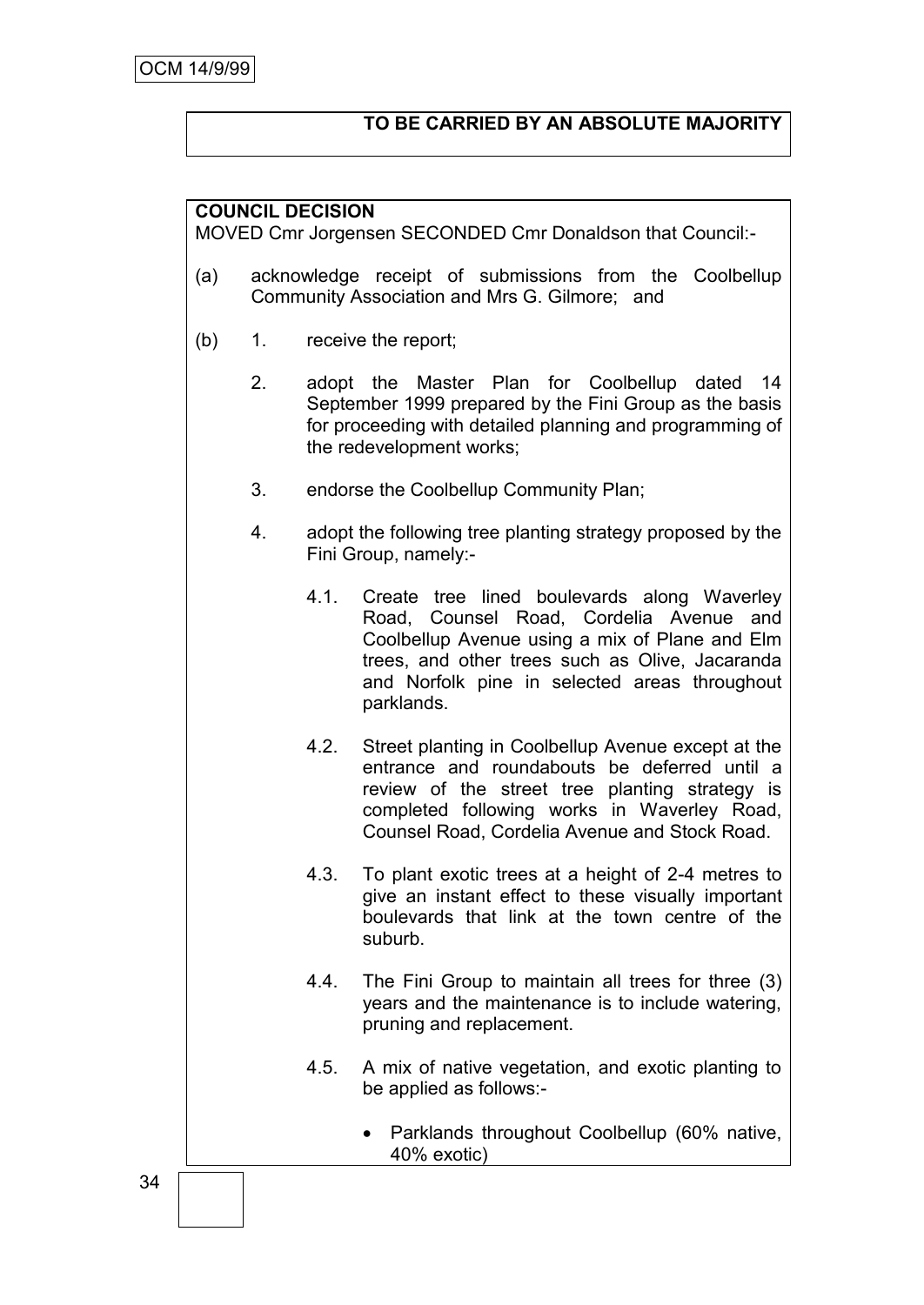**TO BE CARRIED BY AN ABSOLUTE MAJORITY**

**COUNCIL DECISION**

MOVED Cmr Jorgensen SECONDED Cmr Donaldson that Council:-

(a) acknowledge receipt of submissions from the Coolbellup Community Association and Mrs G. Gilmore; and

(b) 1. receive the report;

2. adopt the Master Plan for Coolbellup dated 14 September 1999 prepared by the Fini Group as the basis for proceeding with detailed planning and programming of the redevelopment works;

3. endorse the Coolbellup Community Plan;

4. adopt the following tree planting strategy proposed by the Fini Group, namely:-

4.1. Create tree lined boulevards along Waverley Road, Counsel Road, Cordelia Avenue and Coolbellup Avenue using a mix of Plane and Elm trees, and other trees such as Olive, Jacaranda and Norfolk pine in selected areas throughout parklands.

4.2. Street planting in Coolbellup Avenue except at the entrance and roundabouts be deferred until a review of the street tree planting strategy is completed following works in Waverley Road, Counsel Road, Cordelia Avenue and Stock Road.

4.3. To plant exotic trees at a height of 2-4 metres to give an instant effect to these visually important boulevards that link at the town centre of the suburb.

4.4. The Fini Group to maintain all trees for three (3) years and the maintenance is to include watering, pruning and replacement.

4.5. A mix of native vegetation, and exotic planting to be applied as follows:-

- Parklands throughout Coolbellup (60% native, 40% exotic)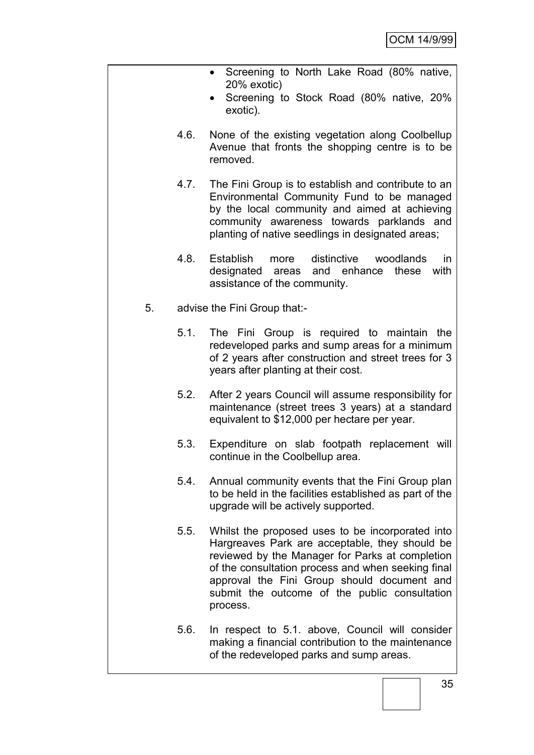- Screening to North Lake Road (80% native, 20% exotic)
- Screening to Stock Road (80% native, 20% exotic).

4.6. None of the existing vegetation along Coolbellup Avenue that fronts the shopping centre is to be removed.

4.7. The Fini Group is to establish and contribute to an Environmental Community Fund to be managed by the local community and aimed at achieving community awareness towards parklands and planting of native seedlings in designated areas;

4.8. Establish more distinctive woodlands in designated areas and enhance these with assistance of the community.

5. advise the Fini Group that:-

5.1. The Fini Group is required to maintain the redeveloped parks and sump areas for a minimum of 2 years after construction and street trees for 3 years after planting at their cost.

5.2. After 2 years Council will assume responsibility for maintenance (street trees 3 years) at a standard equivalent to $12,000 per hectare per year.

5.3. Expenditure on slab footpath replacement will continue in the Coolbellup area.

5.4. Annual community events that the Fini Group plan to be held in the facilities established as part of the upgrade will be actively supported.

5.5. Whilst the proposed uses to be incorporated into Hargreaves Park are acceptable, they should be reviewed by the Manager for Parks at completion of the consultation process and when seeking final approval the Fini Group should document and submit the outcome of the public consultation process.

5.6. In respect to 5.1. above, Council will consider making a financial contribution to the maintenance of the redeveloped parks and sump areas.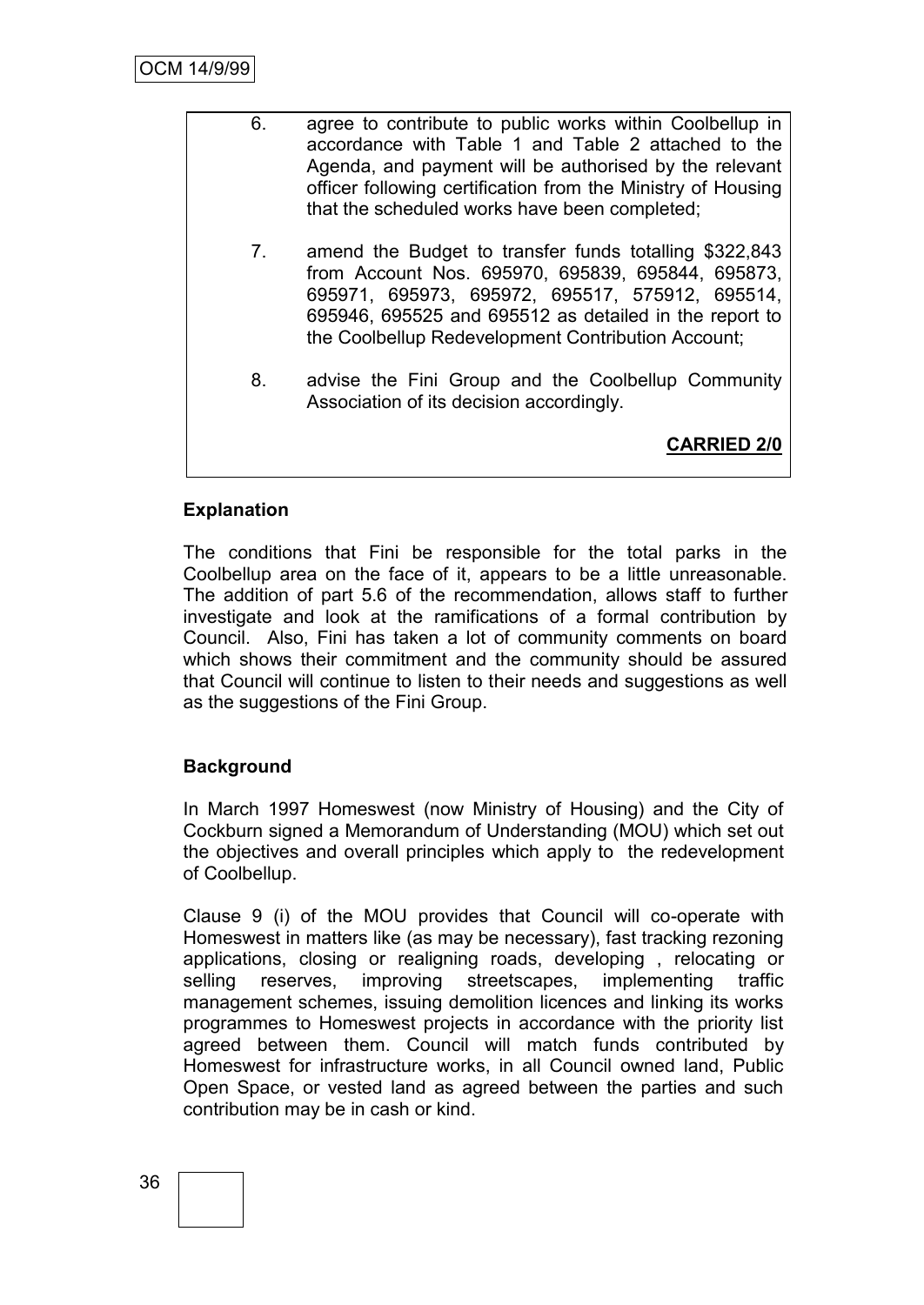6. agree to contribute to public works within Coolbellup in accordance with Table 1 and Table 2 attached to the Agenda, and payment will be authorised by the relevant officer following certification from the Ministry of Housing that the scheduled works have been completed;

7. amend the Budget to transfer funds totalling $322,843 from Account Nos. 695970, 695839, 695844, 695873, 695971, 695973, 695972, 695517, 575912, 695514, 695946, 695525 and 695512 as detailed in the report to the Coolbellup Redevelopment Contribution Account;

8. advise the Fini Group and the Coolbellup Community Association of its decision accordingly.

**CARRIED 2/0**

**Explanation**

The conditions that Fini be responsible for the total parks in the Coolbellup area on the face of it, appears to be a little unreasonable. The addition of part 5.6 of the recommendation, allows staff to further investigate and look at the ramifications of a formal contribution by Council. Also, Fini has taken a lot of community comments on board which shows their commitment and the community should be assured that Council will continue to listen to their needs and suggestions as well as the suggestions of the Fini Group.

**Background**

In March 1997 Homeswest (now Ministry of Housing) and the City of Cockburn signed a Memorandum of Understanding (MOU) which set out the objectives and overall principles which apply to the redevelopment of Coolbellup.

Clause 9 (i) of the MOU provides that Council will co-operate with Homeswest in matters like (as may be necessary), fast tracking rezoning applications, closing or realigning roads, developing , relocating or selling reserves, improving streetscapes, implementing traffic management schemes, issuing demolition licences and linking its works programmes to Homeswest projects in accordance with the priority list agreed between them. Council will match funds contributed by Homeswest for infrastructure works, in all Council owned land, Public Open Space, or vested land as agreed between the parties and such contribution may be in cash or kind.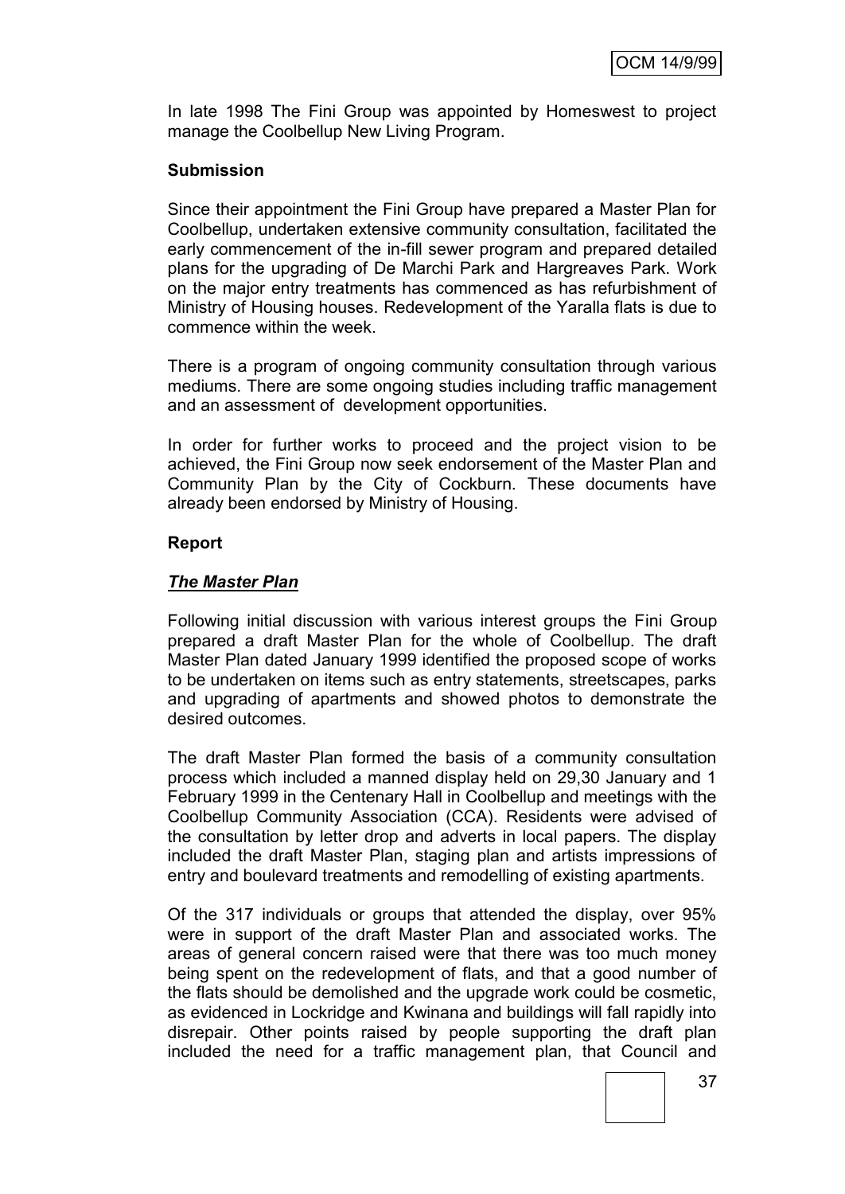In late 1998 The Fini Group was appointed by Homeswest to project manage the Coolbellup New Living Program.

**Submission**

Since their appointment the Fini Group have prepared a Master Plan for Coolbellup, undertaken extensive community consultation, facilitated the early commencement of the in-fill sewer program and prepared detailed plans for the upgrading of De Marchi Park and Hargreaves Park. Work on the major entry treatments has commenced as has refurbishment of Ministry of Housing houses. Redevelopment of the Yaralla flats is due to commence within the week.

There is a program of ongoing community consultation through various mediums. There are some ongoing studies including traffic management and an assessment of development opportunities.

In order for further works to proceed and the project vision to be achieved, the Fini Group now seek endorsement of the Master Plan and Community Plan by the City of Cockburn. These documents have already been endorsed by Ministry of Housing.

**Report**

***The Master Plan***

Following initial discussion with various interest groups the Fini Group prepared a draft Master Plan for the whole of Coolbellup. The draft Master Plan dated January 1999 identified the proposed scope of works to be undertaken on items such as entry statements, streetscapes, parks and upgrading of apartments and showed photos to demonstrate the desired outcomes.

The draft Master Plan formed the basis of a community consultation process which included a manned display held on 29,30 January and 1 February 1999 in the Centenary Hall in Coolbellup and meetings with the Coolbellup Community Association (CCA). Residents were advised of the consultation by letter drop and adverts in local papers. The display included the draft Master Plan, staging plan and artists impressions of entry and boulevard treatments and remodelling of existing apartments.

Of the 317 individuals or groups that attended the display, over 95% were in support of the draft Master Plan and associated works. The areas of general concern raised were that there was too much money being spent on the redevelopment of flats, and that a good number of the flats should be demolished and the upgrade work could be cosmetic, as evidenced in Lockridge and Kwinana and buildings will fall rapidly into disrepair. Other points raised by people supporting the draft plan included the need for a traffic management plan, that Council and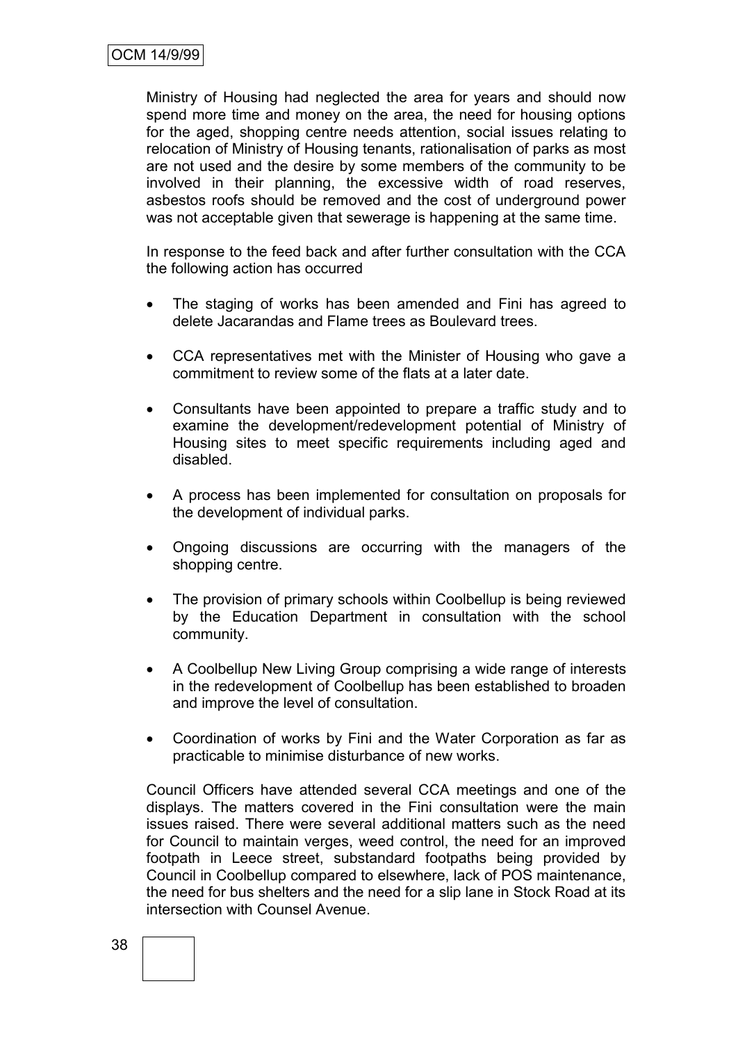Ministry of Housing had neglected the area for years and should now spend more time and money on the area, the need for housing options for the aged, shopping centre needs attention, social issues relating to relocation of Ministry of Housing tenants, rationalisation of parks as most are not used and the desire by some members of the community to be involved in their planning, the excessive width of road reserves, asbestos roofs should be removed and the cost of underground power was not acceptable given that sewerage is happening at the same time.

In response to the feed back and after further consultation with the CCA the following action has occurred

- The staging of works has been amended and Fini has agreed to delete Jacarandas and Flame trees as Boulevard trees.
- CCA representatives met with the Minister of Housing who gave a commitment to review some of the flats at a later date.
- Consultants have been appointed to prepare a traffic study and to examine the development/redevelopment potential of Ministry of Housing sites to meet specific requirements including aged and disabled.
- A process has been implemented for consultation on proposals for the development of individual parks.
- Ongoing discussions are occurring with the managers of the shopping centre.
- The provision of primary schools within Coolbellup is being reviewed by the Education Department in consultation with the school community.
- A Coolbellup New Living Group comprising a wide range of interests in the redevelopment of Coolbellup has been established to broaden and improve the level of consultation.
- Coordination of works by Fini and the Water Corporation as far as practicable to minimise disturbance of new works.

Council Officers have attended several CCA meetings and one of the displays. The matters covered in the Fini consultation were the main issues raised. There were several additional matters such as the need for Council to maintain verges, weed control, the need for an improved footpath in Leece street, substandard footpaths being provided by Council in Coolbellup compared to elsewhere, lack of POS maintenance, the need for bus shelters and the need for a slip lane in Stock Road at its intersection with Counsel Avenue.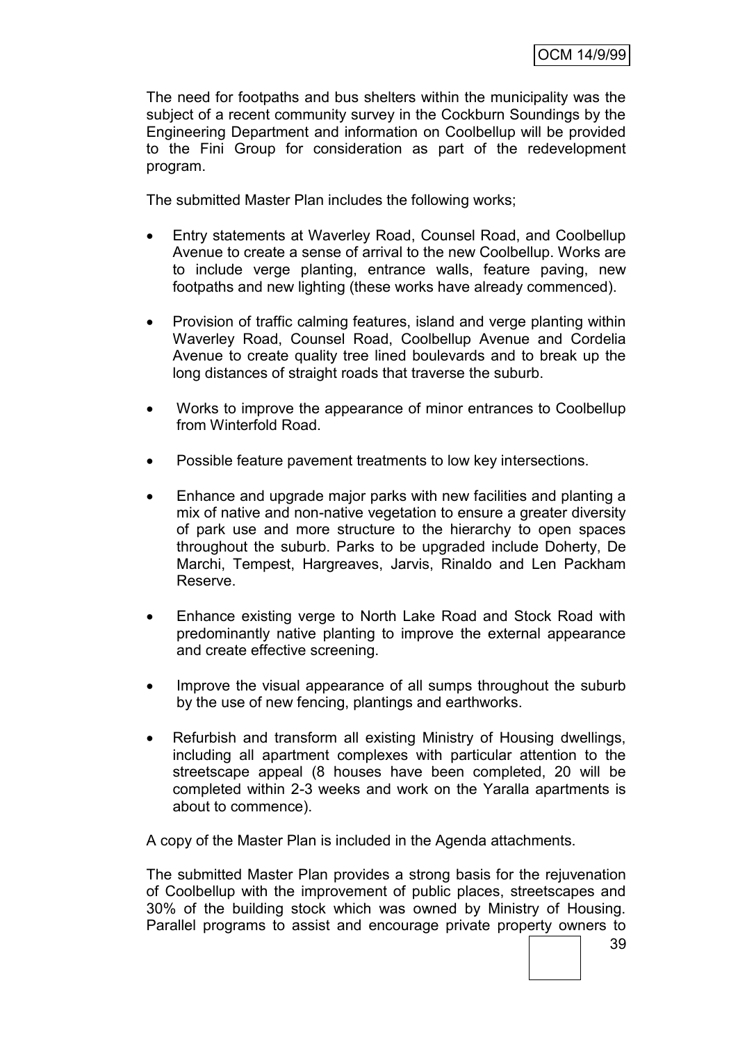The need for footpaths and bus shelters within the municipality was the subject of a recent community survey in the Cockburn Soundings by the Engineering Department and information on Coolbellup will be provided to the Fini Group for consideration as part of the redevelopment program.

The submitted Master Plan includes the following works;

- Entry statements at Waverley Road, Counsel Road, and Coolbellup Avenue to create a sense of arrival to the new Coolbellup. Works are to include verge planting, entrance walls, feature paving, new footpaths and new lighting (these works have already commenced).

- Provision of traffic calming features, island and verge planting within Waverley Road, Counsel Road, Coolbellup Avenue and Cordelia Avenue to create quality tree lined boulevards and to break up the long distances of straight roads that traverse the suburb.

- Works to improve the appearance of minor entrances to Coolbellup from Winterfold Road.

- Possible feature pavement treatments to low key intersections.

- Enhance and upgrade major parks with new facilities and planting a mix of native and non-native vegetation to ensure a greater diversity of park use and more structure to the hierarchy to open spaces throughout the suburb. Parks to be upgraded include Doherty, De Marchi, Tempest, Hargreaves, Jarvis, Rinaldo and Len Packham Reserve.

- Enhance existing verge to North Lake Road and Stock Road with predominantly native planting to improve the external appearance and create effective screening.

- Improve the visual appearance of all sumps throughout the suburb by the use of new fencing, plantings and earthworks.

- Refurbish and transform all existing Ministry of Housing dwellings, including all apartment complexes with particular attention to the streetscape appeal (8 houses have been completed, 20 will be completed within 2-3 weeks and work on the Yaralla apartments is about to commence).

A copy of the Master Plan is included in the Agenda attachments.

The submitted Master Plan provides a strong basis for the rejuvenation of Coolbellup with the improvement of public places, streetscapes and 30% of the building stock which was owned by Ministry of Housing. Parallel programs to assist and encourage private property owners to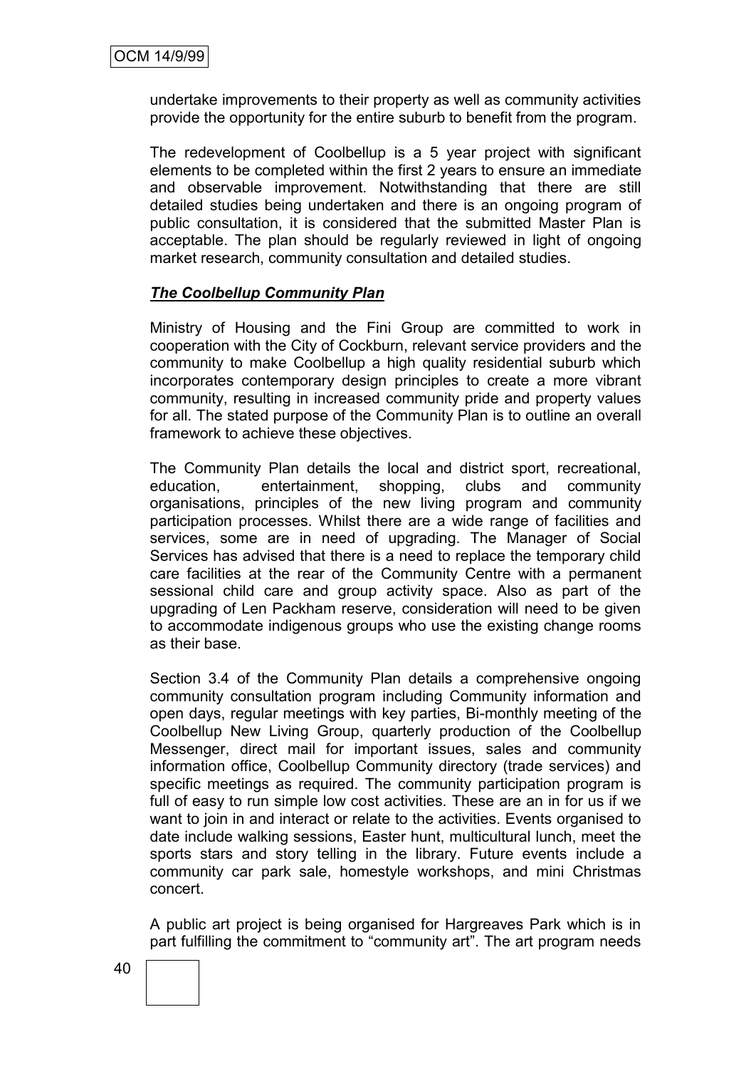undertake improvements to their property as well as community activities provide the opportunity for the entire suburb to benefit from the program.

The redevelopment of Coolbellup is a 5 year project with significant elements to be completed within the first 2 years to ensure an immediate and observable improvement. Notwithstanding that there are still detailed studies being undertaken and there is an ongoing program of public consultation, it is considered that the submitted Master Plan is acceptable. The plan should be regularly reviewed in light of ongoing market research, community consultation and detailed studies.

***The Coolbellup Community Plan***

Ministry of Housing and the Fini Group are committed to work in cooperation with the City of Cockburn, relevant service providers and the community to make Coolbellup a high quality residential suburb which incorporates contemporary design principles to create a more vibrant community, resulting in increased community pride and property values for all. The stated purpose of the Community Plan is to outline an overall framework to achieve these objectives.

The Community Plan details the local and district sport, recreational, education, entertainment, shopping, clubs and community organisations, principles of the new living program and community participation processes. Whilst there are a wide range of facilities and services, some are in need of upgrading. The Manager of Social Services has advised that there is a need to replace the temporary child care facilities at the rear of the Community Centre with a permanent sessional child care and group activity space. Also as part of the upgrading of Len Packham reserve, consideration will need to be given to accommodate indigenous groups who use the existing change rooms as their base.

Section 3.4 of the Community Plan details a comprehensive ongoing community consultation program including Community information and open days, regular meetings with key parties, Bi-monthly meeting of the Coolbellup New Living Group, quarterly production of the Coolbellup Messenger, direct mail for important issues, sales and community information office, Coolbellup Community directory (trade services) and specific meetings as required. The community participation program is full of easy to run simple low cost activities. These are an in for us if we want to join in and interact or relate to the activities. Events organised to date include walking sessions, Easter hunt, multicultural lunch, meet the sports stars and story telling in the library. Future events include a community car park sale, homestyle workshops, and mini Christmas concert.

A public art project is being organised for Hargreaves Park which is in part fulfilling the commitment to "community art". The art program needs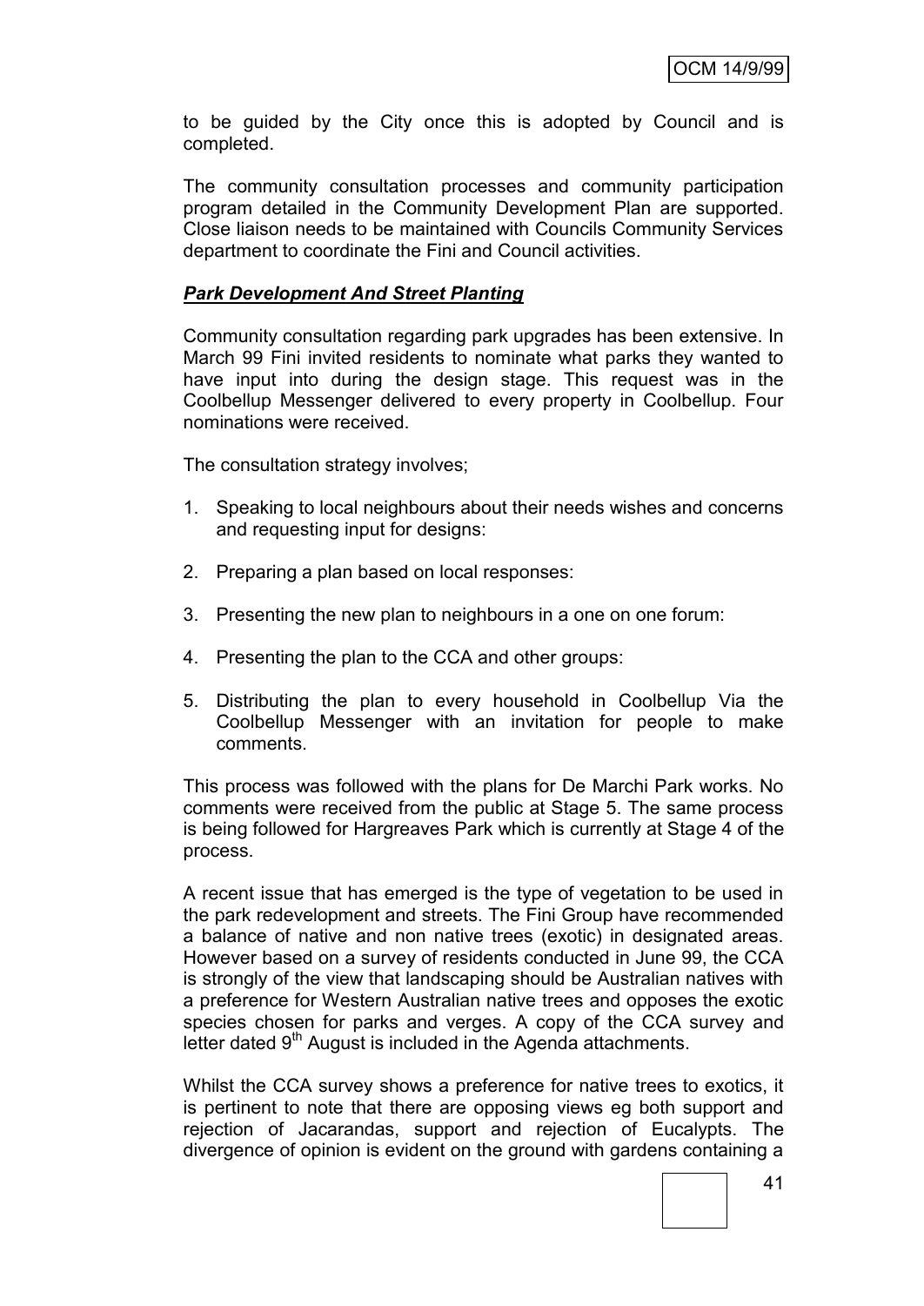to be guided by the City once this is adopted by Council and is completed.

The community consultation processes and community participation program detailed in the Community Development Plan are supported. Close liaison needs to be maintained with Councils Community Services department to coordinate the Fini and Council activities.

***Park Development And Street Planting***

Community consultation regarding park upgrades has been extensive. In March 99 Fini invited residents to nominate what parks they wanted to have input into during the design stage. This request was in the Coolbellup Messenger delivered to every property in Coolbellup. Four nominations were received.

The consultation strategy involves;

1. Speaking to local neighbours about their needs wishes and concerns and requesting input for designs:
2. Preparing a plan based on local responses:
3. Presenting the new plan to neighbours in a one on one forum:
4. Presenting the plan to the CCA and other groups:
5. Distributing the plan to every household in Coolbellup Via the Coolbellup Messenger with an invitation for people to make comments.

This process was followed with the plans for De Marchi Park works. No comments were received from the public at Stage 5. The same process is being followed for Hargreaves Park which is currently at Stage 4 of the process.

A recent issue that has emerged is the type of vegetation to be used in the park redevelopment and streets. The Fini Group have recommended a balance of native and non native trees (exotic) in designated areas. However based on a survey of residents conducted in June 99, the CCA is strongly of the view that landscaping should be Australian natives with a preference for Western Australian native trees and opposes the exotic species chosen for parks and verges. A copy of the CCA survey and letter dated 9th August is included in the Agenda attachments.

Whilst the CCA survey shows a preference for native trees to exotics, it is pertinent to note that there are opposing views eg both support and rejection of Jacarandas, support and rejection of Eucalypts. The divergence of opinion is evident on the ground with gardens containing a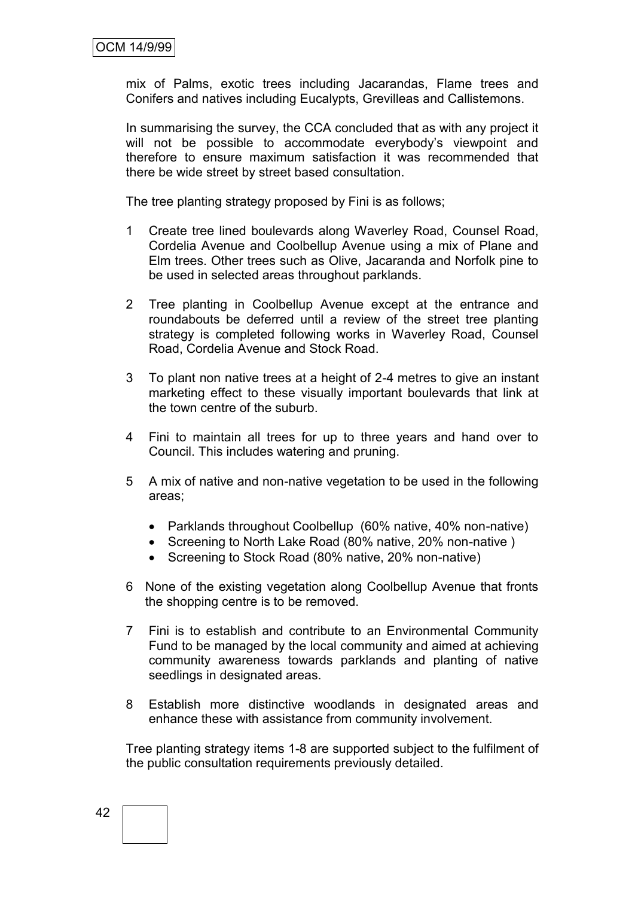mix of Palms, exotic trees including Jacarandas, Flame trees and Conifers and natives including Eucalypts, Grevilleas and Callistemons.

In summarising the survey, the CCA concluded that as with any project it will not be possible to accommodate everybody's viewpoint and therefore to ensure maximum satisfaction it was recommended that there be wide street by street based consultation.

The tree planting strategy proposed by Fini is as follows;

1. Create tree lined boulevards along Waverley Road, Counsel Road, Cordelia Avenue and Coolbellup Avenue using a mix of Plane and Elm trees. Other trees such as Olive, Jacaranda and Norfolk pine to be used in selected areas throughout parklands.

2. Tree planting in Coolbellup Avenue except at the entrance and roundabouts be deferred until a review of the street tree planting strategy is completed following works in Waverley Road, Counsel Road, Cordelia Avenue and Stock Road.

3. To plant non native trees at a height of 2-4 metres to give an instant marketing effect to these visually important boulevards that link at the town centre of the suburb.

4. Fini to maintain all trees for up to three years and hand over to Council. This includes watering and pruning.

5. A mix of native and non-native vegetation to be used in the following areas;

   - Parklands throughout Coolbellup (60% native, 40% non-native)
   - Screening to North Lake Road (80% native, 20% non-native )
   - Screening to Stock Road (80% native, 20% non-native)

6. None of the existing vegetation along Coolbellup Avenue that fronts the shopping centre is to be removed.

7. Fini is to establish and contribute to an Environmental Community Fund to be managed by the local community and aimed at achieving community awareness towards parklands and planting of native seedlings in designated areas.

8. Establish more distinctive woodlands in designated areas and enhance these with assistance from community involvement.

Tree planting strategy items 1-8 are supported subject to the fulfilment of the public consultation requirements previously detailed.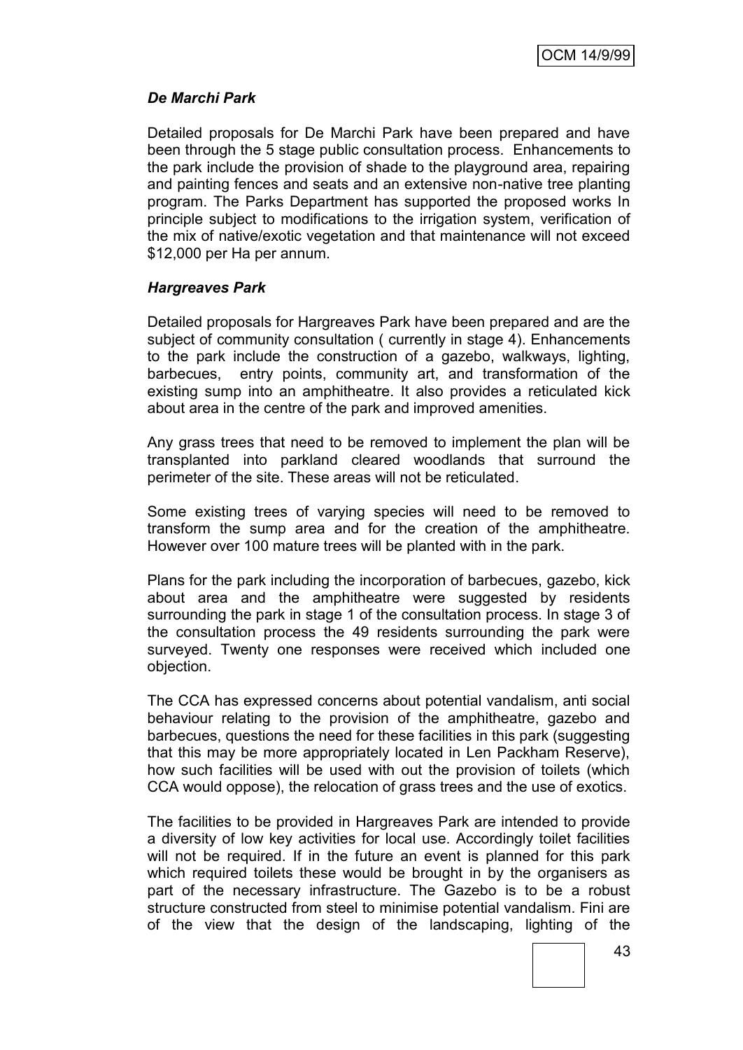### *De Marchi Park*

Detailed proposals for De Marchi Park have been prepared and have been through the 5 stage public consultation process. Enhancements to the park include the provision of shade to the playground area, repairing and painting fences and seats and an extensive non-native tree planting program. The Parks Department has supported the proposed works In principle subject to modifications to the irrigation system, verification of the mix of native/exotic vegetation and that maintenance will not exceed $12,000 per Ha per annum.

### *Hargreaves Park*

Detailed proposals for Hargreaves Park have been prepared and are the subject of community consultation ( currently in stage 4). Enhancements to the park include the construction of a gazebo, walkways, lighting, barbecues, entry points, community art, and transformation of the existing sump into an amphitheatre. It also provides a reticulated kick about area in the centre of the park and improved amenities.

Any grass trees that need to be removed to implement the plan will be transplanted into parkland cleared woodlands that surround the perimeter of the site. These areas will not be reticulated.

Some existing trees of varying species will need to be removed to transform the sump area and for the creation of the amphitheatre. However over 100 mature trees will be planted with in the park.

Plans for the park including the incorporation of barbecues, gazebo, kick about area and the amphitheatre were suggested by residents surrounding the park in stage 1 of the consultation process. In stage 3 of the consultation process the 49 residents surrounding the park were surveyed. Twenty one responses were received which included one objection.

The CCA has expressed concerns about potential vandalism, anti social behaviour relating to the provision of the amphitheatre, gazebo and barbecues, questions the need for these facilities in this park (suggesting that this may be more appropriately located in Len Packham Reserve), how such facilities will be used with out the provision of toilets (which CCA would oppose), the relocation of grass trees and the use of exotics.

The facilities to be provided in Hargreaves Park are intended to provide a diversity of low key activities for local use. Accordingly toilet facilities will not be required. If in the future an event is planned for this park which required toilets these would be brought in by the organisers as part of the necessary infrastructure. The Gazebo is to be a robust structure constructed from steel to minimise potential vandalism. Fini are of the view that the design of the landscaping, lighting of the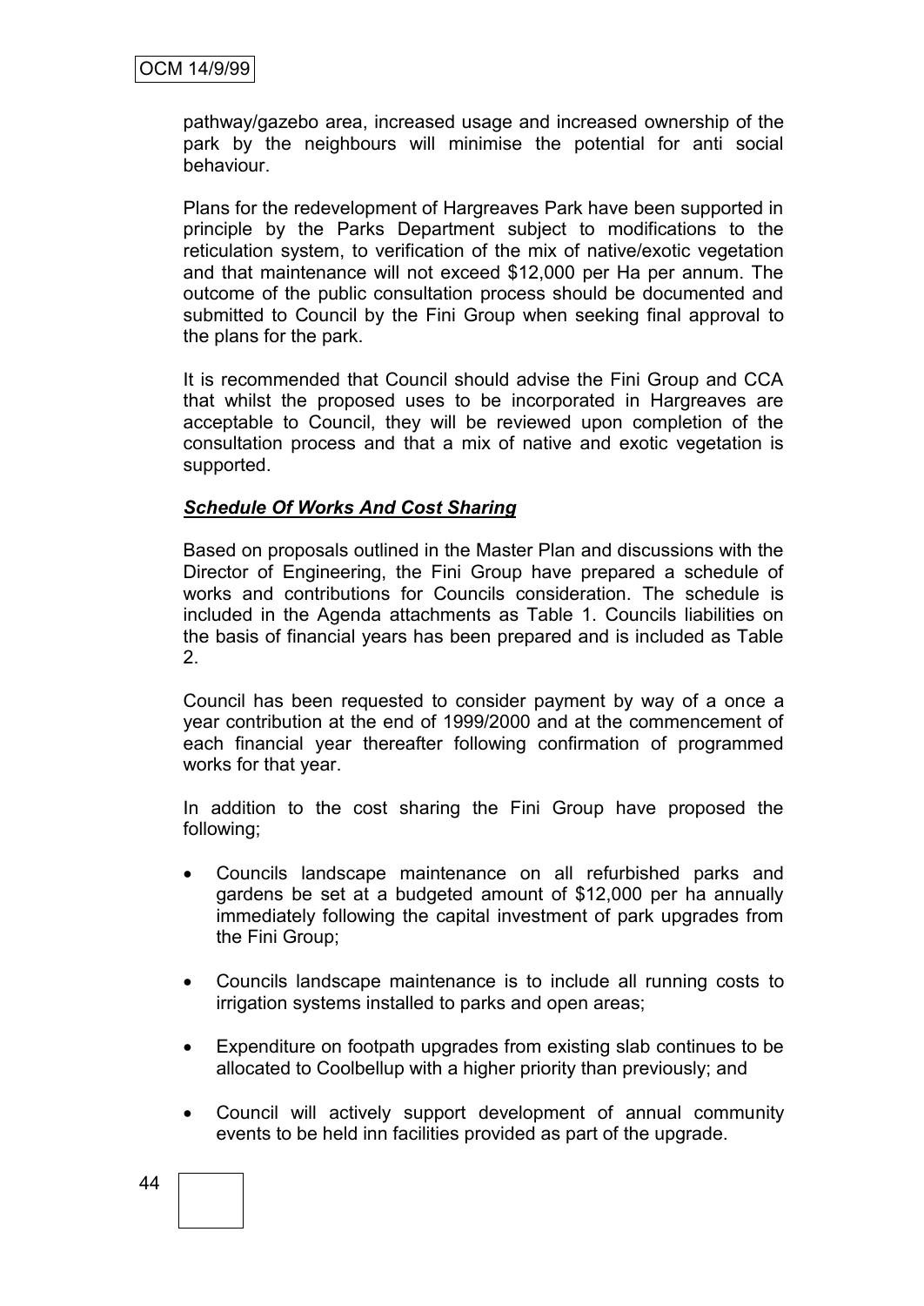pathway/gazebo area, increased usage and increased ownership of the park by the neighbours will minimise the potential for anti social behaviour.

Plans for the redevelopment of Hargreaves Park have been supported in principle by the Parks Department subject to modifications to the reticulation system, to verification of the mix of native/exotic vegetation and that maintenance will not exceed $12,000 per Ha per annum. The outcome of the public consultation process should be documented and submitted to Council by the Fini Group when seeking final approval to the plans for the park.

It is recommended that Council should advise the Fini Group and CCA that whilst the proposed uses to be incorporated in Hargreaves are acceptable to Council, they will be reviewed upon completion of the consultation process and that a mix of native and exotic vegetation is supported.

***Schedule Of Works And Cost Sharing***

Based on proposals outlined in the Master Plan and discussions with the Director of Engineering, the Fini Group have prepared a schedule of works and contributions for Councils consideration. The schedule is included in the Agenda attachments as Table 1. Councils liabilities on the basis of financial years has been prepared and is included as Table 2.

Council has been requested to consider payment by way of a once a year contribution at the end of 1999/2000 and at the commencement of each financial year thereafter following confirmation of programmed works for that year.

In addition to the cost sharing the Fini Group have proposed the following;

- Councils landscape maintenance on all refurbished parks and gardens be set at a budgeted amount of $12,000 per ha annually immediately following the capital investment of park upgrades from the Fini Group;
- Councils landscape maintenance is to include all running costs to irrigation systems installed to parks and open areas;
- Expenditure on footpath upgrades from existing slab continues to be allocated to Coolbellup with a higher priority than previously; and
- Council will actively support development of annual community events to be held inn facilities provided as part of the upgrade.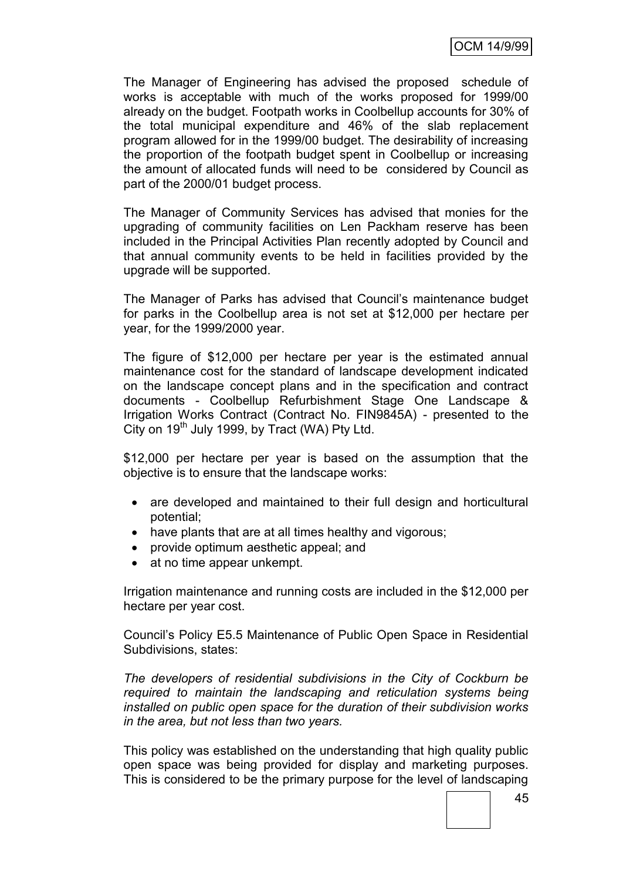The Manager of Engineering has advised the proposed schedule of works is acceptable with much of the works proposed for 1999/00 already on the budget. Footpath works in Coolbellup accounts for 30% of the total municipal expenditure and 46% of the slab replacement program allowed for in the 1999/00 budget. The desirability of increasing the proportion of the footpath budget spent in Coolbellup or increasing the amount of allocated funds will need to be considered by Council as part of the 2000/01 budget process.

The Manager of Community Services has advised that monies for the upgrading of community facilities on Len Packham reserve has been included in the Principal Activities Plan recently adopted by Council and that annual community events to be held in facilities provided by the upgrade will be supported.

The Manager of Parks has advised that Council's maintenance budget for parks in the Coolbellup area is not set at $12,000 per hectare per year, for the 1999/2000 year.

The figure of $12,000 per hectare per year is the estimated annual maintenance cost for the standard of landscape development indicated on the landscape concept plans and in the specification and contract documents - Coolbellup Refurbishment Stage One Landscape & Irrigation Works Contract (Contract No. FIN9845A) - presented to the City on 19th July 1999, by Tract (WA) Pty Ltd.

$12,000 per hectare per year is based on the assumption that the objective is to ensure that the landscape works:

- are developed and maintained to their full design and horticultural potential;
- have plants that are at all times healthy and vigorous;
- provide optimum aesthetic appeal; and
- at no time appear unkempt.

Irrigation maintenance and running costs are included in the $12,000 per hectare per year cost.

Council's Policy E5.5 Maintenance of Public Open Space in Residential Subdivisions, states:

*The developers of residential subdivisions in the City of Cockburn be required to maintain the landscaping and reticulation systems being installed on public open space for the duration of their subdivision works in the area, but not less than two years.*

This policy was established on the understanding that high quality public open space was being provided for display and marketing purposes. This is considered to be the primary purpose for the level of landscaping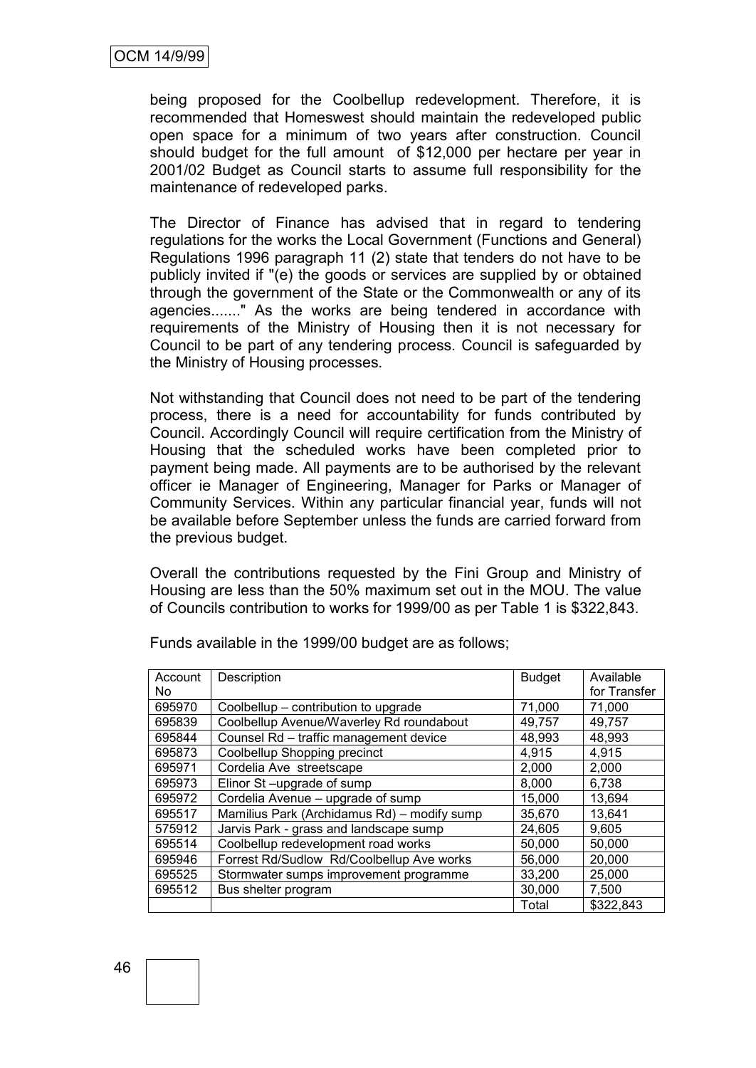being proposed for the Coolbellup redevelopment. Therefore, it is recommended that Homeswest should maintain the redeveloped public open space for a minimum of two years after construction. Council should budget for the full amount of $12,000 per hectare per year in 2001/02 Budget as Council starts to assume full responsibility for the maintenance of redeveloped parks.

The Director of Finance has advised that in regard to tendering regulations for the works the Local Government (Functions and General) Regulations 1996 paragraph 11 (2) state that tenders do not have to be publicly invited if "(e) the goods or services are supplied by or obtained through the government of the State or the Commonwealth or any of its agencies......." As the works are being tendered in accordance with requirements of the Ministry of Housing then it is not necessary for Council to be part of any tendering process. Council is safeguarded by the Ministry of Housing processes.

Not withstanding that Council does not need to be part of the tendering process, there is a need for accountability for funds contributed by Council. Accordingly Council will require certification from the Ministry of Housing that the scheduled works have been completed prior to payment being made. All payments are to be authorised by the relevant officer ie Manager of Engineering, Manager for Parks or Manager of Community Services. Within any particular financial year, funds will not be available before September unless the funds are carried forward from the previous budget.

Overall the contributions requested by the Fini Group and Ministry of Housing are less than the 50% maximum set out in the MOU. The value of Councils contribution to works for 1999/00 as per Table 1 is $322,843.

Funds available in the 1999/00 budget are as follows;

| Account No | Description | Budget | Available for Transfer |
|---|---|---|---|
| 695970 | Coolbellup – contribution to upgrade | 71,000 | 71,000 |
| 695839 | Coolbellup Avenue/Waverley Rd roundabout | 49,757 | 49,757 |
| 695844 | Counsel Rd – traffic management device | 48,993 | 48,993 |
| 695873 | Coolbellup Shopping precinct | 4,915 | 4,915 |
| 695971 | Cordelia Ave streetscape | 2,000 | 2,000 |
| 695973 | Elinor St –upgrade of sump | 8,000 | 6,738 |
| 695972 | Cordelia Avenue – upgrade of sump | 15,000 | 13,694 |
| 695517 | Mamilius Park (Archidamus Rd) – modify sump | 35,670 | 13,641 |
| 575912 | Jarvis Park - grass and landscape sump | 24,605 | 9,605 |
| 695514 | Coolbellup redevelopment road works | 50,000 | 50,000 |
| 695946 | Forrest Rd/Sudlow Rd/Coolbellup Ave works | 56,000 | 20,000 |
| 695525 | Stormwater sumps improvement programme | 33,200 | 25,000 |
| 695512 | Bus shelter program | 30,000 | 7,500 |
| | | Total | $322,843 |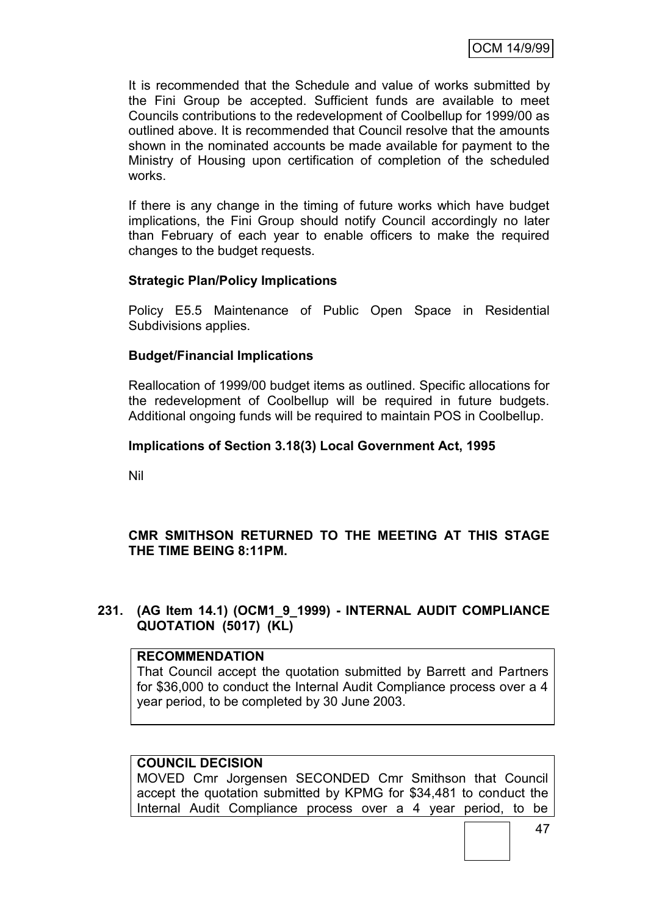It is recommended that the Schedule and value of works submitted by the Fini Group be accepted. Sufficient funds are available to meet Councils contributions to the redevelopment of Coolbellup for 1999/00 as outlined above. It is recommended that Council resolve that the amounts shown in the nominated accounts be made available for payment to the Ministry of Housing upon certification of completion of the scheduled works.

If there is any change in the timing of future works which have budget implications, the Fini Group should notify Council accordingly no later than February of each year to enable officers to make the required changes to the budget requests.

**Strategic Plan/Policy Implications**

Policy E5.5 Maintenance of Public Open Space in Residential Subdivisions applies.

**Budget/Financial Implications**

Reallocation of 1999/00 budget items as outlined. Specific allocations for the redevelopment of Coolbellup will be required in future budgets. Additional ongoing funds will be required to maintain POS in Coolbellup.

**Implications of Section 3.18(3) Local Government Act, 1995**

Nil

**CMR SMITHSON RETURNED TO THE MEETING AT THIS STAGE THE TIME BEING 8:11PM.**

### 231. (AG Item 14.1) (OCM1_9_1999) - INTERNAL AUDIT COMPLIANCE QUOTATION (5017) (KL)

**RECOMMENDATION**

That Council accept the quotation submitted by Barrett and Partners for $36,000 to conduct the Internal Audit Compliance process over a 4 year period, to be completed by 30 June 2003.

**COUNCIL DECISION**

MOVED Cmr Jorgensen SECONDED Cmr Smithson that Council accept the quotation submitted by KPMG for $34,481 to conduct the Internal Audit Compliance process over a 4 year period, to be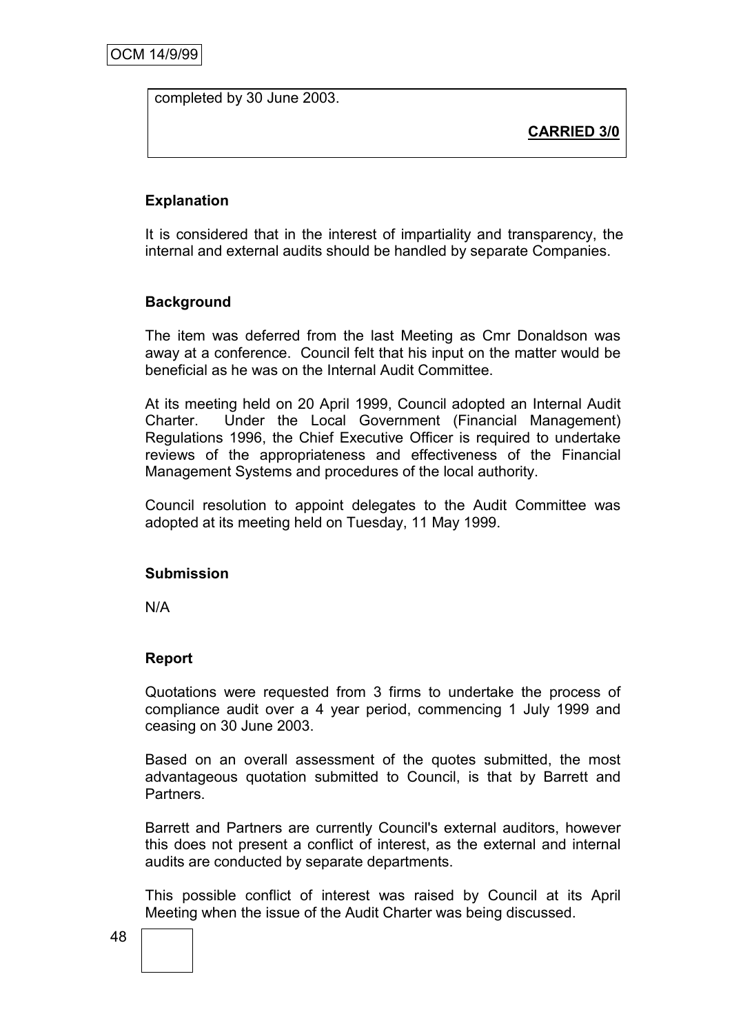completed by 30 June 2003.

**CARRIED 3/0**

**Explanation**

It is considered that in the interest of impartiality and transparency, the internal and external audits should be handled by separate Companies.

**Background**

The item was deferred from the last Meeting as Cmr Donaldson was away at a conference. Council felt that his input on the matter would be beneficial as he was on the Internal Audit Committee.

At its meeting held on 20 April 1999, Council adopted an Internal Audit Charter. Under the Local Government (Financial Management) Regulations 1996, the Chief Executive Officer is required to undertake reviews of the appropriateness and effectiveness of the Financial Management Systems and procedures of the local authority.

Council resolution to appoint delegates to the Audit Committee was adopted at its meeting held on Tuesday, 11 May 1999.

**Submission**

N/A

**Report**

Quotations were requested from 3 firms to undertake the process of compliance audit over a 4 year period, commencing 1 July 1999 and ceasing on 30 June 2003.

Based on an overall assessment of the quotes submitted, the most advantageous quotation submitted to Council, is that by Barrett and Partners.

Barrett and Partners are currently Council's external auditors, however this does not present a conflict of interest, as the external and internal audits are conducted by separate departments.

This possible conflict of interest was raised by Council at its April Meeting when the issue of the Audit Charter was being discussed.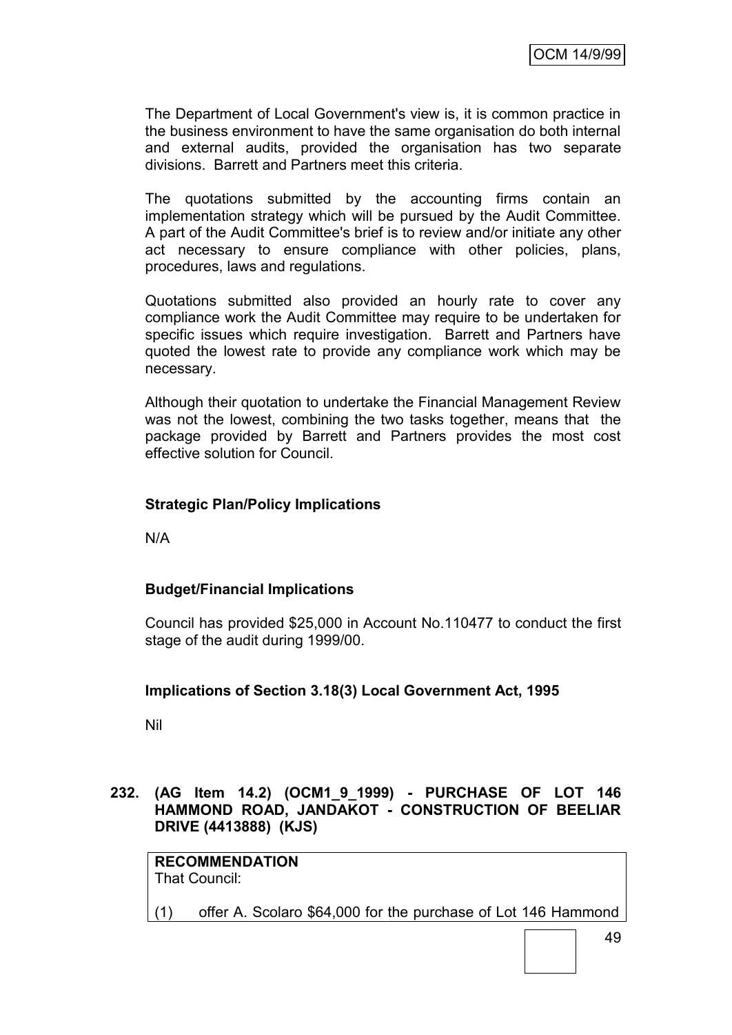The Department of Local Government's view is, it is common practice in the business environment to have the same organisation do both internal and external audits, provided the organisation has two separate divisions. Barrett and Partners meet this criteria.

The quotations submitted by the accounting firms contain an implementation strategy which will be pursued by the Audit Committee. A part of the Audit Committee's brief is to review and/or initiate any other act necessary to ensure compliance with other policies, plans, procedures, laws and regulations.

Quotations submitted also provided an hourly rate to cover any compliance work the Audit Committee may require to be undertaken for specific issues which require investigation. Barrett and Partners have quoted the lowest rate to provide any compliance work which may be necessary.

Although their quotation to undertake the Financial Management Review was not the lowest, combining the two tasks together, means that the package provided by Barrett and Partners provides the most cost effective solution for Council.

**Strategic Plan/Policy Implications**

N/A

**Budget/Financial Implications**

Council has provided $25,000 in Account No.110477 to conduct the first stage of the audit during 1999/00.

**Implications of Section 3.18(3) Local Government Act, 1995**

Nil

**232. (AG Item 14.2) (OCM1_9_1999) - PURCHASE OF LOT 146 HAMMOND ROAD, JANDAKOT - CONSTRUCTION OF BEELIAR DRIVE (4413888) (KJS)**

**RECOMMENDATION**
That Council:

(1) offer A. Scolaro $64,000 for the purchase of Lot 146 Hammond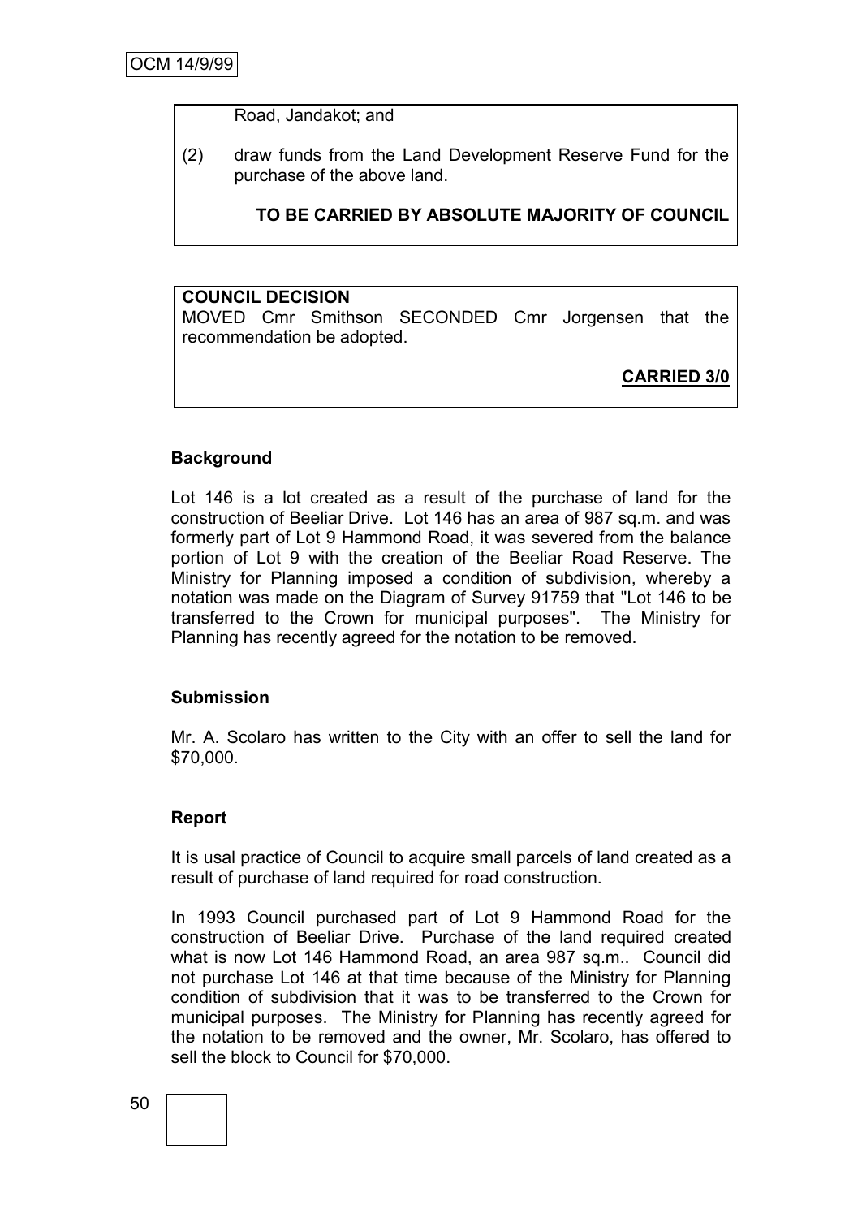Road, Jandakot; and

(2) draw funds from the Land Development Reserve Fund for the purchase of the above land.

**TO BE CARRIED BY ABSOLUTE MAJORITY OF COUNCIL**

**COUNCIL DECISION**
MOVED Cmr Smithson SECONDED Cmr Jorgensen that the recommendation be adopted.

**CARRIED 3/0**

**Background**

Lot 146 is a lot created as a result of the purchase of land for the construction of Beeliar Drive. Lot 146 has an area of 987 sq.m. and was formerly part of Lot 9 Hammond Road, it was severed from the balance portion of Lot 9 with the creation of the Beeliar Road Reserve. The Ministry for Planning imposed a condition of subdivision, whereby a notation was made on the Diagram of Survey 91759 that "Lot 146 to be transferred to the Crown for municipal purposes". The Ministry for Planning has recently agreed for the notation to be removed.

**Submission**

Mr. A. Scolaro has written to the City with an offer to sell the land for $70,000.

**Report**

It is usal practice of Council to acquire small parcels of land created as a result of purchase of land required for road construction.

In 1993 Council purchased part of Lot 9 Hammond Road for the construction of Beeliar Drive. Purchase of the land required created what is now Lot 146 Hammond Road, an area 987 sq.m.. Council did not purchase Lot 146 at that time because of the Ministry for Planning condition of subdivision that it was to be transferred to the Crown for municipal purposes. The Ministry for Planning has recently agreed for the notation to be removed and the owner, Mr. Scolaro, has offered to sell the block to Council for $70,000.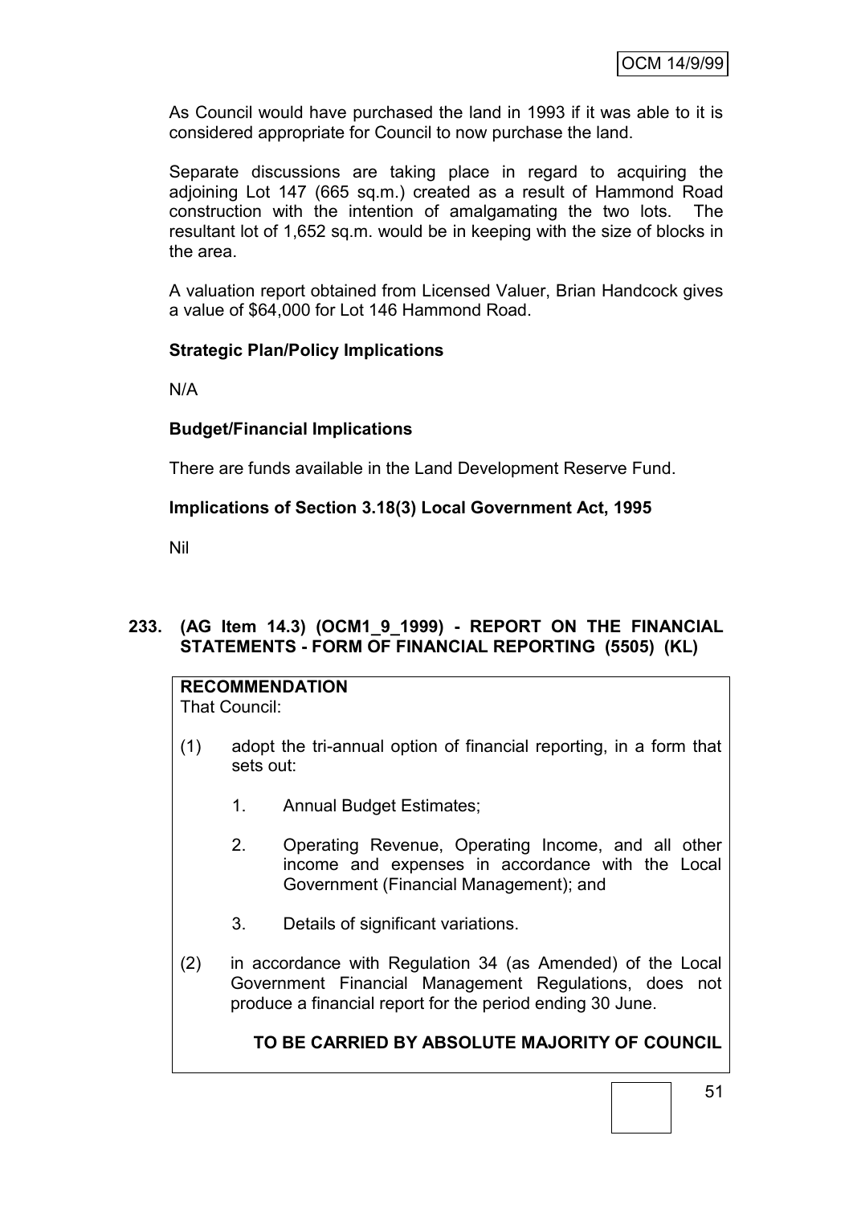As Council would have purchased the land in 1993 if it was able to it is considered appropriate for Council to now purchase the land.

Separate discussions are taking place in regard to acquiring the adjoining Lot 147 (665 sq.m.) created as a result of Hammond Road construction with the intention of amalgamating the two lots. The resultant lot of 1,652 sq.m. would be in keeping with the size of blocks in the area.

A valuation report obtained from Licensed Valuer, Brian Handcock gives a value of $64,000 for Lot 146 Hammond Road.

**Strategic Plan/Policy Implications**

N/A

**Budget/Financial Implications**

There are funds available in the Land Development Reserve Fund.

**Implications of Section 3.18(3) Local Government Act, 1995**

Nil

## 233. (AG Item 14.3) (OCM1_9_1999) - REPORT ON THE FINANCIAL STATEMENTS - FORM OF FINANCIAL REPORTING (5505) (KL)

**RECOMMENDATION**

That Council:

(1) adopt the tri-annual option of financial reporting, in a form that sets out:

1. Annual Budget Estimates;
2. Operating Revenue, Operating Income, and all other income and expenses in accordance with the Local Government (Financial Management); and
3. Details of significant variations.

(2) in accordance with Regulation 34 (as Amended) of the Local Government Financial Management Regulations, does not produce a financial report for the period ending 30 June.

**TO BE CARRIED BY ABSOLUTE MAJORITY OF COUNCIL**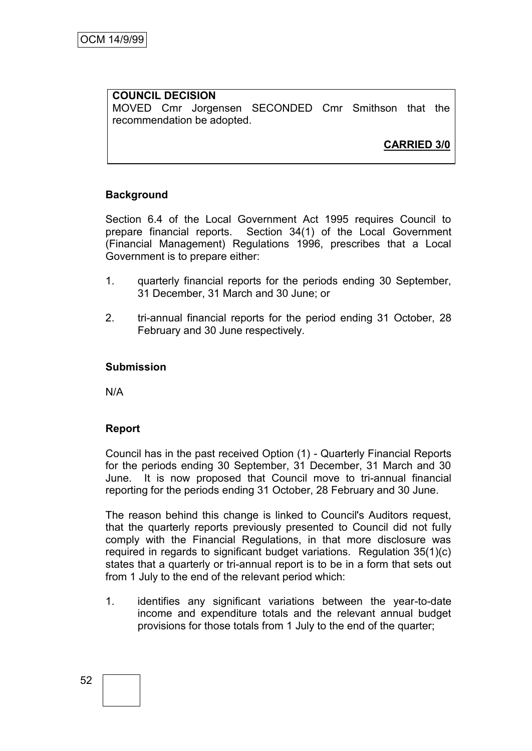**COUNCIL DECISION**
MOVED Cmr Jorgensen SECONDED Cmr Smithson that the recommendation be adopted.

**CARRIED 3/0**

**Background**

Section 6.4 of the Local Government Act 1995 requires Council to prepare financial reports. Section 34(1) of the Local Government (Financial Management) Regulations 1996, prescribes that a Local Government is to prepare either:

1. quarterly financial reports for the periods ending 30 September, 31 December, 31 March and 30 June; or

2. tri-annual financial reports for the period ending 31 October, 28 February and 30 June respectively.

**Submission**

N/A

**Report**

Council has in the past received Option (1) - Quarterly Financial Reports for the periods ending 30 September, 31 December, 31 March and 30 June. It is now proposed that Council move to tri-annual financial reporting for the periods ending 31 October, 28 February and 30 June.

The reason behind this change is linked to Council's Auditors request, that the quarterly reports previously presented to Council did not fully comply with the Financial Regulations, in that more disclosure was required in regards to significant budget variations. Regulation 35(1)(c) states that a quarterly or tri-annual report is to be in a form that sets out from 1 July to the end of the relevant period which:

1. identifies any significant variations between the year-to-date income and expenditure totals and the relevant annual budget provisions for those totals from 1 July to the end of the quarter;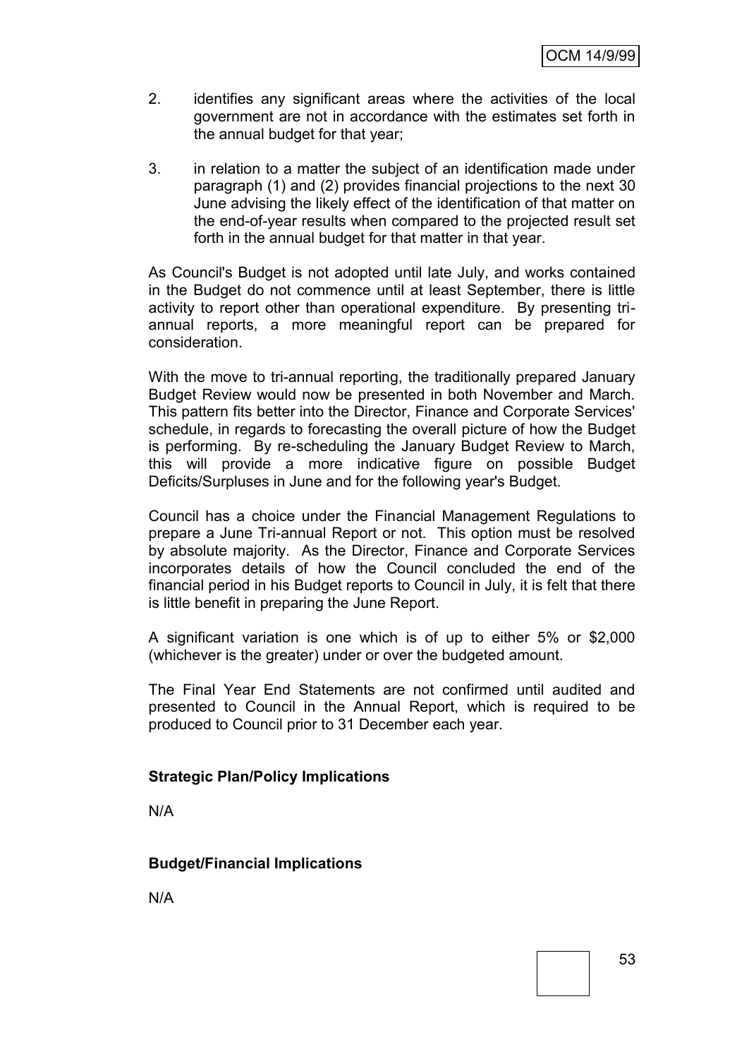2. identifies any significant areas where the activities of the local government are not in accordance with the estimates set forth in the annual budget for that year;

3. in relation to a matter the subject of an identification made under paragraph (1) and (2) provides financial projections to the next 30 June advising the likely effect of the identification of that matter on the end-of-year results when compared to the projected result set forth in the annual budget for that matter in that year.

As Council's Budget is not adopted until late July, and works contained in the Budget do not commence until at least September, there is little activity to report other than operational expenditure. By presenting tri-annual reports, a more meaningful report can be prepared for consideration.

With the move to tri-annual reporting, the traditionally prepared January Budget Review would now be presented in both November and March. This pattern fits better into the Director, Finance and Corporate Services' schedule, in regards to forecasting the overall picture of how the Budget is performing. By re-scheduling the January Budget Review to March, this will provide a more indicative figure on possible Budget Deficits/Surpluses in June and for the following year's Budget.

Council has a choice under the Financial Management Regulations to prepare a June Tri-annual Report or not. This option must be resolved by absolute majority. As the Director, Finance and Corporate Services incorporates details of how the Council concluded the end of the financial period in his Budget reports to Council in July, it is felt that there is little benefit in preparing the June Report.

A significant variation is one which is of up to either 5% or $2,000 (whichever is the greater) under or over the budgeted amount.

The Final Year End Statements are not confirmed until audited and presented to Council in the Annual Report, which is required to be produced to Council prior to 31 December each year.

**Strategic Plan/Policy Implications**

N/A

**Budget/Financial Implications**

N/A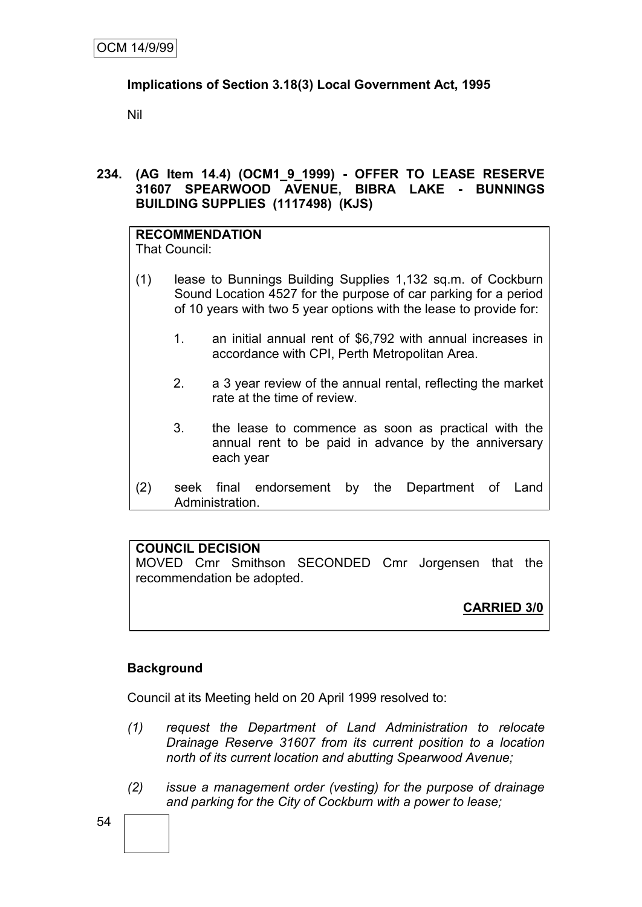**Implications of Section 3.18(3) Local Government Act, 1995**

Nil

**234. (AG Item 14.4) (OCM1_9_1999) - OFFER TO LEASE RESERVE 31607 SPEARWOOD AVENUE, BIBRA LAKE - BUNNINGS BUILDING SUPPLIES (1117498) (KJS)**

**RECOMMENDATION**
That Council:

(1) lease to Bunnings Building Supplies 1,132 sq.m. of Cockburn Sound Location 4527 for the purpose of car parking for a period of 10 years with two 5 year options with the lease to provide for:

1. an initial annual rent of $6,792 with annual increases in accordance with CPI, Perth Metropolitan Area.

2. a 3 year review of the annual rental, reflecting the market rate at the time of review.

3. the lease to commence as soon as practical with the annual rent to be paid in advance by the anniversary each year

(2) seek final endorsement by the Department of Land Administration.

**COUNCIL DECISION**
MOVED Cmr Smithson SECONDED Cmr Jorgensen that the recommendation be adopted.

**CARRIED 3/0**

**Background**

Council at its Meeting held on 20 April 1999 resolved to:

*(1) request the Department of Land Administration to relocate Drainage Reserve 31607 from its current position to a location north of its current location and abutting Spearwood Avenue;*

*(2) issue a management order (vesting) for the purpose of drainage and parking for the City of Cockburn with a power to lease;*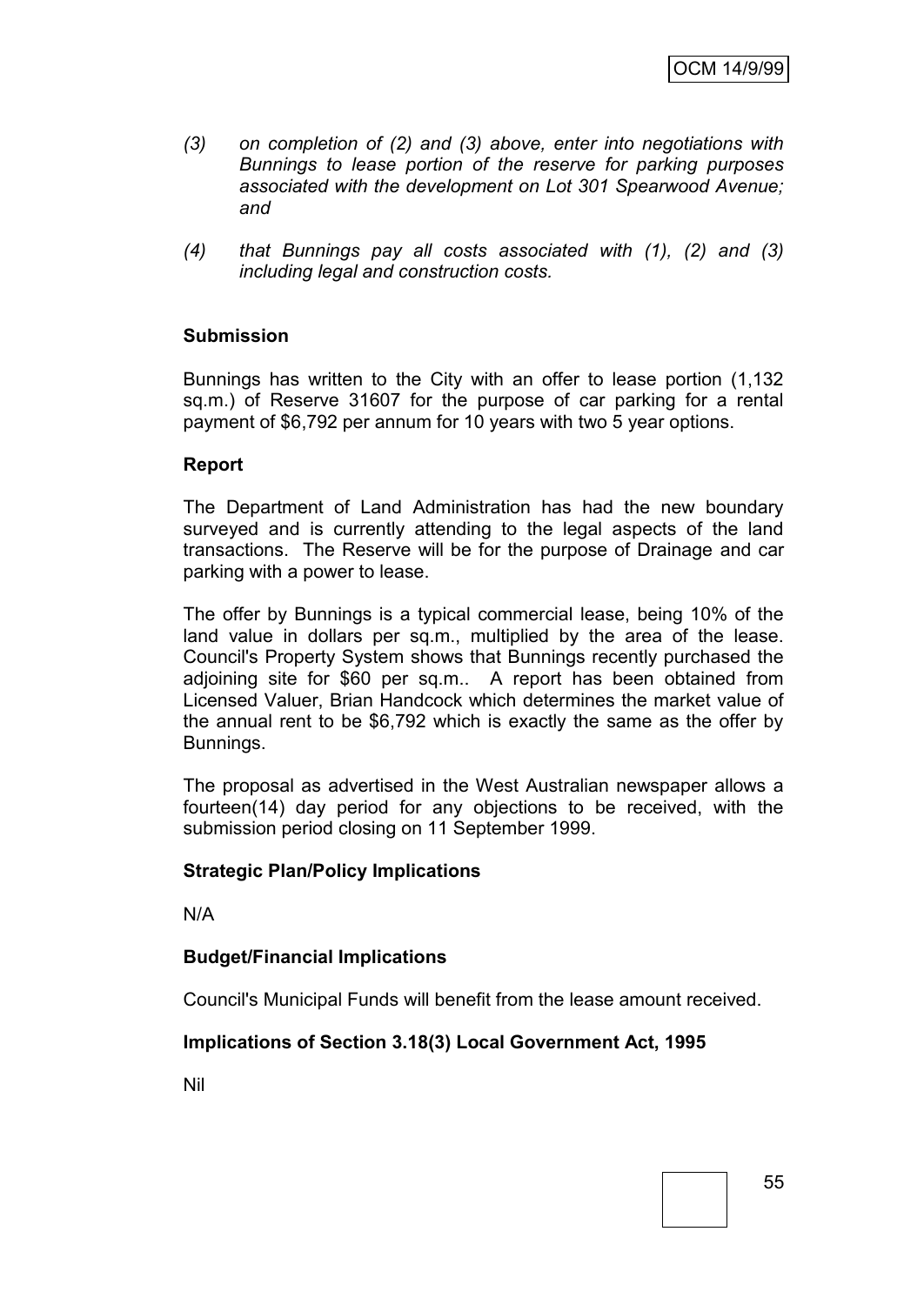*(3) on completion of (2) and (3) above, enter into negotiations with Bunnings to lease portion of the reserve for parking purposes associated with the development on Lot 301 Spearwood Avenue; and*

*(4) that Bunnings pay all costs associated with (1), (2) and (3) including legal and construction costs.*

**Submission**

Bunnings has written to the City with an offer to lease portion (1,132 sq.m.) of Reserve 31607 for the purpose of car parking for a rental payment of $6,792 per annum for 10 years with two 5 year options.

**Report**

The Department of Land Administration has had the new boundary surveyed and is currently attending to the legal aspects of the land transactions. The Reserve will be for the purpose of Drainage and car parking with a power to lease.

The offer by Bunnings is a typical commercial lease, being 10% of the land value in dollars per sq.m., multiplied by the area of the lease. Council's Property System shows that Bunnings recently purchased the adjoining site for $60 per sq.m.. A report has been obtained from Licensed Valuer, Brian Handcock which determines the market value of the annual rent to be $6,792 which is exactly the same as the offer by Bunnings.

The proposal as advertised in the West Australian newspaper allows a fourteen(14) day period for any objections to be received, with the submission period closing on 11 September 1999.

**Strategic Plan/Policy Implications**

N/A

**Budget/Financial Implications**

Council's Municipal Funds will benefit from the lease amount received.

**Implications of Section 3.18(3) Local Government Act, 1995**

Nil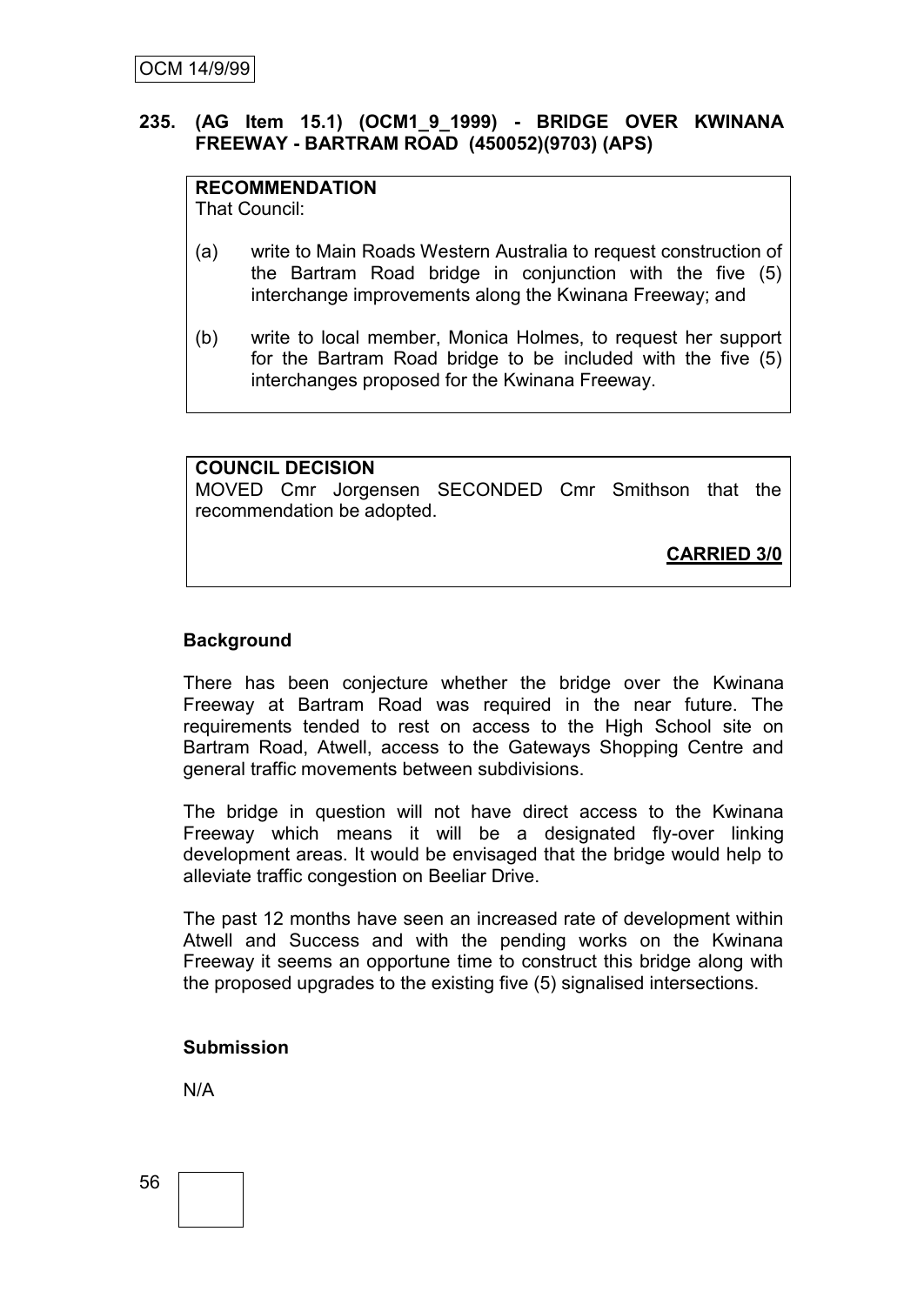**235. (AG Item 15.1) (OCM1_9_1999) - BRIDGE OVER KWINANA FREEWAY - BARTRAM ROAD (450052)(9703) (APS)**

**RECOMMENDATION**
That Council:

(a) write to Main Roads Western Australia to request construction of the Bartram Road bridge in conjunction with the five (5) interchange improvements along the Kwinana Freeway; and

(b) write to local member, Monica Holmes, to request her support for the Bartram Road bridge to be included with the five (5) interchanges proposed for the Kwinana Freeway.

**COUNCIL DECISION**
MOVED Cmr Jorgensen SECONDED Cmr Smithson that the recommendation be adopted.

**CARRIED 3/0**

**Background**

There has been conjecture whether the bridge over the Kwinana Freeway at Bartram Road was required in the near future. The requirements tended to rest on access to the High School site on Bartram Road, Atwell, access to the Gateways Shopping Centre and general traffic movements between subdivisions.

The bridge in question will not have direct access to the Kwinana Freeway which means it will be a designated fly-over linking development areas. It would be envisaged that the bridge would help to alleviate traffic congestion on Beeliar Drive.

The past 12 months have seen an increased rate of development within Atwell and Success and with the pending works on the Kwinana Freeway it seems an opportune time to construct this bridge along with the proposed upgrades to the existing five (5) signalised intersections.

**Submission**

N/A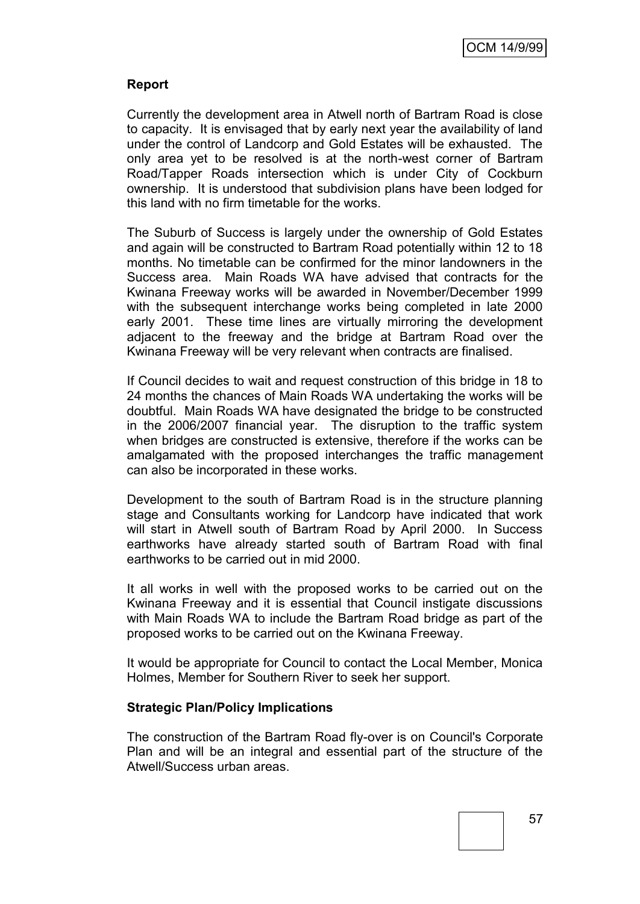**Report**

Currently the development area in Atwell north of Bartram Road is close to capacity. It is envisaged that by early next year the availability of land under the control of Landcorp and Gold Estates will be exhausted. The only area yet to be resolved is at the north-west corner of Bartram Road/Tapper Roads intersection which is under City of Cockburn ownership. It is understood that subdivision plans have been lodged for this land with no firm timetable for the works.

The Suburb of Success is largely under the ownership of Gold Estates and again will be constructed to Bartram Road potentially within 12 to 18 months. No timetable can be confirmed for the minor landowners in the Success area. Main Roads WA have advised that contracts for the Kwinana Freeway works will be awarded in November/December 1999 with the subsequent interchange works being completed in late 2000 early 2001. These time lines are virtually mirroring the development adjacent to the freeway and the bridge at Bartram Road over the Kwinana Freeway will be very relevant when contracts are finalised.

If Council decides to wait and request construction of this bridge in 18 to 24 months the chances of Main Roads WA undertaking the works will be doubtful. Main Roads WA have designated the bridge to be constructed in the 2006/2007 financial year. The disruption to the traffic system when bridges are constructed is extensive, therefore if the works can be amalgamated with the proposed interchanges the traffic management can also be incorporated in these works.

Development to the south of Bartram Road is in the structure planning stage and Consultants working for Landcorp have indicated that work will start in Atwell south of Bartram Road by April 2000. In Success earthworks have already started south of Bartram Road with final earthworks to be carried out in mid 2000.

It all works in well with the proposed works to be carried out on the Kwinana Freeway and it is essential that Council instigate discussions with Main Roads WA to include the Bartram Road bridge as part of the proposed works to be carried out on the Kwinana Freeway.

It would be appropriate for Council to contact the Local Member, Monica Holmes, Member for Southern River to seek her support.

**Strategic Plan/Policy Implications**

The construction of the Bartram Road fly-over is on Council's Corporate Plan and will be an integral and essential part of the structure of the Atwell/Success urban areas.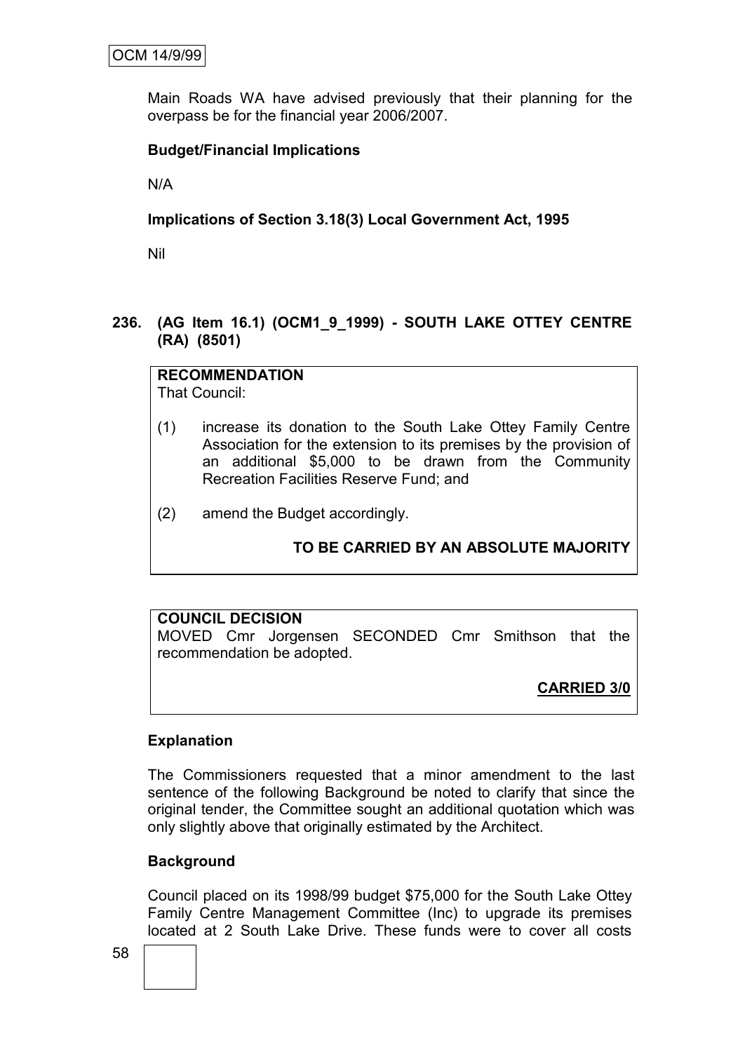Main Roads WA have advised previously that their planning for the overpass be for the financial year 2006/2007.

**Budget/Financial Implications**

N/A

**Implications of Section 3.18(3) Local Government Act, 1995**

Nil

## 236. (AG Item 16.1) (OCM1_9_1999) - SOUTH LAKE OTTEY CENTRE (RA) (8501)

**RECOMMENDATION**
That Council:

(1) increase its donation to the South Lake Ottey Family Centre Association for the extension to its premises by the provision of an additional $5,000 to be drawn from the Community Recreation Facilities Reserve Fund; and

(2) amend the Budget accordingly.

**TO BE CARRIED BY AN ABSOLUTE MAJORITY**

**COUNCIL DECISION**
MOVED Cmr Jorgensen SECONDED Cmr Smithson that the recommendation be adopted.

**CARRIED 3/0**

**Explanation**

The Commissioners requested that a minor amendment to the last sentence of the following Background be noted to clarify that since the original tender, the Committee sought an additional quotation which was only slightly above that originally estimated by the Architect.

**Background**

Council placed on its 1998/99 budget $75,000 for the South Lake Ottey Family Centre Management Committee (Inc) to upgrade its premises located at 2 South Lake Drive. These funds were to cover all costs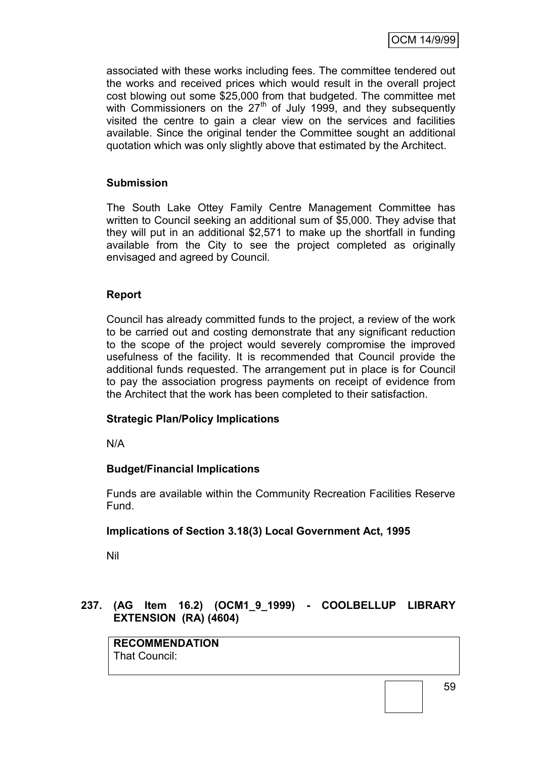associated with these works including fees. The committee tendered out the works and received prices which would result in the overall project cost blowing out some $25,000 from that budgeted. The committee met with Commissioners on the 27th of July 1999, and they subsequently visited the centre to gain a clear view on the services and facilities available. Since the original tender the Committee sought an additional quotation which was only slightly above that estimated by the Architect.

**Submission**

The South Lake Ottey Family Centre Management Committee has written to Council seeking an additional sum of $5,000. They advise that they will put in an additional $2,571 to make up the shortfall in funding available from the City to see the project completed as originally envisaged and agreed by Council.

**Report**

Council has already committed funds to the project, a review of the work to be carried out and costing demonstrate that any significant reduction to the scope of the project would severely compromise the improved usefulness of the facility. It is recommended that Council provide the additional funds requested. The arrangement put in place is for Council to pay the association progress payments on receipt of evidence from the Architect that the work has been completed to their satisfaction.

**Strategic Plan/Policy Implications**

N/A

**Budget/Financial Implications**

Funds are available within the Community Recreation Facilities Reserve Fund.

**Implications of Section 3.18(3) Local Government Act, 1995**

Nil

## 237. (AG Item 16.2) (OCM1_9_1999) - COOLBELLUP LIBRARY EXTENSION (RA) (4604)

**RECOMMENDATION**
That Council: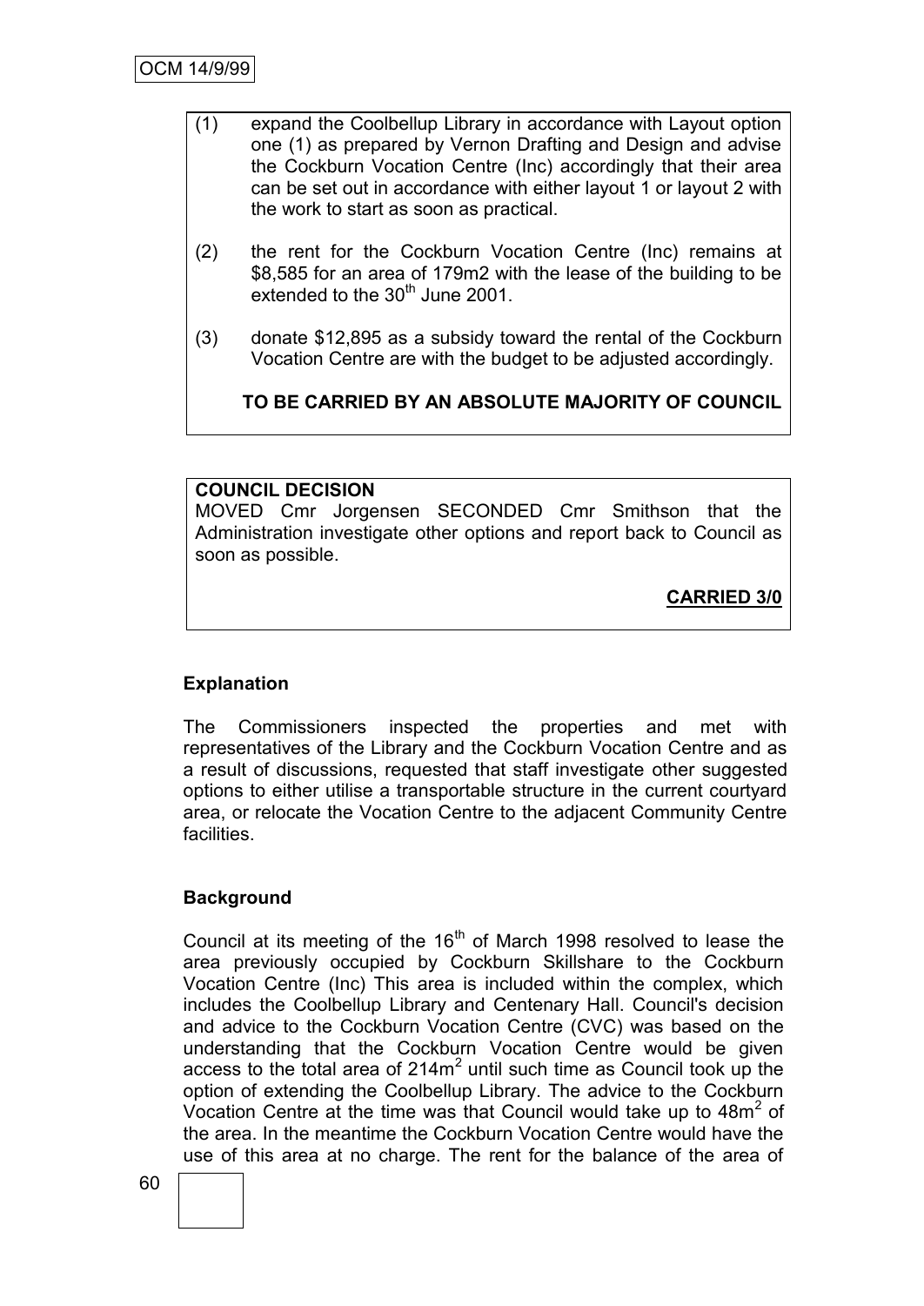(1) expand the Coolbellup Library in accordance with Layout option one (1) as prepared by Vernon Drafting and Design and advise the Cockburn Vocation Centre (Inc) accordingly that their area can be set out in accordance with either layout 1 or layout 2 with the work to start as soon as practical.

(2) the rent for the Cockburn Vocation Centre (Inc) remains at \$8,585 for an area of 179m2 with the lease of the building to be extended to the 30th June 2001.

(3) donate \$12,895 as a subsidy toward the rental of the Cockburn Vocation Centre are with the budget to be adjusted accordingly.

**TO BE CARRIED BY AN ABSOLUTE MAJORITY OF COUNCIL**

**COUNCIL DECISION**

MOVED Cmr Jorgensen SECONDED Cmr Smithson that the Administration investigate other options and report back to Council as soon as possible.

**CARRIED 3/0**

**Explanation**

The Commissioners inspected the properties and met with representatives of the Library and the Cockburn Vocation Centre and as a result of discussions, requested that staff investigate other suggested options to either utilise a transportable structure in the current courtyard area, or relocate the Vocation Centre to the adjacent Community Centre facilities.

**Background**

Council at its meeting of the 16th of March 1998 resolved to lease the area previously occupied by Cockburn Skillshare to the Cockburn Vocation Centre (Inc) This area is included within the complex, which includes the Coolbellup Library and Centenary Hall. Council's decision and advice to the Cockburn Vocation Centre (CVC) was based on the understanding that the Cockburn Vocation Centre would be given access to the total area of $214m^2$ until such time as Council took up the option of extending the Coolbellup Library. The advice to the Cockburn Vocation Centre at the time was that Council would take up to $48m^2$ of the area. In the meantime the Cockburn Vocation Centre would have the use of this area at no charge. The rent for the balance of the area of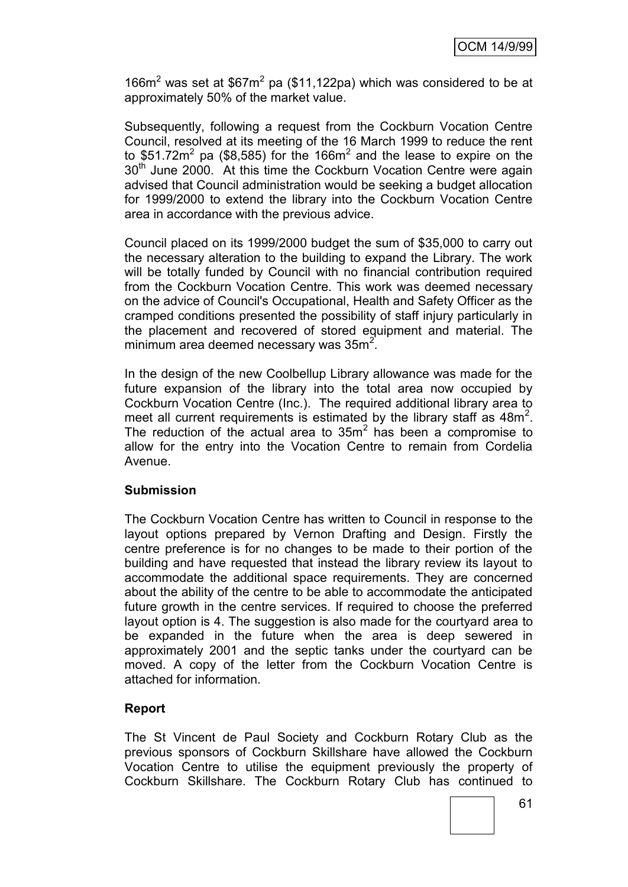166m$^2$ was set at \$67m$^2$ pa (\$11,122pa) which was considered to be at approximately 50% of the market value.

Subsequently, following a request from the Cockburn Vocation Centre Council, resolved at its meeting of the 16 March 1999 to reduce the rent to \$51.72m$^2$ pa (\$8,585) for the 166m$^2$ and the lease to expire on the 30$^{th}$ June 2000. At this time the Cockburn Vocation Centre were again advised that Council administration would be seeking a budget allocation for 1999/2000 to extend the library into the Cockburn Vocation Centre area in accordance with the previous advice.

Council placed on its 1999/2000 budget the sum of \$35,000 to carry out the necessary alteration to the building to expand the Library. The work will be totally funded by Council with no financial contribution required from the Cockburn Vocation Centre. This work was deemed necessary on the advice of Council's Occupational, Health and Safety Officer as the cramped conditions presented the possibility of staff injury particularly in the placement and recovered of stored equipment and material. The minimum area deemed necessary was 35m$^2$.

In the design of the new Coolbellup Library allowance was made for the future expansion of the library into the total area now occupied by Cockburn Vocation Centre (Inc.). The required additional library area to meet all current requirements is estimated by the library staff as 48m$^2$. The reduction of the actual area to 35m$^2$ has been a compromise to allow for the entry into the Vocation Centre to remain from Cordelia Avenue.

**Submission**

The Cockburn Vocation Centre has written to Council in response to the layout options prepared by Vernon Drafting and Design. Firstly the centre preference is for no changes to be made to their portion of the building and have requested that instead the library review its layout to accommodate the additional space requirements. They are concerned about the ability of the centre to be able to accommodate the anticipated future growth in the centre services. If required to choose the preferred layout option is 4. The suggestion is also made for the courtyard area to be expanded in the future when the area is deep sewered in approximately 2001 and the septic tanks under the courtyard can be moved. A copy of the letter from the Cockburn Vocation Centre is attached for information.

**Report**

The St Vincent de Paul Society and Cockburn Rotary Club as the previous sponsors of Cockburn Skillshare have allowed the Cockburn Vocation Centre to utilise the equipment previously the property of Cockburn Skillshare. The Cockburn Rotary Club has continued to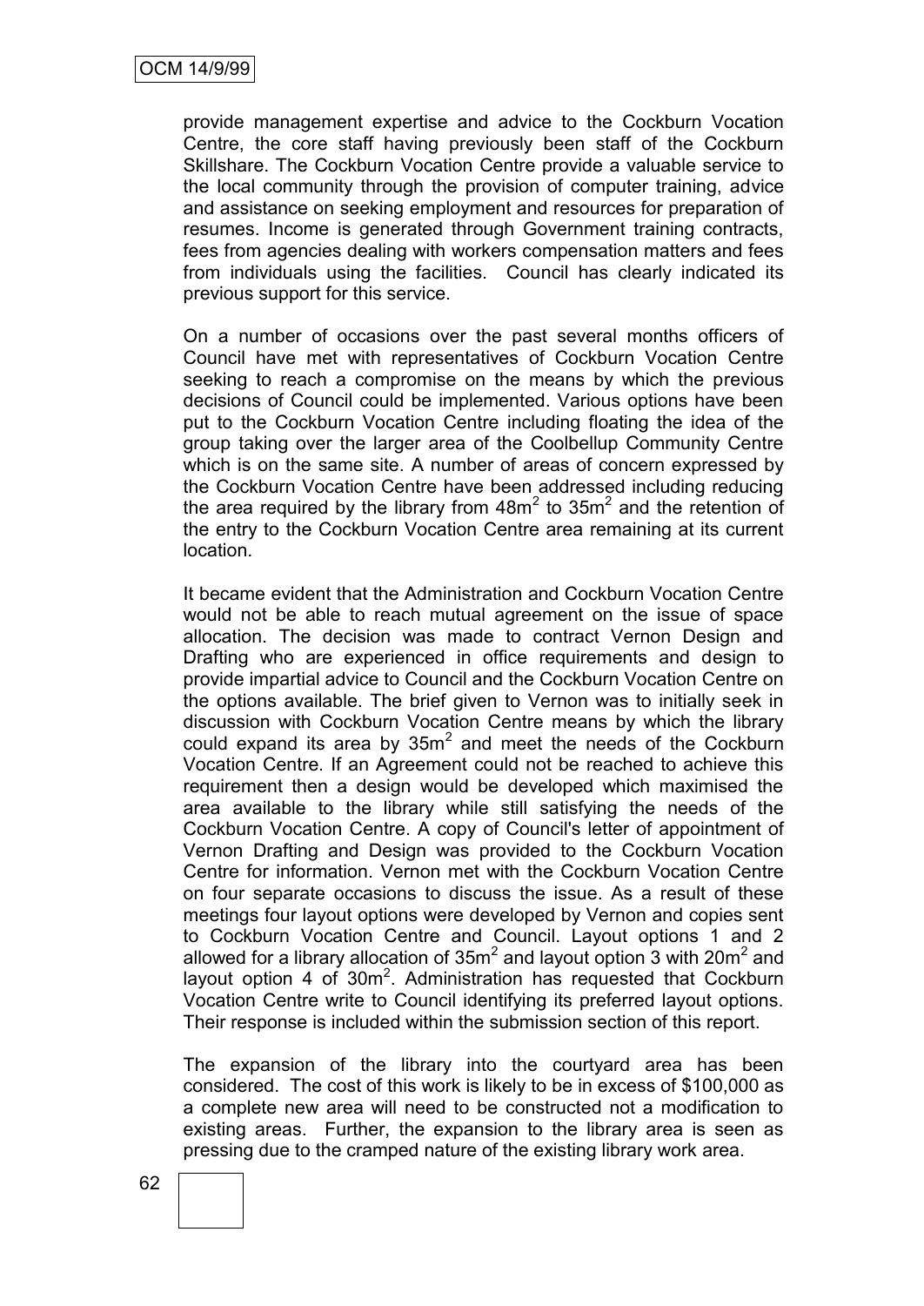provide management expertise and advice to the Cockburn Vocation Centre, the core staff having previously been staff of the Cockburn Skillshare. The Cockburn Vocation Centre provide a valuable service to the local community through the provision of computer training, advice and assistance on seeking employment and resources for preparation of resumes. Income is generated through Government training contracts, fees from agencies dealing with workers compensation matters and fees from individuals using the facilities. Council has clearly indicated its previous support for this service.

On a number of occasions over the past several months officers of Council have met with representatives of Cockburn Vocation Centre seeking to reach a compromise on the means by which the previous decisions of Council could be implemented. Various options have been put to the Cockburn Vocation Centre including floating the idea of the group taking over the larger area of the Coolbellup Community Centre which is on the same site. A number of areas of concern expressed by the Cockburn Vocation Centre have been addressed including reducing the area required by the library from $48m^2$ to $35m^2$ and the retention of the entry to the Cockburn Vocation Centre area remaining at its current location.

It became evident that the Administration and Cockburn Vocation Centre would not be able to reach mutual agreement on the issue of space allocation. The decision was made to contract Vernon Design and Drafting who are experienced in office requirements and design to provide impartial advice to Council and the Cockburn Vocation Centre on the options available. The brief given to Vernon was to initially seek in discussion with Cockburn Vocation Centre means by which the library could expand its area by $35m^2$ and meet the needs of the Cockburn Vocation Centre. If an Agreement could not be reached to achieve this requirement then a design would be developed which maximised the area available to the library while still satisfying the needs of the Cockburn Vocation Centre. A copy of Council's letter of appointment of Vernon Drafting and Design was provided to the Cockburn Vocation Centre for information. Vernon met with the Cockburn Vocation Centre on four separate occasions to discuss the issue. As a result of these meetings four layout options were developed by Vernon and copies sent to Cockburn Vocation Centre and Council. Layout options 1 and 2 allowed for a library allocation of $35m^2$ and layout option 3 with $20m^2$ and layout option 4 of $30m^2$. Administration has requested that Cockburn Vocation Centre write to Council identifying its preferred layout options. Their response is included within the submission section of this report.

The expansion of the library into the courtyard area has been considered. The cost of this work is likely to be in excess of $100,000 as a complete new area will need to be constructed not a modification to existing areas. Further, the expansion to the library area is seen as pressing due to the cramped nature of the existing library work area.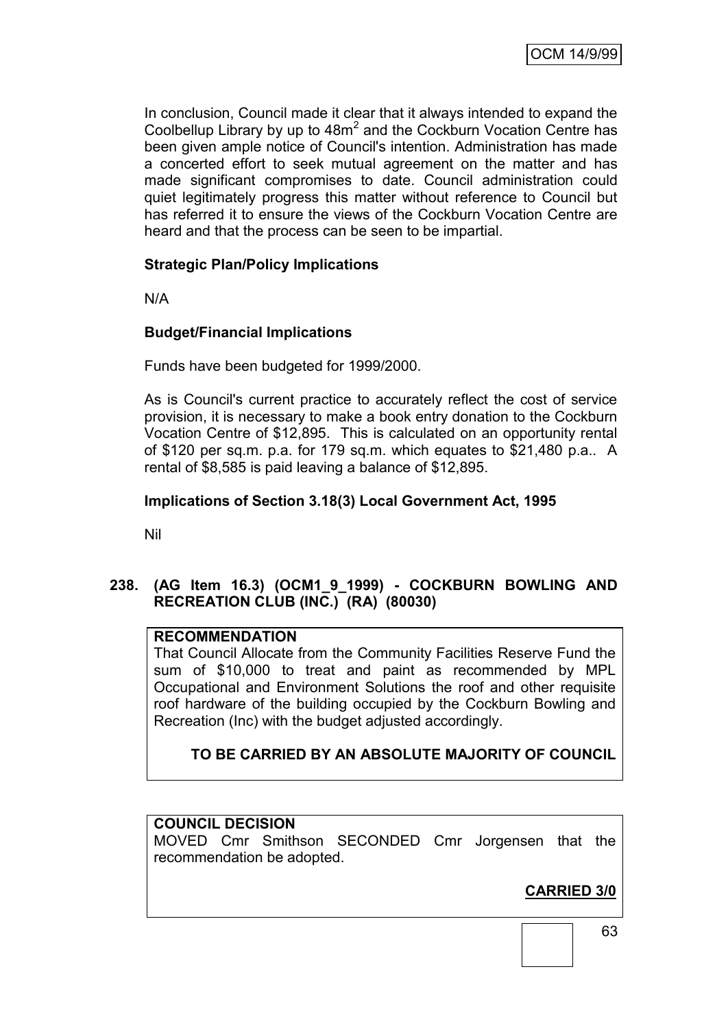In conclusion, Council made it clear that it always intended to expand the Coolbellup Library by up to $48m^2$ and the Cockburn Vocation Centre has been given ample notice of Council's intention. Administration has made a concerted effort to seek mutual agreement on the matter and has made significant compromises to date. Council administration could quiet legitimately progress this matter without reference to Council but has referred it to ensure the views of the Cockburn Vocation Centre are heard and that the process can be seen to be impartial.

**Strategic Plan/Policy Implications**

N/A

**Budget/Financial Implications**

Funds have been budgeted for 1999/2000.

As is Council's current practice to accurately reflect the cost of service provision, it is necessary to make a book entry donation to the Cockburn Vocation Centre of $12,895. This is calculated on an opportunity rental of $120 per sq.m. p.a. for 179 sq.m. which equates to $21,480 p.a.. A rental of $8,585 is paid leaving a balance of $12,895.

**Implications of Section 3.18(3) Local Government Act, 1995**

Nil

## 238. (AG Item 16.3) (OCM1_9_1999) - COCKBURN BOWLING AND RECREATION CLUB (INC.) (RA) (80030)

**RECOMMENDATION**
That Council Allocate from the Community Facilities Reserve Fund the sum of $10,000 to treat and paint as recommended by MPL Occupational and Environment Solutions the roof and other requisite roof hardware of the building occupied by the Cockburn Bowling and Recreation (Inc) with the budget adjusted accordingly.

**TO BE CARRIED BY AN ABSOLUTE MAJORITY OF COUNCIL**

**COUNCIL DECISION**
MOVED Cmr Smithson SECONDED Cmr Jorgensen that the recommendation be adopted.

**CARRIED 3/0**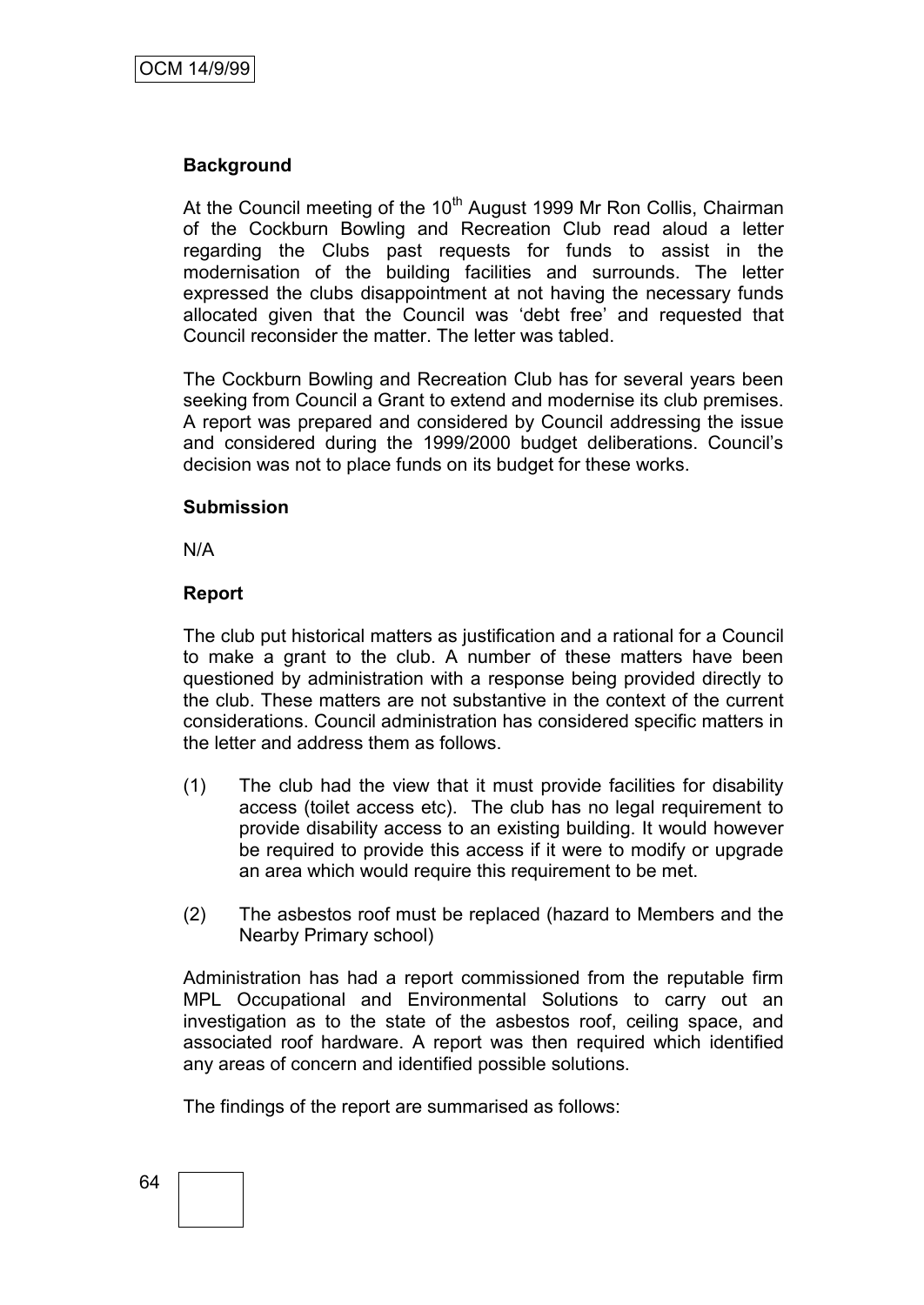**Background**

At the Council meeting of the 10th August 1999 Mr Ron Collis, Chairman of the Cockburn Bowling and Recreation Club read aloud a letter regarding the Clubs past requests for funds to assist in the modernisation of the building facilities and surrounds. The letter expressed the clubs disappointment at not having the necessary funds allocated given that the Council was 'debt free' and requested that Council reconsider the matter. The letter was tabled.

The Cockburn Bowling and Recreation Club has for several years been seeking from Council a Grant to extend and modernise its club premises. A report was prepared and considered by Council addressing the issue and considered during the 1999/2000 budget deliberations. Council's decision was not to place funds on its budget for these works.

**Submission**

N/A

**Report**

The club put historical matters as justification and a rational for a Council to make a grant to the club. A number of these matters have been questioned by administration with a response being provided directly to the club. These matters are not substantive in the context of the current considerations. Council administration has considered specific matters in the letter and address them as follows.

(1) The club had the view that it must provide facilities for disability access (toilet access etc). The club has no legal requirement to provide disability access to an existing building. It would however be required to provide this access if it were to modify or upgrade an area which would require this requirement to be met.

(2) The asbestos roof must be replaced (hazard to Members and the Nearby Primary school)

Administration has had a report commissioned from the reputable firm MPL Occupational and Environmental Solutions to carry out an investigation as to the state of the asbestos roof, ceiling space, and associated roof hardware. A report was then required which identified any areas of concern and identified possible solutions.

The findings of the report are summarised as follows: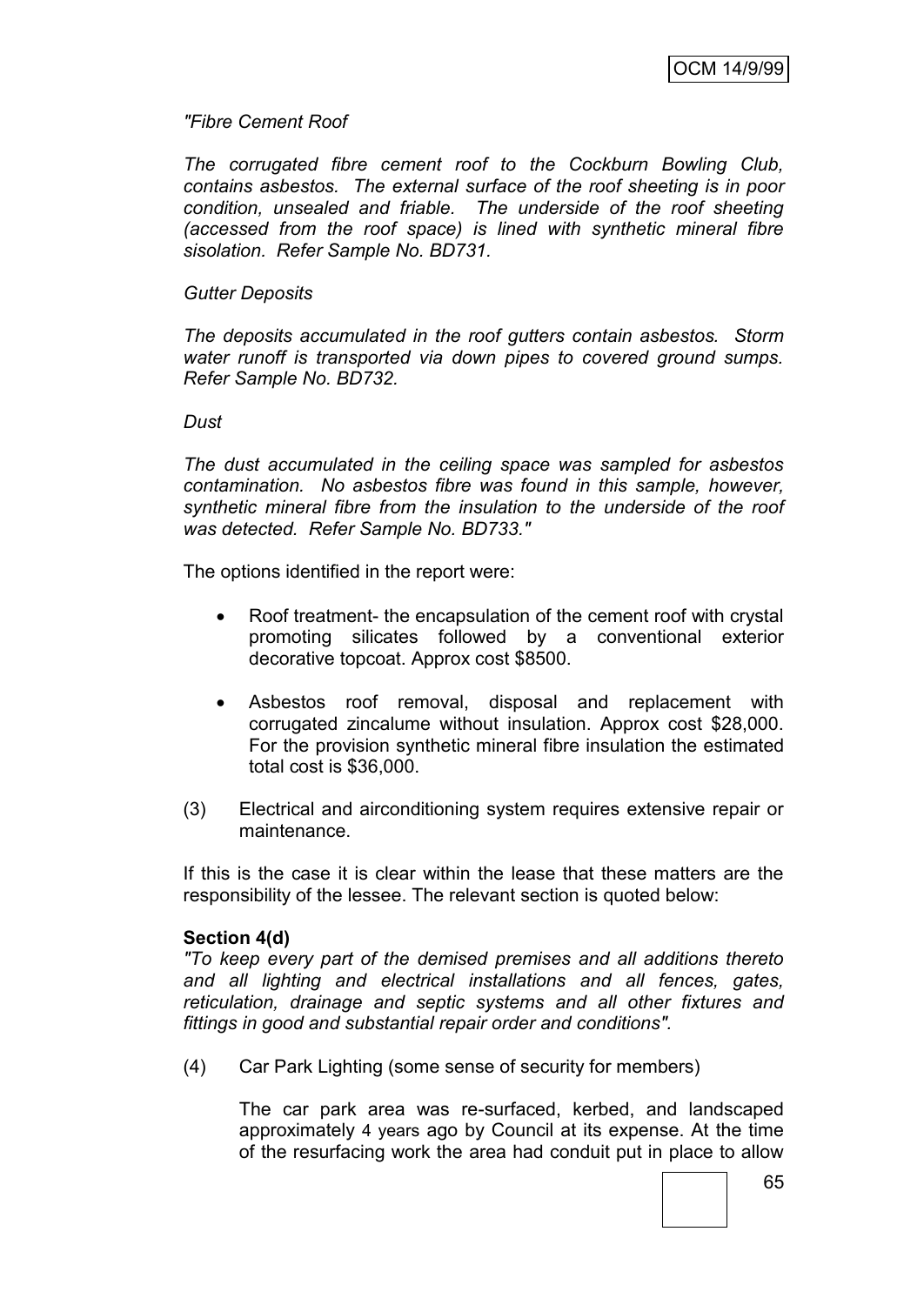*"Fibre Cement Roof*

*The corrugated fibre cement roof to the Cockburn Bowling Club, contains asbestos. The external surface of the roof sheeting is in poor condition, unsealed and friable. The underside of the roof sheeting (accessed from the roof space) is lined with synthetic mineral fibre sisolation. Refer Sample No. BD731.*

*Gutter Deposits*

*The deposits accumulated in the roof gutters contain asbestos. Storm water runoff is transported via down pipes to covered ground sumps. Refer Sample No. BD732.*

*Dust*

*The dust accumulated in the ceiling space was sampled for asbestos contamination. No asbestos fibre was found in this sample, however, synthetic mineral fibre from the insulation to the underside of the roof was detected. Refer Sample No. BD733."*

The options identified in the report were:

- Roof treatment- the encapsulation of the cement roof with crystal promoting silicates followed by a conventional exterior decorative topcoat. Approx cost $8500.
- Asbestos roof removal, disposal and replacement with corrugated zincalume without insulation. Approx cost $28,000. For the provision synthetic mineral fibre insulation the estimated total cost is $36,000.

(3) Electrical and airconditioning system requires extensive repair or maintenance.

If this is the case it is clear within the lease that these matters are the responsibility of the lessee. The relevant section is quoted below:

**Section 4(d)**
*"To keep every part of the demised premises and all additions thereto and all lighting and electrical installations and all fences, gates, reticulation, drainage and septic systems and all other fixtures and fittings in good and substantial repair order and conditions".*

(4) Car Park Lighting (some sense of security for members)

The car park area was re-surfaced, kerbed, and landscaped approximately 4 years ago by Council at its expense. At the time of the resurfacing work the area had conduit put in place to allow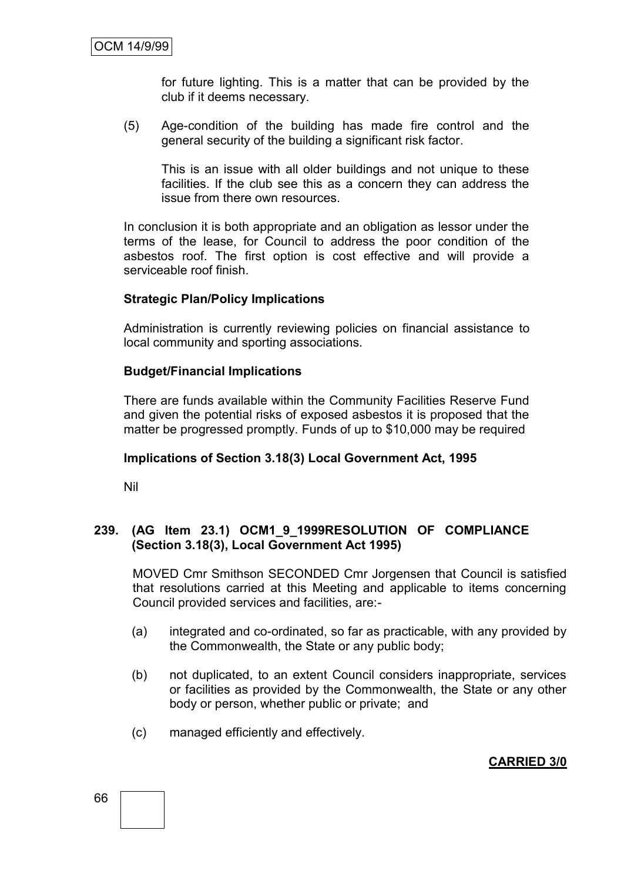for future lighting. This is a matter that can be provided by the club if it deems necessary.

(5) Age-condition of the building has made fire control and the general security of the building a significant risk factor.

This is an issue with all older buildings and not unique to these facilities. If the club see this as a concern they can address the issue from there own resources.

In conclusion it is both appropriate and an obligation as lessor under the terms of the lease, for Council to address the poor condition of the asbestos roof. The first option is cost effective and will provide a serviceable roof finish.

**Strategic Plan/Policy Implications**

Administration is currently reviewing policies on financial assistance to local community and sporting associations.

**Budget/Financial Implications**

There are funds available within the Community Facilities Reserve Fund and given the potential risks of exposed asbestos it is proposed that the matter be progressed promptly. Funds of up to $10,000 may be required

**Implications of Section 3.18(3) Local Government Act, 1995**

Nil

## 239. (AG Item 23.1) OCM1_9_1999RESOLUTION OF COMPLIANCE (Section 3.18(3), Local Government Act 1995)

MOVED Cmr Smithson SECONDED Cmr Jorgensen that Council is satisfied that resolutions carried at this Meeting and applicable to items concerning Council provided services and facilities, are:-

(a) integrated and co-ordinated, so far as practicable, with any provided by the Commonwealth, the State or any public body;

(b) not duplicated, to an extent Council considers inappropriate, services or facilities as provided by the Commonwealth, the State or any other body or person, whether public or private; and

(c) managed efficiently and effectively.

**CARRIED 3/0**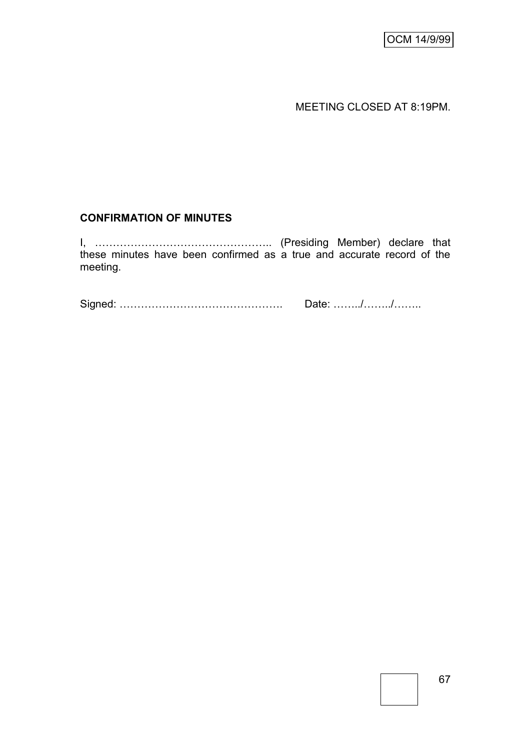MEETING CLOSED AT 8:19PM.

**CONFIRMATION OF MINUTES**

I, ………………………………………….. (Presiding Member) declare that these minutes have been confirmed as a true and accurate record of the meeting.

Signed: ………………………………………. Date: ……../……../……..